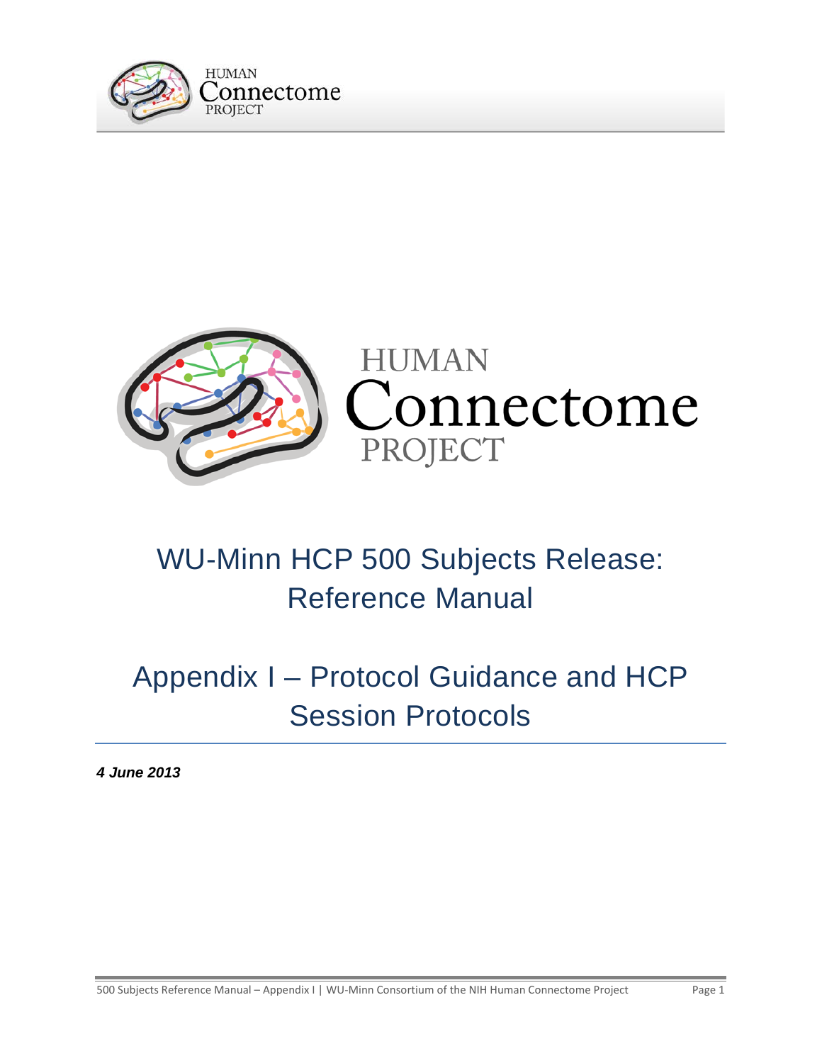# WU-Minn HCP 500 Subjects Release: Reference Manual

# Appendix I – Protocol Guidance and HCP Session Protocols

***4 June 2013***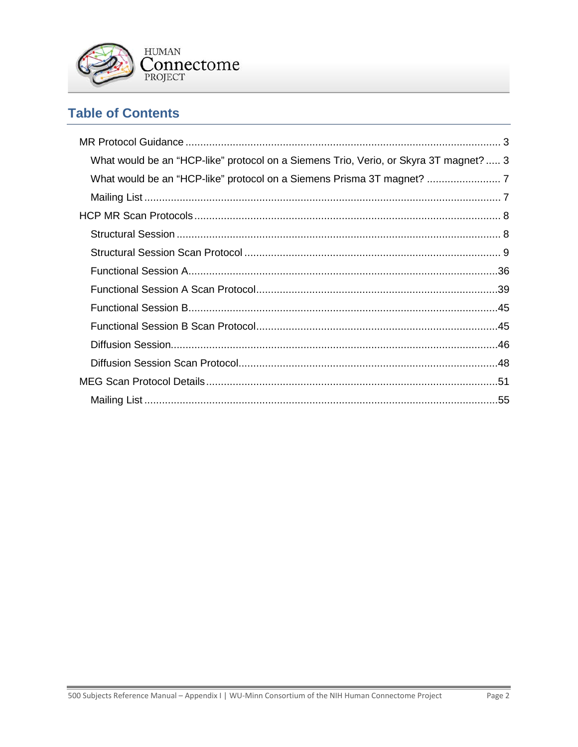# Table of Contents

- MR Protocol Guidance ... 3
  - What would be an "HCP-like" protocol on a Siemens Trio, Verio, or Skyra 3T magnet? ... 3
  - What would be an "HCP-like" protocol on a Siemens Prisma 3T magnet? ... 7
  - Mailing List ... 7
- HCP MR Scan Protocols ... 8
  - Structural Session ... 8
  - Structural Session Scan Protocol ... 9
  - Functional Session A ... 36
  - Functional Session A Scan Protocol ... 39
  - Functional Session B ... 45
  - Functional Session B Scan Protocol ... 45
  - Diffusion Session ... 46
  - Diffusion Session Scan Protocol ... 48
- MEG Scan Protocol Details ... 51
  - Mailing List ... 55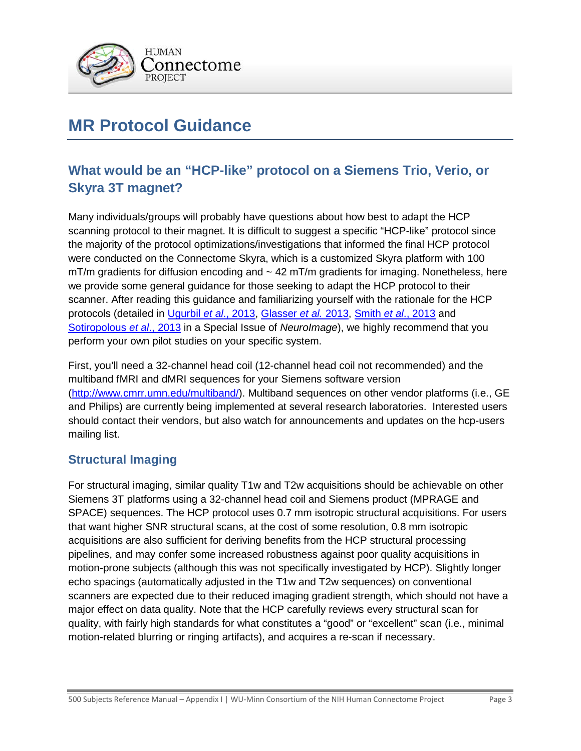# MR Protocol Guidance

## What would be an "HCP-like" protocol on a Siemens Trio, Verio, or Skyra 3T magnet?

Many individuals/groups will probably have questions about how best to adapt the HCP scanning protocol to their magnet. It is difficult to suggest a specific "HCP-like" protocol since the majority of the protocol optimizations/investigations that informed the final HCP protocol were conducted on the Connectome Skyra, which is a customized Skyra platform with 100 mT/m gradients for diffusion encoding and ~ 42 mT/m gradients for imaging. Nonetheless, here we provide some general guidance for those seeking to adapt the HCP protocol to their scanner. After reading this guidance and familiarizing yourself with the rationale for the HCP protocols (detailed in Ugurbil *et al*., 2013, Glasser *et al.* 2013, Smith *et al*., 2013 and Sotiropolous *et al*., 2013 in a Special Issue of *NeuroImage*), we highly recommend that you perform your own pilot studies on your specific system.

First, you'll need a 32-channel head coil (12-channel head coil not recommended) and the multiband fMRI and dMRI sequences for your Siemens software version (http://www.cmrr.umn.edu/multiband/). Multiband sequences on other vendor platforms (i.e., GE and Philips) are currently being implemented at several research laboratories. Interested users should contact their vendors, but also watch for announcements and updates on the hcp-users mailing list.

### Structural Imaging

For structural imaging, similar quality T1w and T2w acquisitions should be achievable on other Siemens 3T platforms using a 32-channel head coil and Siemens product (MPRAGE and SPACE) sequences. The HCP protocol uses 0.7 mm isotropic structural acquisitions. For users that want higher SNR structural scans, at the cost of some resolution, 0.8 mm isotropic acquisitions are also sufficient for deriving benefits from the HCP structural processing pipelines, and may confer some increased robustness against poor quality acquisitions in motion-prone subjects (although this was not specifically investigated by HCP). Slightly longer echo spacings (automatically adjusted in the T1w and T2w sequences) on conventional scanners are expected due to their reduced imaging gradient strength, which should not have a major effect on data quality. Note that the HCP carefully reviews every structural scan for quality, with fairly high standards for what constitutes a "good" or "excellent" scan (i.e., minimal motion-related blurring or ringing artifacts), and acquires a re-scan if necessary.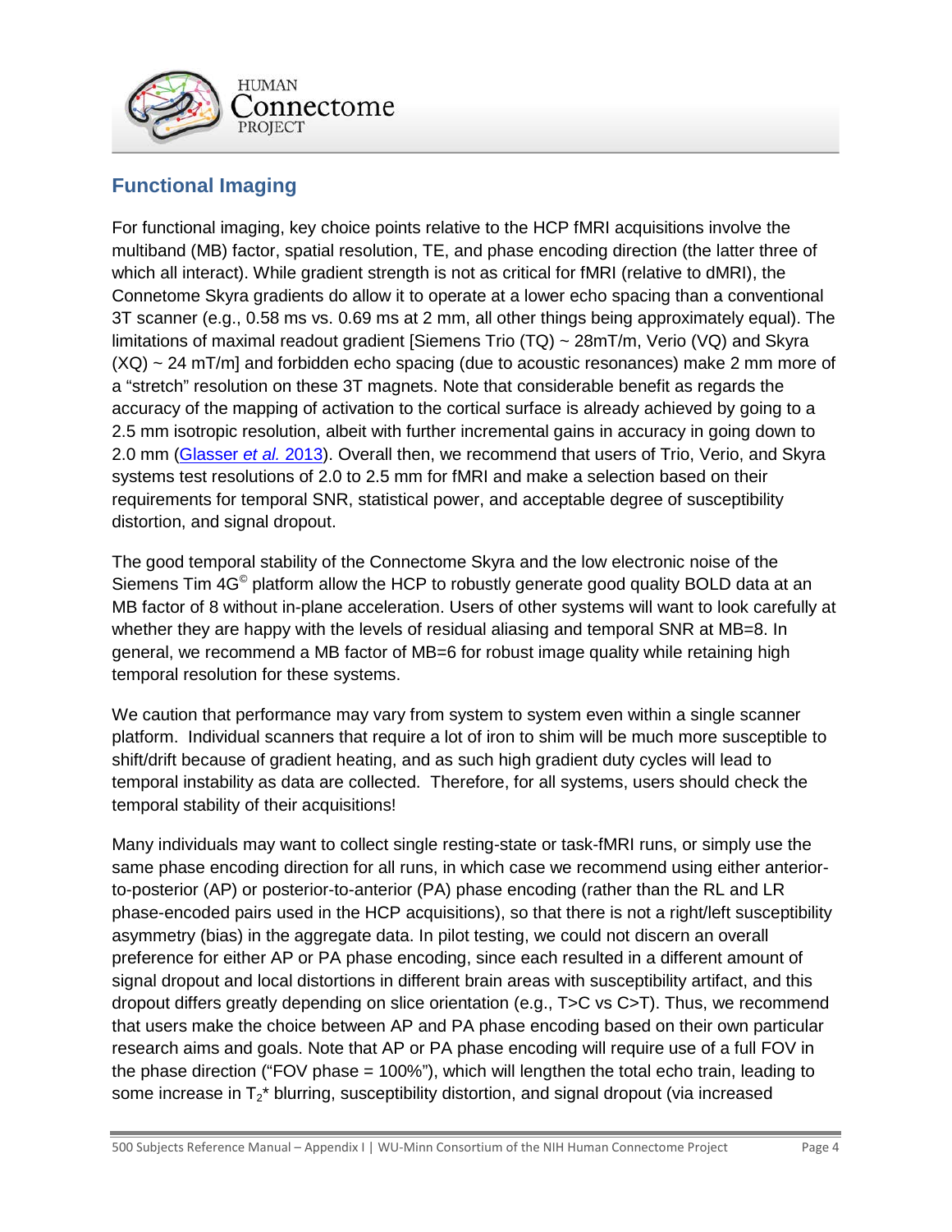## Functional Imaging

For functional imaging, key choice points relative to the HCP fMRI acquisitions involve the multiband (MB) factor, spatial resolution, TE, and phase encoding direction (the latter three of which all interact). While gradient strength is not as critical for fMRI (relative to dMRI), the Connetome Skyra gradients do allow it to operate at a lower echo spacing than a conventional 3T scanner (e.g., 0.58 ms vs. 0.69 ms at 2 mm, all other things being approximately equal). The limitations of maximal readout gradient [Siemens Trio (TQ) ~ 28mT/m, Verio (VQ) and Skyra (XQ) ~ 24 mT/m] and forbidden echo spacing (due to acoustic resonances) make 2 mm more of a "stretch" resolution on these 3T magnets. Note that considerable benefit as regards the accuracy of the mapping of activation to the cortical surface is already achieved by going to a 2.5 mm isotropic resolution, albeit with further incremental gains in accuracy in going down to 2.0 mm (Glasser *et al.* 2013). Overall then, we recommend that users of Trio, Verio, and Skyra systems test resolutions of 2.0 to 2.5 mm for fMRI and make a selection based on their requirements for temporal SNR, statistical power, and acceptable degree of susceptibility distortion, and signal dropout.

The good temporal stability of the Connectome Skyra and the low electronic noise of the Siemens Tim 4G© platform allow the HCP to robustly generate good quality BOLD data at an MB factor of 8 without in-plane acceleration. Users of other systems will want to look carefully at whether they are happy with the levels of residual aliasing and temporal SNR at MB=8. In general, we recommend a MB factor of MB=6 for robust image quality while retaining high temporal resolution for these systems.

We caution that performance may vary from system to system even within a single scanner platform. Individual scanners that require a lot of iron to shim will be much more susceptible to shift/drift because of gradient heating, and as such high gradient duty cycles will lead to temporal instability as data are collected. Therefore, for all systems, users should check the temporal stability of their acquisitions!

Many individuals may want to collect single resting-state or task-fMRI runs, or simply use the same phase encoding direction for all runs, in which case we recommend using either anterior-to-posterior (AP) or posterior-to-anterior (PA) phase encoding (rather than the RL and LR phase-encoded pairs used in the HCP acquisitions), so that there is not a right/left susceptibility asymmetry (bias) in the aggregate data. In pilot testing, we could not discern an overall preference for either AP or PA phase encoding, since each resulted in a different amount of signal dropout and local distortions in different brain areas with susceptibility artifact, and this dropout differs greatly depending on slice orientation (e.g., T>C vs C>T). Thus, we recommend that users make the choice between AP and PA phase encoding based on their own particular research aims and goals. Note that AP or PA phase encoding will require use of a full FOV in the phase direction ("FOV phase = 100%"), which will lengthen the total echo train, leading to some increase in $T_2$* blurring, susceptibility distortion, and signal dropout (via increased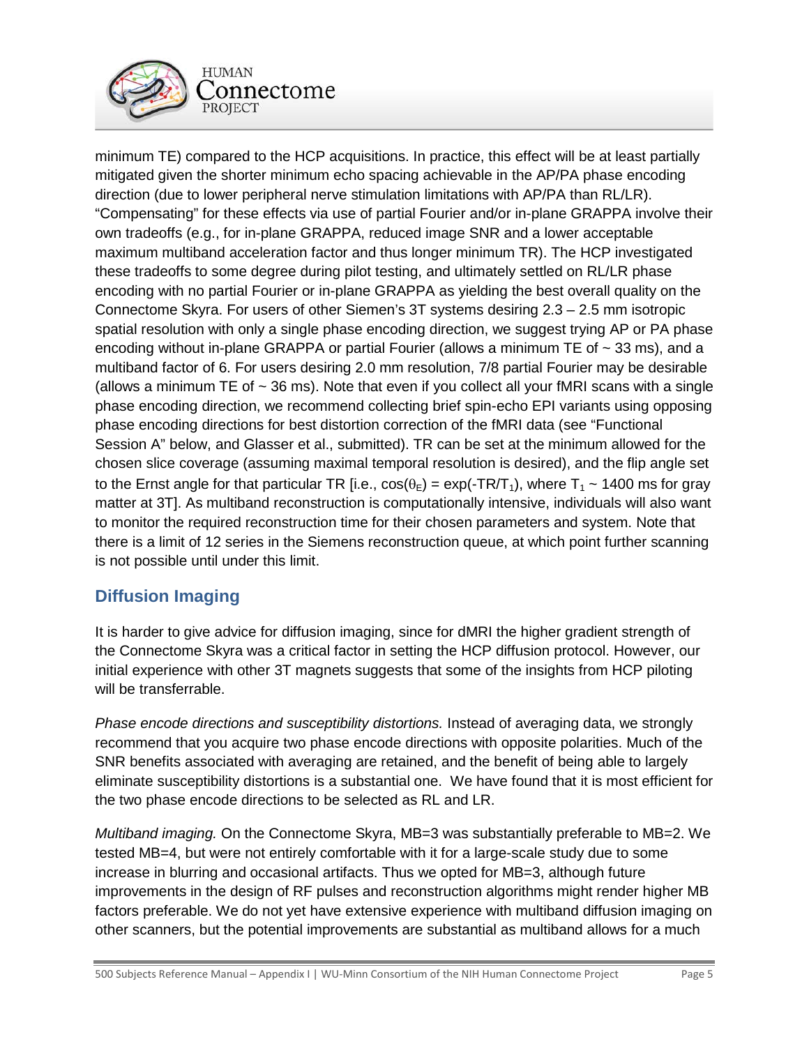minimum TE) compared to the HCP acquisitions. In practice, this effect will be at least partially mitigated given the shorter minimum echo spacing achievable in the AP/PA phase encoding direction (due to lower peripheral nerve stimulation limitations with AP/PA than RL/LR). "Compensating" for these effects via use of partial Fourier and/or in-plane GRAPPA involve their own tradeoffs (e.g., for in-plane GRAPPA, reduced image SNR and a lower acceptable maximum multiband acceleration factor and thus longer minimum TR). The HCP investigated these tradeoffs to some degree during pilot testing, and ultimately settled on RL/LR phase encoding with no partial Fourier or in-plane GRAPPA as yielding the best overall quality on the Connectome Skyra. For users of other Siemen's 3T systems desiring 2.3 – 2.5 mm isotropic spatial resolution with only a single phase encoding direction, we suggest trying AP or PA phase encoding without in-plane GRAPPA or partial Fourier (allows a minimum TE of ~ 33 ms), and a multiband factor of 6. For users desiring 2.0 mm resolution, 7/8 partial Fourier may be desirable (allows a minimum TE of ~ 36 ms). Note that even if you collect all your fMRI scans with a single phase encoding direction, we recommend collecting brief spin-echo EPI variants using opposing phase encoding directions for best distortion correction of the fMRI data (see "Functional Session A" below, and Glasser et al., submitted). TR can be set at the minimum allowed for the chosen slice coverage (assuming maximal temporal resolution is desired), and the flip angle set to the Ernst angle for that particular TR [i.e., $\cos(\theta_E) = \exp(-TR/T_1)$, where $T_1$ ~ 1400 ms for gray matter at 3T]. As multiband reconstruction is computationally intensive, individuals will also want to monitor the required reconstruction time for their chosen parameters and system. Note that there is a limit of 12 series in the Siemens reconstruction queue, at which point further scanning is not possible until under this limit.

## Diffusion Imaging

It is harder to give advice for diffusion imaging, since for dMRI the higher gradient strength of the Connectome Skyra was a critical factor in setting the HCP diffusion protocol. However, our initial experience with other 3T magnets suggests that some of the insights from HCP piloting will be transferrable.

*Phase encode directions and susceptibility distortions.* Instead of averaging data, we strongly recommend that you acquire two phase encode directions with opposite polarities. Much of the SNR benefits associated with averaging are retained, and the benefit of being able to largely eliminate susceptibility distortions is a substantial one. We have found that it is most efficient for the two phase encode directions to be selected as RL and LR.

*Multiband imaging.* On the Connectome Skyra, MB=3 was substantially preferable to MB=2. We tested MB=4, but were not entirely comfortable with it for a large-scale study due to some increase in blurring and occasional artifacts. Thus we opted for MB=3, although future improvements in the design of RF pulses and reconstruction algorithms might render higher MB factors preferable. We do not yet have extensive experience with multiband diffusion imaging on other scanners, but the potential improvements are substantial as multiband allows for a much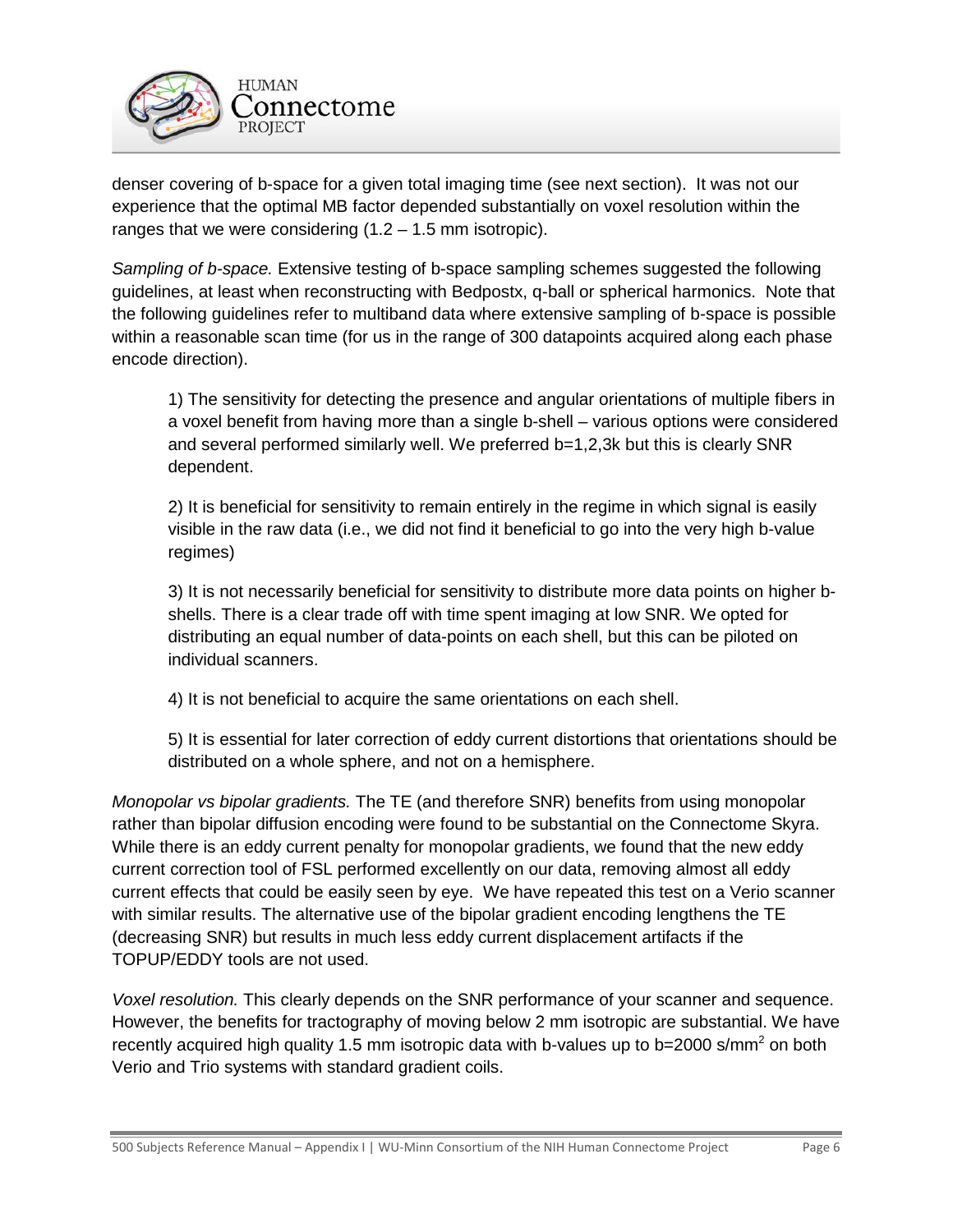denser covering of b-space for a given total imaging time (see next section). It was not our experience that the optimal MB factor depended substantially on voxel resolution within the ranges that we were considering (1.2 – 1.5 mm isotropic).

*Sampling of b-space.* Extensive testing of b-space sampling schemes suggested the following guidelines, at least when reconstructing with Bedpostx, q-ball or spherical harmonics. Note that the following guidelines refer to multiband data where extensive sampling of b-space is possible within a reasonable scan time (for us in the range of 300 datapoints acquired along each phase encode direction).

1) The sensitivity for detecting the presence and angular orientations of multiple fibers in a voxel benefit from having more than a single b-shell – various options were considered and several performed similarly well. We preferred b=1,2,3k but this is clearly SNR dependent.

2) It is beneficial for sensitivity to remain entirely in the regime in which signal is easily visible in the raw data (i.e., we did not find it beneficial to go into the very high b-value regimes)

3) It is not necessarily beneficial for sensitivity to distribute more data points on higher b-shells. There is a clear trade off with time spent imaging at low SNR. We opted for distributing an equal number of data-points on each shell, but this can be piloted on individual scanners.

4) It is not beneficial to acquire the same orientations on each shell.

5) It is essential for later correction of eddy current distortions that orientations should be distributed on a whole sphere, and not on a hemisphere.

*Monopolar vs bipolar gradients.* The TE (and therefore SNR) benefits from using monopolar rather than bipolar diffusion encoding were found to be substantial on the Connectome Skyra. While there is an eddy current penalty for monopolar gradients, we found that the new eddy current correction tool of FSL performed excellently on our data, removing almost all eddy current effects that could be easily seen by eye. We have repeated this test on a Verio scanner with similar results. The alternative use of the bipolar gradient encoding lengthens the TE (decreasing SNR) but results in much less eddy current displacement artifacts if the TOPUP/EDDY tools are not used.

*Voxel resolution.* This clearly depends on the SNR performance of your scanner and sequence. However, the benefits for tractography of moving below 2 mm isotropic are substantial. We have recently acquired high quality 1.5 mm isotropic data with b-values up to b=2000 s/mm$^2$ on both Verio and Trio systems with standard gradient coils.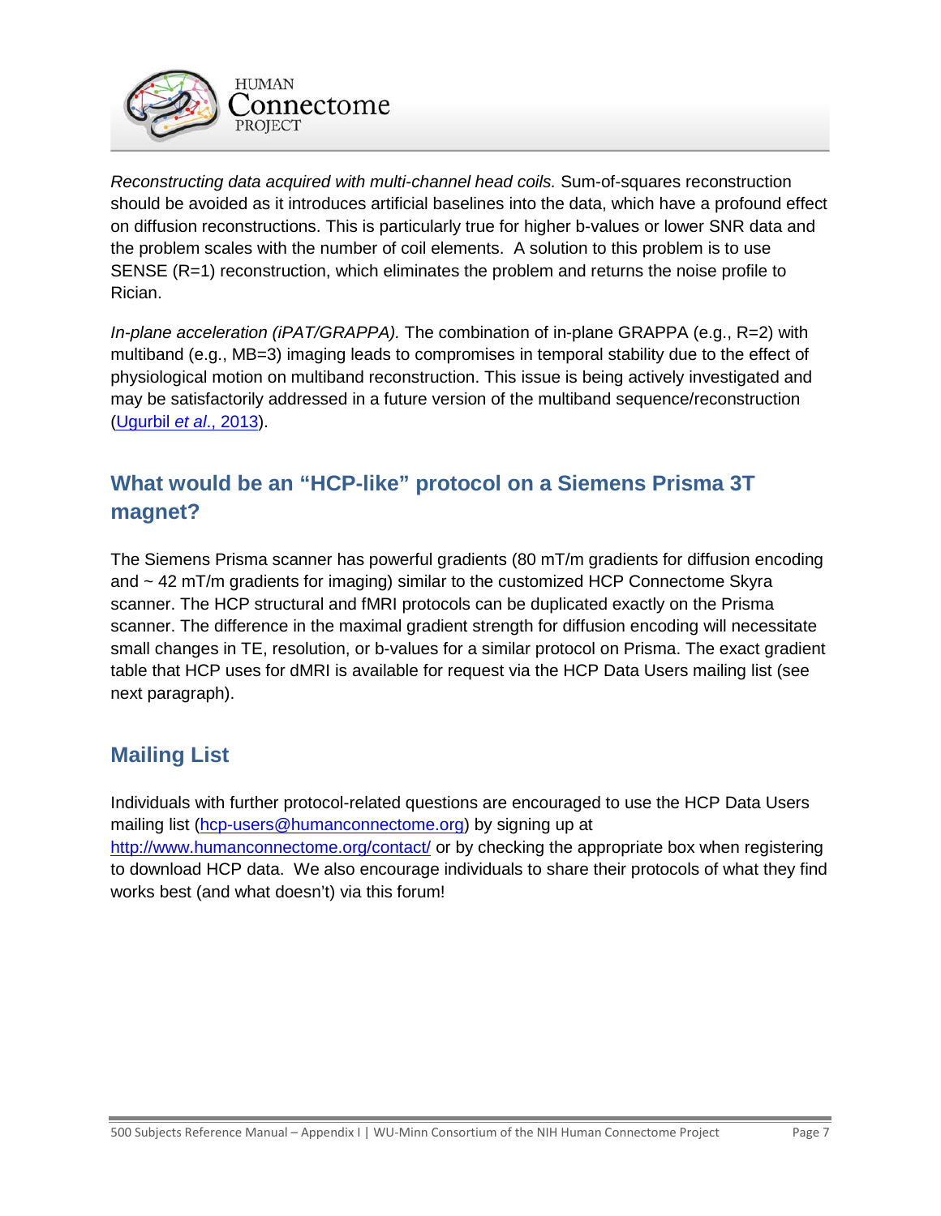*Reconstructing data acquired with multi-channel head coils.* Sum-of-squares reconstruction should be avoided as it introduces artificial baselines into the data, which have a profound effect on diffusion reconstructions. This is particularly true for higher b-values or lower SNR data and the problem scales with the number of coil elements. A solution to this problem is to use SENSE (R=1) reconstruction, which eliminates the problem and returns the noise profile to Rician.

*In-plane acceleration (iPAT/GRAPPA).* The combination of in-plane GRAPPA (e.g., R=2) with multiband (e.g., MB=3) imaging leads to compromises in temporal stability due to the effect of physiological motion on multiband reconstruction. This issue is being actively investigated and may be satisfactorily addressed in a future version of the multiband sequence/reconstruction (Ugurbil *et al*., 2013).

## What would be an "HCP-like" protocol on a Siemens Prisma 3T magnet?

The Siemens Prisma scanner has powerful gradients (80 mT/m gradients for diffusion encoding and ~ 42 mT/m gradients for imaging) similar to the customized HCP Connectome Skyra scanner. The HCP structural and fMRI protocols can be duplicated exactly on the Prisma scanner. The difference in the maximal gradient strength for diffusion encoding will necessitate small changes in TE, resolution, or b-values for a similar protocol on Prisma. The exact gradient table that HCP uses for dMRI is available for request via the HCP Data Users mailing list (see next paragraph).

## Mailing List

Individuals with further protocol-related questions are encouraged to use the HCP Data Users mailing list (hcp-users@humanconnectome.org) by signing up at http://www.humanconnectome.org/contact/ or by checking the appropriate box when registering to download HCP data. We also encourage individuals to share their protocols of what they find works best (and what doesn't) via this forum!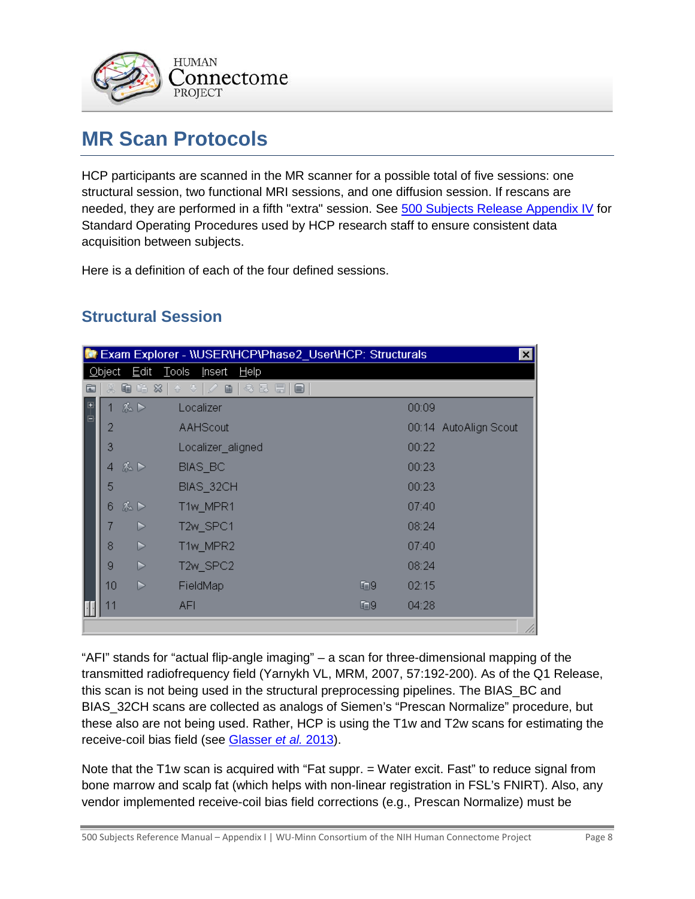# MR Scan Protocols

HCP participants are scanned in the MR scanner for a possible total of five sessions: one structural session, two functional MRI sessions, and one diffusion session. If rescans are needed, they are performed in a fifth "extra" session. See 500 Subjects Release Appendix IV for Standard Operating Procedures used by HCP research staff to ensure consistent data acquisition between subjects.

Here is a definition of each of the four defined sessions.

## Structural Session

Exam Explorer - \\USER\HCP\Phase2_User\HCP: Structurals

| # | Name | | Time | Note |
|---|---|---|---|---|
| 1 | Localizer | | 00:09 | |
| 2 | AAHScout | | 00:14 | AutoAlign Scout |
| 3 | Localizer_aligned | | 00:22 | |
| 4 | BIAS_BC | | 00:23 | |
| 5 | BIAS_32CH | | 00:23 | |
| 6 | T1w_MPR1 | | 07:40 | |
| 7 | T2w_SPC1 | | 08:24 | |
| 8 | T1w_MPR2 | | 07:40 | |
| 9 | T2w_SPC2 | | 08:24 | |
| 10 | FieldMap | 9 | 02:15 | |
| 11 | AFI | 9 | 04:28 | |

"AFI" stands for "actual flip-angle imaging" – a scan for three-dimensional mapping of the transmitted radiofrequency field (Yarnykh VL, MRM, 2007, 57:192-200). As of the Q1 Release, this scan is not being used in the structural preprocessing pipelines. The BIAS_BC and BIAS_32CH scans are collected as analogs of Siemen's "Prescan Normalize" procedure, but these also are not being used. Rather, HCP is using the T1w and T2w scans for estimating the receive-coil bias field (see Glasser *et al.* 2013).

Note that the T1w scan is acquired with "Fat suppr. = Water excit. Fast" to reduce signal from bone marrow and scalp fat (which helps with non-linear registration in FSL's FNIRT). Also, any vendor implemented receive-coil bias field corrections (e.g., Prescan Normalize) must be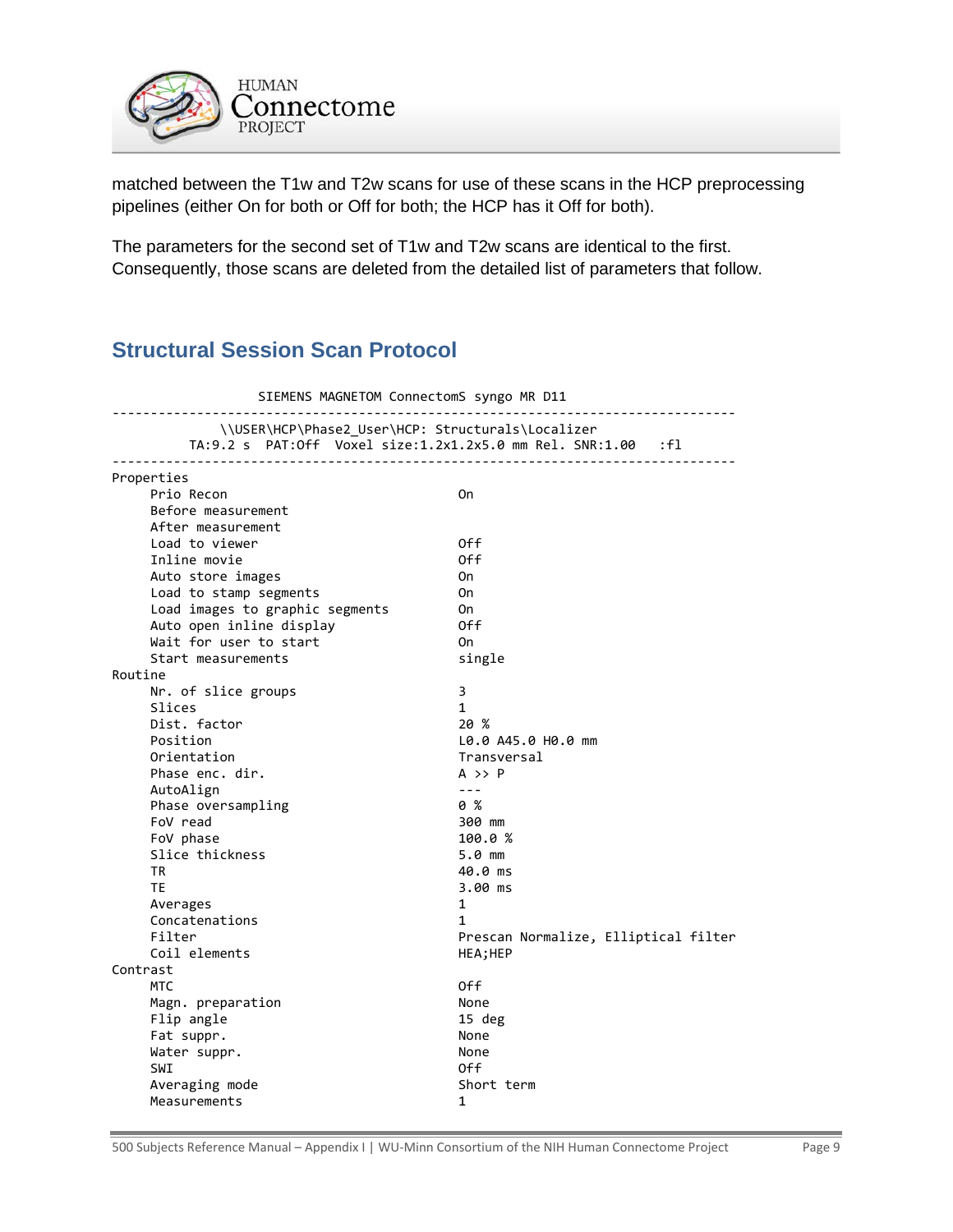matched between the T1w and T2w scans for use of these scans in the HCP preprocessing pipelines (either On for both or Off for both; the HCP has it Off for both).

The parameters for the second set of T1w and T2w scans are identical to the first. Consequently, those scans are deleted from the detailed list of parameters that follow.

## Structural Session Scan Protocol

```
                   SIEMENS MAGNETOM ConnectomS syngo MR D11
--------------------------------------------------------------------------------
              \\USER\HCP\Phase2_User\HCP: Structurals\Localizer
          TA:9.2 s  PAT:Off  Voxel size:1.2x1.2x5.0 mm Rel. SNR:1.00   :fl
--------------------------------------------------------------------------------
Properties
     Prio Recon                              On
     Before measurement
     After measurement
     Load to viewer                          Off
     Inline movie                            Off
     Auto store images                       On
     Load to stamp segments                  On
     Load images to graphic segments         On
     Auto open inline display                Off
     Wait for user to start                  On
     Start measurements                      single
Routine
     Nr. of slice groups                     3
     Slices                                  1
     Dist. factor                            20 %
     Position                                L0.0 A45.0 H0.0 mm
     Orientation                             Transversal
     Phase enc. dir.                         A >> P
     AutoAlign                               ---
     Phase oversampling                      0 %
     FoV read                                300 mm
     FoV phase                               100.0 %
     Slice thickness                         5.0 mm
     TR                                      40.0 ms
     TE                                      3.00 ms
     Averages                                1
     Concatenations                          1
     Filter                                  Prescan Normalize, Elliptical filter
     Coil elements                           HEA;HEP
Contrast
     MTC                                     Off
     Magn. preparation                       None
     Flip angle                              15 deg
     Fat suppr.                              None
     Water suppr.                            None
     SWI                                     Off
     Averaging mode                          Short term
     Measurements                            1
```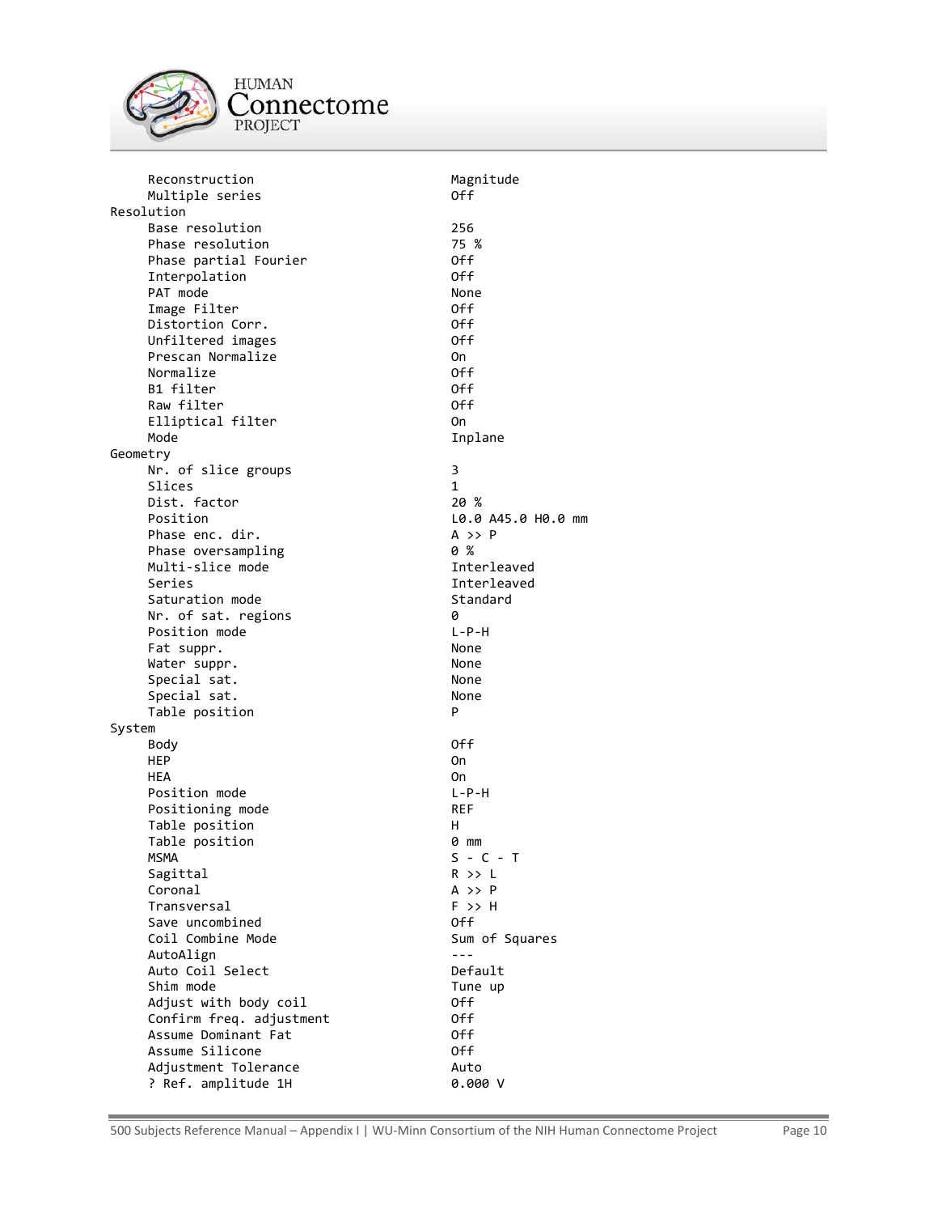```
     Reconstruction                          Magnitude
     Multiple series                         Off
Resolution
     Base resolution                         256
     Phase resolution                        75 %
     Phase partial Fourier                   Off
     Interpolation                           Off
     PAT mode                                None
     Image Filter                            Off
     Distortion Corr.                        Off
     Unfiltered images                       Off
     Prescan Normalize                       On
     Normalize                               Off
     B1 filter                               Off
     Raw filter                              Off
     Elliptical filter                       On
     Mode                                    Inplane
Geometry
     Nr. of slice groups                     3
     Slices                                  1
     Dist. factor                            20 %
     Position                                L0.0 A45.0 H0.0 mm
     Phase enc. dir.                         A >> P
     Phase oversampling                      0 %
     Multi-slice mode                        Interleaved
     Series                                  Interleaved
     Saturation mode                         Standard
     Nr. of sat. regions                     0
     Position mode                           L-P-H
     Fat suppr.                              None
     Water suppr.                            None
     Special sat.                            None
     Special sat.                            None
     Table position                          P
System
     Body                                    Off
     HEP                                     On
     HEA                                     On
     Position mode                           L-P-H
     Positioning mode                        REF
     Table position                          H
     Table position                          0 mm
     MSMA                                    S - C - T
     Sagittal                                R >> L
     Coronal                                 A >> P
     Transversal                             F >> H
     Save uncombined                         Off
     Coil Combine Mode                       Sum of Squares
     AutoAlign                               ---
     Auto Coil Select                        Default
     Shim mode                               Tune up
     Adjust with body coil                   Off
     Confirm freq. adjustment                Off
     Assume Dominant Fat                     Off
     Assume Silicone                         Off
     Adjustment Tolerance                    Auto
     ? Ref. amplitude 1H                     0.000 V
```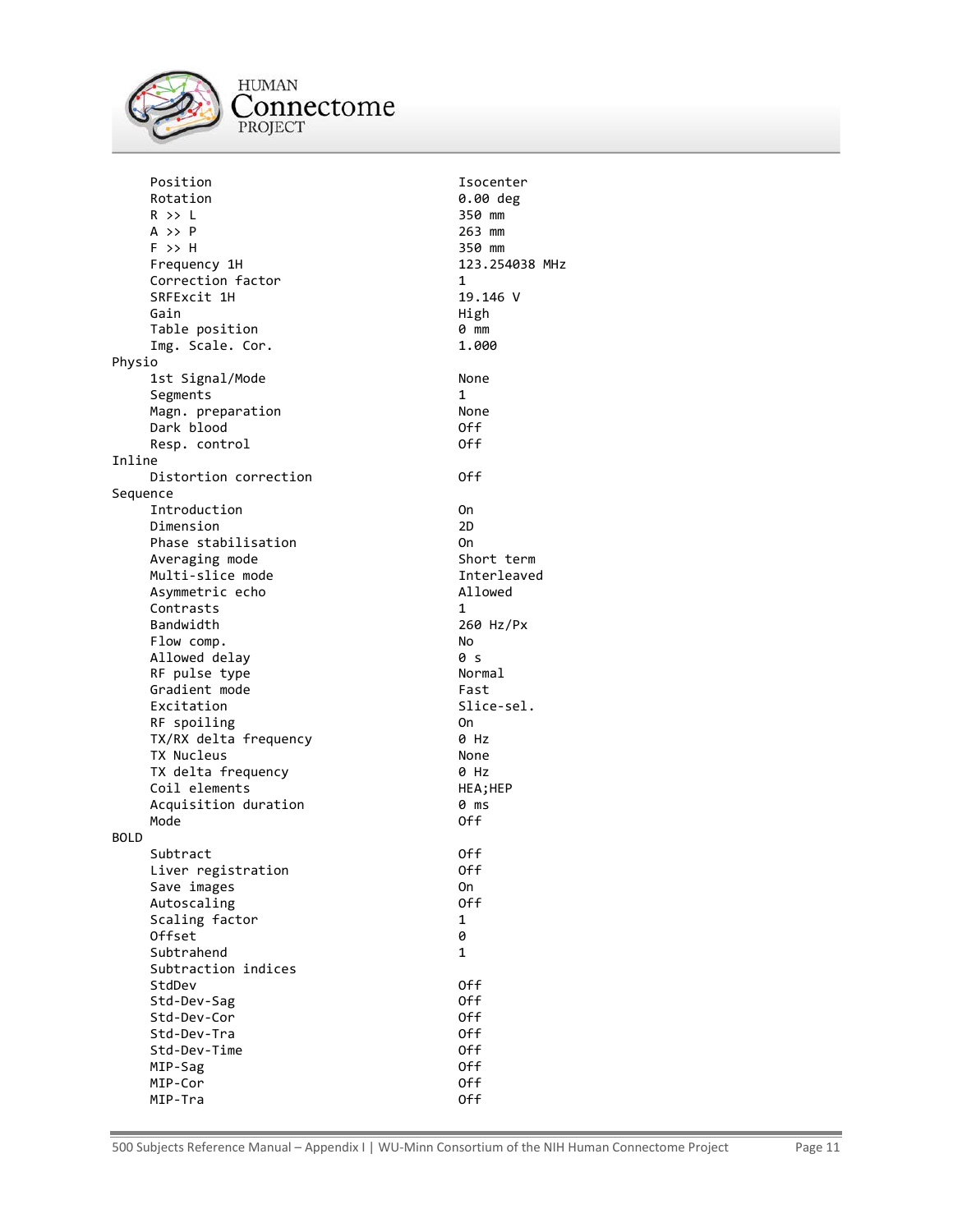```
      Position                                    Isocenter
      Rotation                                    0.00 deg
      R >> L                                      350 mm
      A >> P                                      263 mm
      F >> H                                      350 mm
      Frequency 1H                                123.254038 MHz
      Correction factor                           1
      SRFExcit 1H                                 19.146 V
      Gain                                        High
      Table position                              0 mm
      Img. Scale. Cor.                            1.000
Physio
      1st Signal/Mode                             None
      Segments                                    1
      Magn. preparation                           None
      Dark blood                                  Off
      Resp. control                               Off
Inline
      Distortion correction                       Off
Sequence
      Introduction                                On
      Dimension                                   2D
      Phase stabilisation                         On
      Averaging mode                              Short term
      Multi-slice mode                            Interleaved
      Asymmetric echo                             Allowed
      Contrasts                                   1
      Bandwidth                                   260 Hz/Px
      Flow comp.                                  No
      Allowed delay                               0 s
      RF pulse type                               Normal
      Gradient mode                               Fast
      Excitation                                  Slice-sel.
      RF spoiling                                 On
      TX/RX delta frequency                       0 Hz
      TX Nucleus                                  None
      TX delta frequency                          0 Hz
      Coil elements                               HEA;HEP
      Acquisition duration                        0 ms
      Mode                                        Off
BOLD
      Subtract                                    Off
      Liver registration                          Off
      Save images                                 On
      Autoscaling                                 Off
      Scaling factor                              1
      Offset                                      0
      Subtrahend                                  1
      Subtraction indices
      StdDev                                      Off
      Std-Dev-Sag                                 Off
      Std-Dev-Cor                                 Off
      Std-Dev-Tra                                 Off
      Std-Dev-Time                                Off
      MIP-Sag                                     Off
      MIP-Cor                                     Off
      MIP-Tra                                     Off
```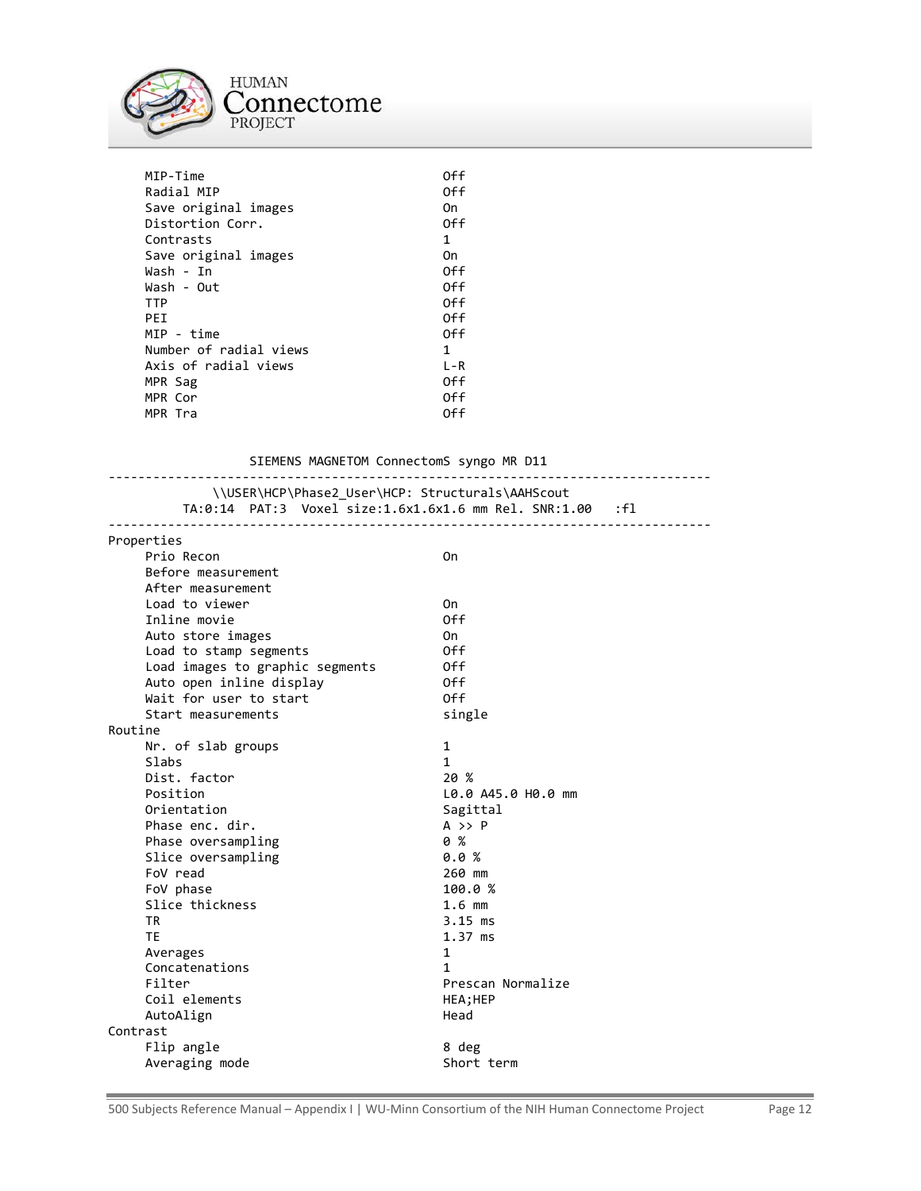```
     MIP-Time                                Off
     Radial MIP                              Off
     Save original images                    On
     Distortion Corr.                        Off
     Contrasts                               1
     Save original images                    On
     Wash - In                               Off
     Wash - Out                              Off
     TTP                                     Off
     PEI                                     Off
     MIP - time                              Off
     Number of radial views                  1
     Axis of radial views                    L-R
     MPR Sag                                 Off
     MPR Cor                                 Off
     MPR Tra                                 Off


                  SIEMENS MAGNETOM ConnectomS syngo MR D11
--------------------------------------------------------------------------------
             \\USER\HCP\Phase2_User\HCP: Structurals\AAHScout
        TA:0:14  PAT:3  Voxel size:1.6x1.6x1.6 mm Rel. SNR:1.00   :fl
--------------------------------------------------------------------------------
Properties
     Prio Recon                              On
     Before measurement
     After measurement
     Load to viewer                          On
     Inline movie                            Off
     Auto store images                       On
     Load to stamp segments                  Off
     Load images to graphic segments         Off
     Auto open inline display                Off
     Wait for user to start                  Off
     Start measurements                      single
Routine
     Nr. of slab groups                      1
     Slabs                                   1
     Dist. factor                            20 %
     Position                                L0.0 A45.0 H0.0 mm
     Orientation                             Sagittal
     Phase enc. dir.                         A >> P
     Phase oversampling                      0 %
     Slice oversampling                      0.0 %
     FoV read                                260 mm
     FoV phase                               100.0 %
     Slice thickness                         1.6 mm
     TR                                      3.15 ms
     TE                                      1.37 ms
     Averages                                1
     Concatenations                          1
     Filter                                  Prescan Normalize
     Coil elements                           HEA;HEP
     AutoAlign                               Head
Contrast
     Flip angle                              8 deg
     Averaging mode                          Short term
```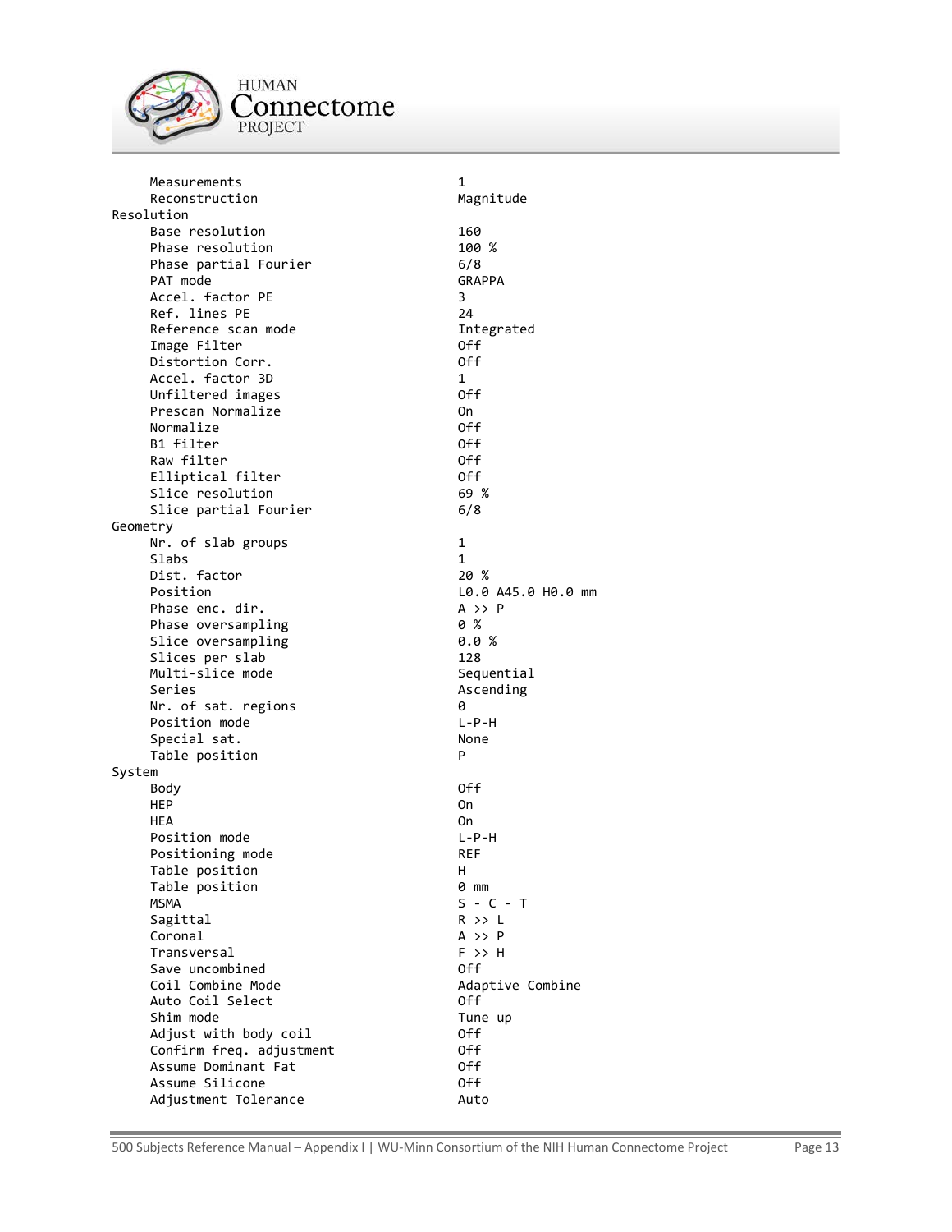```
     Measurements                              1
     Reconstruction                            Magnitude
Resolution
     Base resolution                           160
     Phase resolution                          100 %
     Phase partial Fourier                     6/8
     PAT mode                                  GRAPPA
     Accel. factor PE                          3
     Ref. lines PE                             24
     Reference scan mode                       Integrated
     Image Filter                              Off
     Distortion Corr.                          Off
     Accel. factor 3D                          1
     Unfiltered images                         Off
     Prescan Normalize                         On
     Normalize                                 Off
     B1 filter                                 Off
     Raw filter                                Off
     Elliptical filter                         Off
     Slice resolution                          69 %
     Slice partial Fourier                     6/8
Geometry
     Nr. of slab groups                        1
     Slabs                                     1
     Dist. factor                              20 %
     Position                                  L0.0 A45.0 H0.0 mm
     Phase enc. dir.                           A >> P
     Phase oversampling                        0 %
     Slice oversampling                        0.0 %
     Slices per slab                           128
     Multi-slice mode                          Sequential
     Series                                    Ascending
     Nr. of sat. regions                       0
     Position mode                             L-P-H
     Special sat.                              None
     Table position                            P
System
     Body                                      Off
     HEP                                       On
     HEA                                       On
     Position mode                             L-P-H
     Positioning mode                          REF
     Table position                            H
     Table position                            0 mm
     MSMA                                      S - C - T
     Sagittal                                  R >> L
     Coronal                                   A >> P
     Transversal                               F >> H
     Save uncombined                           Off
     Coil Combine Mode                         Adaptive Combine
     Auto Coil Select                          Off
     Shim mode                                 Tune up
     Adjust with body coil                     Off
     Confirm freq. adjustment                  Off
     Assume Dominant Fat                       Off
     Assume Silicone                           Off
     Adjustment Tolerance                      Auto
```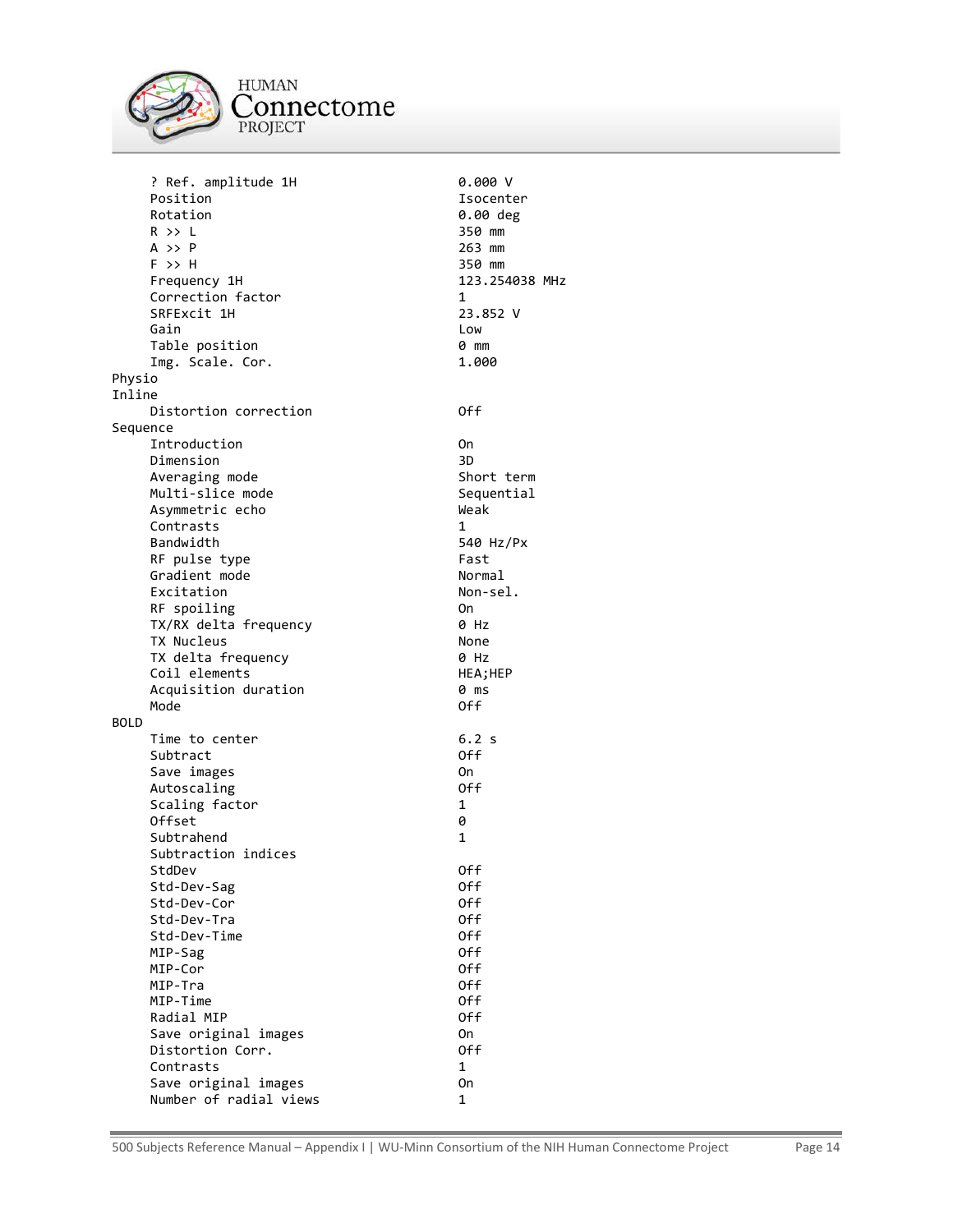```
     ? Ref. amplitude 1H                    0.000 V
     Position                               Isocenter
     Rotation                               0.00 deg
     R >> L                                 350 mm
     A >> P                                 263 mm
     F >> H                                 350 mm
     Frequency 1H                           123.254038 MHz
     Correction factor                      1
     SRFExcit 1H                            23.852 V
     Gain                                   Low
     Table position                         0 mm
     Img. Scale. Cor.                       1.000
Physio
Inline
     Distortion correction                  Off
Sequence
     Introduction                           On
     Dimension                              3D
     Averaging mode                         Short term
     Multi-slice mode                       Sequential
     Asymmetric echo                        Weak
     Contrasts                              1
     Bandwidth                              540 Hz/Px
     RF pulse type                          Fast
     Gradient mode                          Normal
     Excitation                             Non-sel.
     RF spoiling                            On
     TX/RX delta frequency                  0 Hz
     TX Nucleus                             None
     TX delta frequency                     0 Hz
     Coil elements                          HEA;HEP
     Acquisition duration                   0 ms
     Mode                                   Off
BOLD
     Time to center                         6.2 s
     Subtract                               Off
     Save images                            On
     Autoscaling                            Off
     Scaling factor                         1
     Offset                                 0
     Subtrahend                             1
     Subtraction indices
     StdDev                                 Off
     Std-Dev-Sag                            Off
     Std-Dev-Cor                            Off
     Std-Dev-Tra                            Off
     Std-Dev-Time                           Off
     MIP-Sag                                Off
     MIP-Cor                                Off
     MIP-Tra                                Off
     MIP-Time                               Off
     Radial MIP                             Off
     Save original images                   On
     Distortion Corr.                       Off
     Contrasts                              1
     Save original images                   On
     Number of radial views                 1
```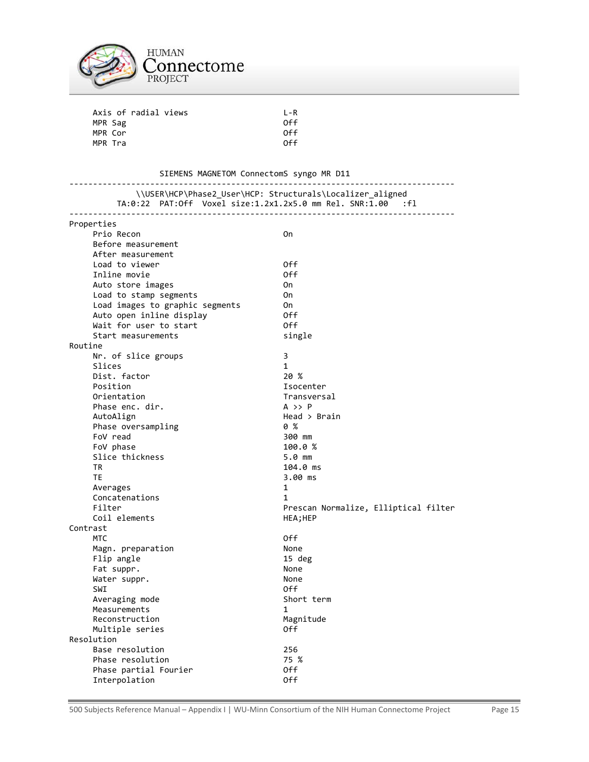```
     Axis of radial views                    L-R
     MPR Sag                                 Off
     MPR Cor                                 Off
     MPR Tra                                 Off


                  SIEMENS MAGNETOM ConnectomS syngo MR D11
--------------------------------------------------------------------------------
             \\USER\HCP\Phase2_User\HCP: Structurals\Localizer_aligned
        TA:0:22  PAT:Off  Voxel size:1.2x1.2x5.0 mm Rel. SNR:1.00   :fl
--------------------------------------------------------------------------------
Properties
     Prio Recon                              On
     Before measurement
     After measurement
     Load to viewer                          Off
     Inline movie                            Off
     Auto store images                       On
     Load to stamp segments                  On
     Load images to graphic segments         On
     Auto open inline display                Off
     Wait for user to start                  Off
     Start measurements                      single
Routine
     Nr. of slice groups                     3
     Slices                                  1
     Dist. factor                            20 %
     Position                                Isocenter
     Orientation                             Transversal
     Phase enc. dir.                         A >> P
     AutoAlign                               Head > Brain
     Phase oversampling                      0 %
     FoV read                                300 mm
     FoV phase                               100.0 %
     Slice thickness                         5.0 mm
     TR                                      104.0 ms
     TE                                      3.00 ms
     Averages                                1
     Concatenations                          1
     Filter                                  Prescan Normalize, Elliptical filter
     Coil elements                           HEA;HEP
Contrast
     MTC                                     Off
     Magn. preparation                       None
     Flip angle                              15 deg
     Fat suppr.                              None
     Water suppr.                            None
     SWI                                     Off
     Averaging mode                          Short term
     Measurements                            1
     Reconstruction                          Magnitude
     Multiple series                         Off
Resolution
     Base resolution                         256
     Phase resolution                        75 %
     Phase partial Fourier                   Off
     Interpolation                           Off
```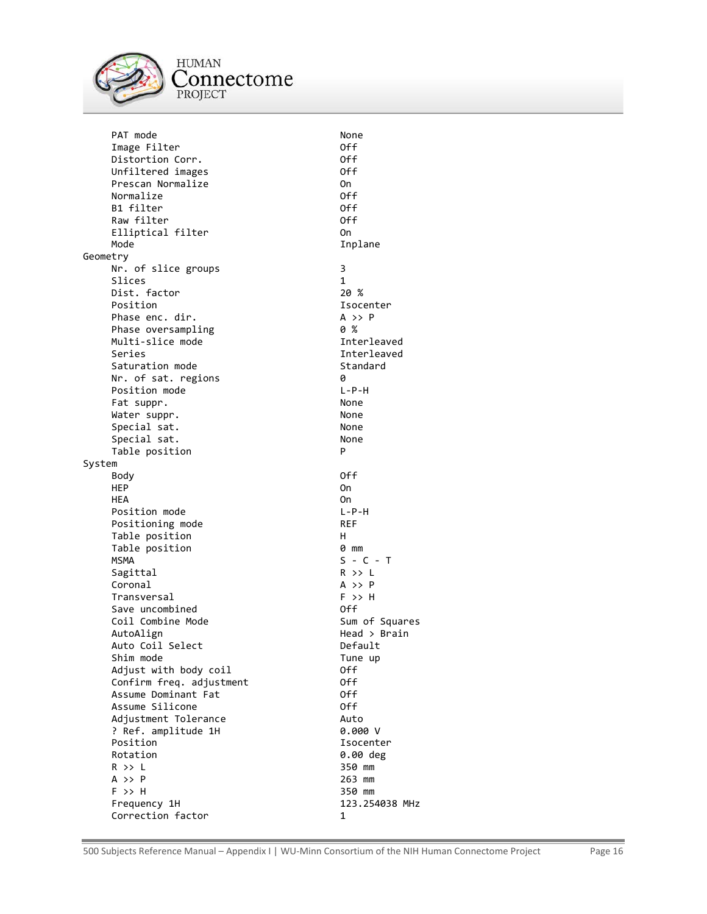```
     PAT mode                                None
     Image Filter                            Off
     Distortion Corr.                        Off
     Unfiltered images                       Off
     Prescan Normalize                       On
     Normalize                               Off
     B1 filter                               Off
     Raw filter                              Off
     Elliptical filter                       On
     Mode                                    Inplane
Geometry
     Nr. of slice groups                     3
     Slices                                  1
     Dist. factor                            20 %
     Position                                Isocenter
     Phase enc. dir.                         A >> P
     Phase oversampling                      0 %
     Multi-slice mode                        Interleaved
     Series                                  Interleaved
     Saturation mode                         Standard
     Nr. of sat. regions                     0
     Position mode                           L-P-H
     Fat suppr.                              None
     Water suppr.                            None
     Special sat.                            None
     Special sat.                            None
     Table position                          P
System
     Body                                    Off
     HEP                                     On
     HEA                                     On
     Position mode                           L-P-H
     Positioning mode                        REF
     Table position                          H
     Table position                          0 mm
     MSMA                                    S - C - T
     Sagittal                                R >> L
     Coronal                                 A >> P
     Transversal                             F >> H
     Save uncombined                         Off
     Coil Combine Mode                       Sum of Squares
     AutoAlign                               Head > Brain
     Auto Coil Select                        Default
     Shim mode                               Tune up
     Adjust with body coil                   Off
     Confirm freq. adjustment                Off
     Assume Dominant Fat                     Off
     Assume Silicone                         Off
     Adjustment Tolerance                    Auto
     ? Ref. amplitude 1H                     0.000 V
     Position                                Isocenter
     Rotation                                0.00 deg
     R >> L                                  350 mm
     A >> P                                  263 mm
     F >> H                                  350 mm
     Frequency 1H                            123.254038 MHz
     Correction factor                       1
```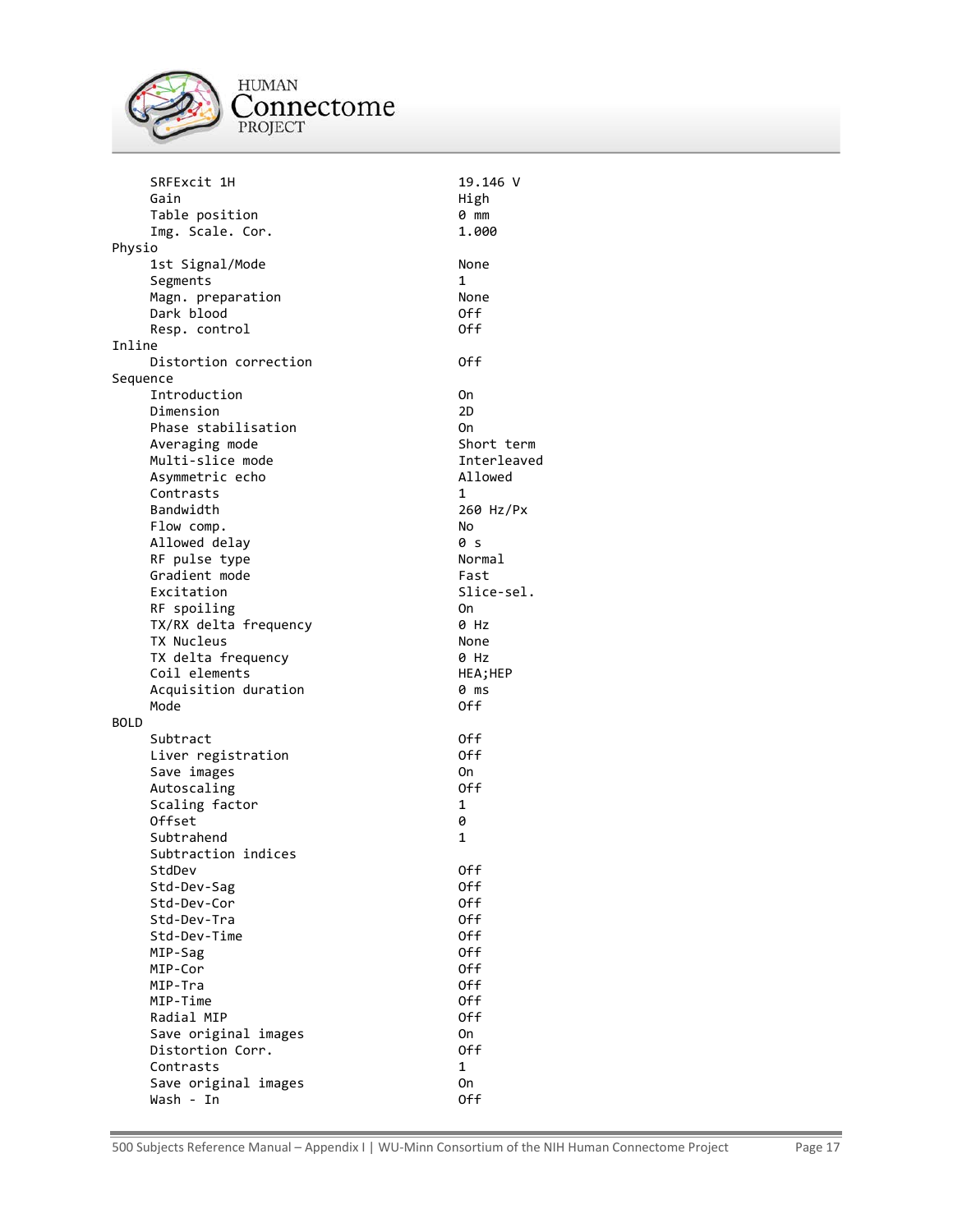```
     SRFExcit 1H                              19.146 V
     Gain                                     High
     Table position                           0 mm
     Img. Scale. Cor.                         1.000
Physio
     1st Signal/Mode                          None
     Segments                                 1
     Magn. preparation                        None
     Dark blood                               Off
     Resp. control                            Off
Inline
     Distortion correction                    Off
Sequence
     Introduction                             On
     Dimension                                2D
     Phase stabilisation                      On
     Averaging mode                           Short term
     Multi-slice mode                         Interleaved
     Asymmetric echo                          Allowed
     Contrasts                                1
     Bandwidth                                260 Hz/Px
     Flow comp.                               No
     Allowed delay                            0 s
     RF pulse type                            Normal
     Gradient mode                            Fast
     Excitation                               Slice-sel.
     RF spoiling                              On
     TX/RX delta frequency                    0 Hz
     TX Nucleus                               None
     TX delta frequency                       0 Hz
     Coil elements                            HEA;HEP
     Acquisition duration                     0 ms
     Mode                                     Off
BOLD
     Subtract                                 Off
     Liver registration                       Off
     Save images                              On
     Autoscaling                              Off
     Scaling factor                           1
     Offset                                   0
     Subtrahend                               1
     Subtraction indices
     StdDev                                   Off
     Std-Dev-Sag                              Off
     Std-Dev-Cor                              Off
     Std-Dev-Tra                              Off
     Std-Dev-Time                             Off
     MIP-Sag                                  Off
     MIP-Cor                                  Off
     MIP-Tra                                  Off
     MIP-Time                                 Off
     Radial MIP                               Off
     Save original images                     On
     Distortion Corr.                         Off
     Contrasts                                1
     Save original images                     On
     Wash - In                                Off
```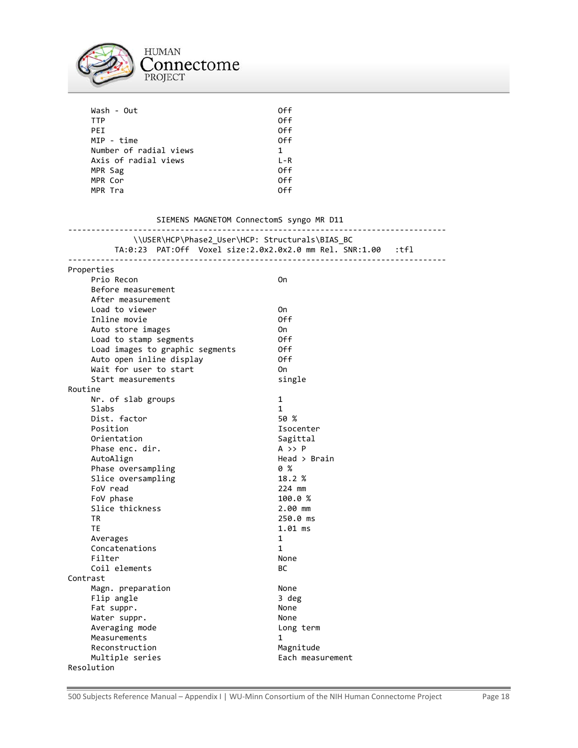```
     Wash - Out                               Off
     TTP                                      Off
     PEI                                      Off
     MIP - time                               Off
     Number of radial views                   1
     Axis of radial views                     L-R
     MPR Sag                                  Off
     MPR Cor                                  Off
     MPR Tra                                  Off


                  SIEMENS MAGNETOM ConnectomS syngo MR D11
--------------------------------------------------------------------------------
             \\USER\HCP\Phase2_User\HCP: Structurals\BIAS_BC
         TA:0:23  PAT:Off  Voxel size:2.0x2.0x2.0 mm Rel. SNR:1.00   :tfl
--------------------------------------------------------------------------------
Properties
     Prio Recon                               On
     Before measurement
     After measurement
     Load to viewer                           On
     Inline movie                             Off
     Auto store images                        On
     Load to stamp segments                   Off
     Load images to graphic segments          Off
     Auto open inline display                 Off
     Wait for user to start                   On
     Start measurements                       single
Routine
     Nr. of slab groups                       1
     Slabs                                    1
     Dist. factor                             50 %
     Position                                 Isocenter
     Orientation                              Sagittal
     Phase enc. dir.                          A >> P
     AutoAlign                                Head > Brain
     Phase oversampling                       0 %
     Slice oversampling                       18.2 %
     FoV read                                 224 mm
     FoV phase                                100.0 %
     Slice thickness                          2.00 mm
     TR                                       250.0 ms
     TE                                       1.01 ms
     Averages                                 1
     Concatenations                           1
     Filter                                   None
     Coil elements                            BC
Contrast
     Magn. preparation                        None
     Flip angle                               3 deg
     Fat suppr.                               None
     Water suppr.                             None
     Averaging mode                           Long term
     Measurements                             1
     Reconstruction                           Magnitude
     Multiple series                          Each measurement
Resolution
```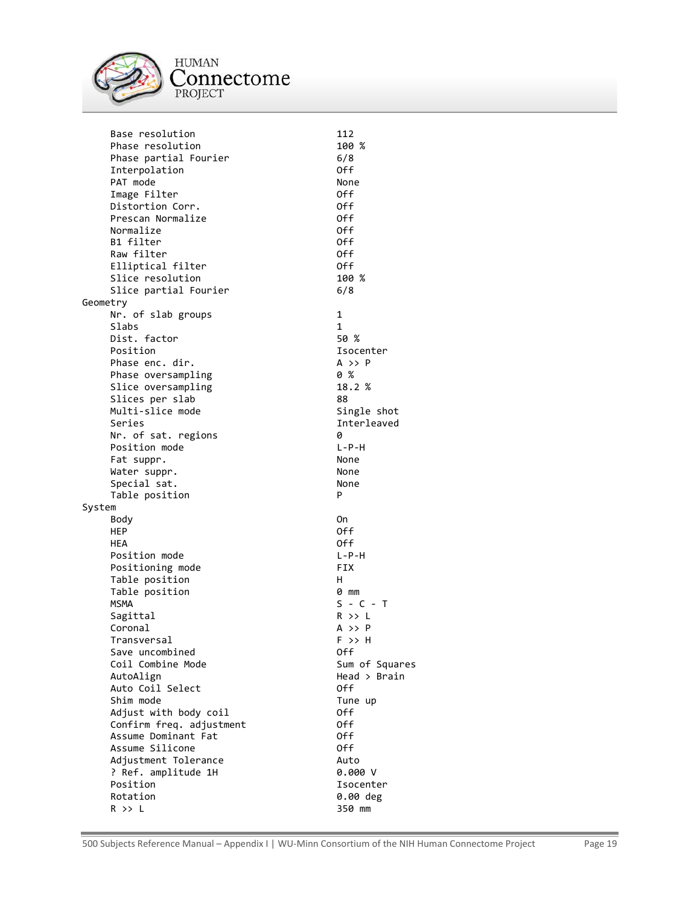```
     Base resolution                        112
     Phase resolution                       100 %
     Phase partial Fourier                  6/8
     Interpolation                          Off
     PAT mode                               None
     Image Filter                           Off
     Distortion Corr.                       Off
     Prescan Normalize                      Off
     Normalize                              Off
     B1 filter                              Off
     Raw filter                             Off
     Elliptical filter                      Off
     Slice resolution                       100 %
     Slice partial Fourier                  6/8
Geometry
     Nr. of slab groups                     1
     Slabs                                  1
     Dist. factor                           50 %
     Position                               Isocenter
     Phase enc. dir.                        A >> P
     Phase oversampling                     0 %
     Slice oversampling                     18.2 %
     Slices per slab                        88
     Multi-slice mode                       Single shot
     Series                                 Interleaved
     Nr. of sat. regions                    0
     Position mode                          L-P-H
     Fat suppr.                             None
     Water suppr.                           None
     Special sat.                           None
     Table position                         P
System
     Body                                   On
     HEP                                    Off
     HEA                                    Off
     Position mode                          L-P-H
     Positioning mode                       FIX
     Table position                         H
     Table position                         0 mm
     MSMA                                   S - C - T
     Sagittal                               R >> L
     Coronal                                A >> P
     Transversal                            F >> H
     Save uncombined                        Off
     Coil Combine Mode                      Sum of Squares
     AutoAlign                              Head > Brain
     Auto Coil Select                       Off
     Shim mode                              Tune up
     Adjust with body coil                  Off
     Confirm freq. adjustment               Off
     Assume Dominant Fat                    Off
     Assume Silicone                        Off
     Adjustment Tolerance                   Auto
     ? Ref. amplitude 1H                    0.000 V
     Position                               Isocenter
     Rotation                               0.00 deg
     R >> L                                 350 mm
```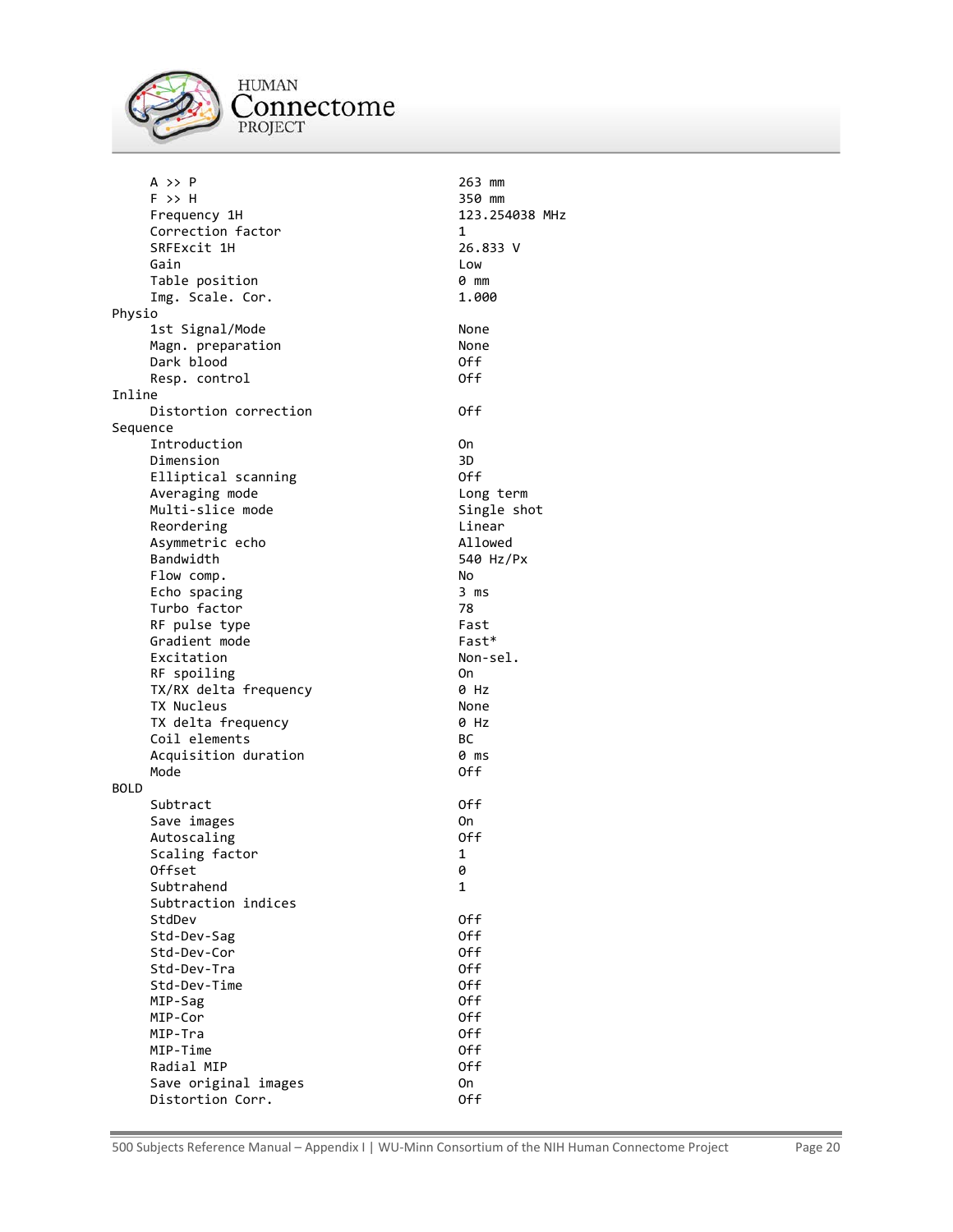```
    A >> P                              263 mm
    F >> H                              350 mm
    Frequency 1H                        123.254038 MHz
    Correction factor                   1
    SRFExcit 1H                         26.833 V
    Gain                                Low
    Table position                      0 mm
    Img. Scale. Cor.                    1.000
Physio
    1st Signal/Mode                     None
    Magn. preparation                   None
    Dark blood                          Off
    Resp. control                       Off
Inline
    Distortion correction               Off
Sequence
    Introduction                        On
    Dimension                           3D
    Elliptical scanning                 Off
    Averaging mode                      Long term
    Multi-slice mode                    Single shot
    Reordering                          Linear
    Asymmetric echo                     Allowed
    Bandwidth                           540 Hz/Px
    Flow comp.                          No
    Echo spacing                        3 ms
    Turbo factor                        78
    RF pulse type                       Fast
    Gradient mode                       Fast*
    Excitation                          Non-sel.
    RF spoiling                         On
    TX/RX delta frequency               0 Hz
    TX Nucleus                          None
    TX delta frequency                  0 Hz
    Coil elements                       BC
    Acquisition duration                0 ms
    Mode                                Off
BOLD
    Subtract                            Off
    Save images                         On
    Autoscaling                         Off
    Scaling factor                      1
    Offset                              0
    Subtrahend                          1
    Subtraction indices
    StdDev                              Off
    Std-Dev-Sag                         Off
    Std-Dev-Cor                         Off
    Std-Dev-Tra                         Off
    Std-Dev-Time                        Off
    MIP-Sag                             Off
    MIP-Cor                             Off
    MIP-Tra                             Off
    MIP-Time                            Off
    Radial MIP                          Off
    Save original images                On
    Distortion Corr.                    Off
```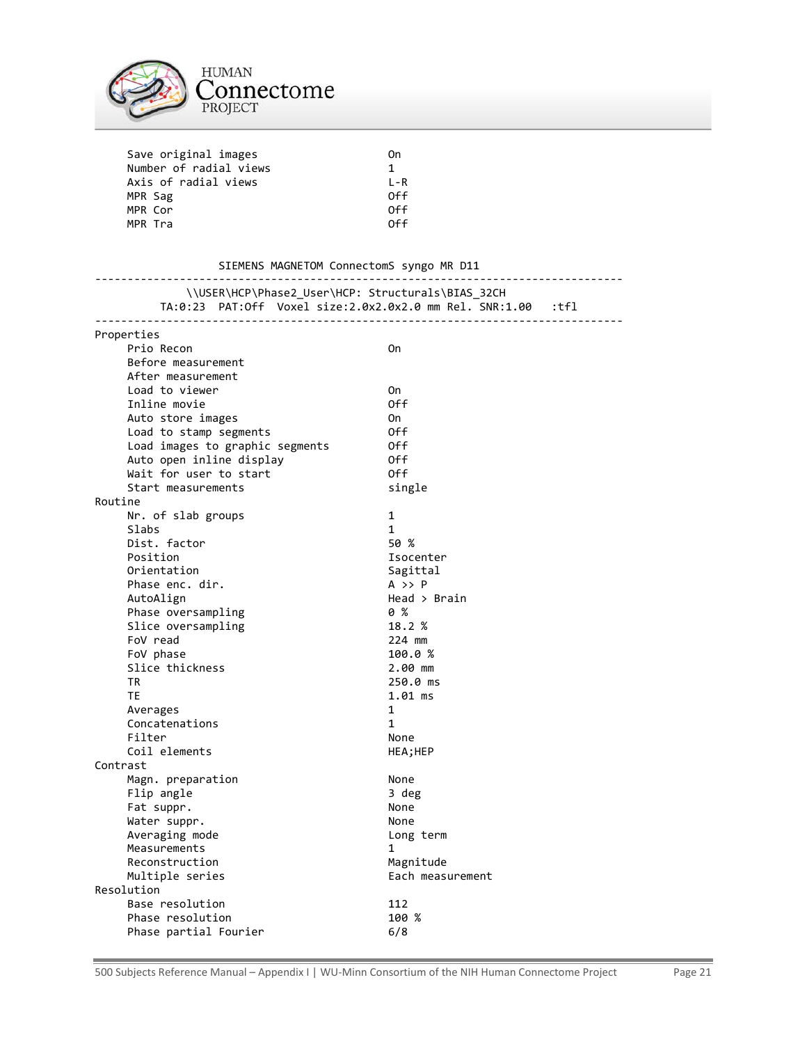```
     Save original images                  On
     Number of radial views                1
     Axis of radial views                  L-R
     MPR Sag                               Off
     MPR Cor                               Off
     MPR Tra                               Off


                 SIEMENS MAGNETOM ConnectomS syngo MR D11
--------------------------------------------------------------------------------
             \\USER\HCP\Phase2_User\HCP: Structurals\BIAS_32CH
        TA:0:23  PAT:Off  Voxel size:2.0x2.0x2.0 mm Rel. SNR:1.00   :tfl
--------------------------------------------------------------------------------
Properties
     Prio Recon                            On
     Before measurement
     After measurement
     Load to viewer                        On
     Inline movie                          Off
     Auto store images                     On
     Load to stamp segments                Off
     Load images to graphic segments       Off
     Auto open inline display              Off
     Wait for user to start                Off
     Start measurements                    single
Routine
     Nr. of slab groups                    1
     Slabs                                 1
     Dist. factor                          50 %
     Position                              Isocenter
     Orientation                           Sagittal
     Phase enc. dir.                       A >> P
     AutoAlign                             Head > Brain
     Phase oversampling                    0 %
     Slice oversampling                    18.2 %
     FoV read                              224 mm
     FoV phase                             100.0 %
     Slice thickness                       2.00 mm
     TR                                    250.0 ms
     TE                                    1.01 ms
     Averages                              1
     Concatenations                        1
     Filter                                None
     Coil elements                         HEA;HEP
Contrast
     Magn. preparation                     None
     Flip angle                            3 deg
     Fat suppr.                            None
     Water suppr.                          None
     Averaging mode                        Long term
     Measurements                          1
     Reconstruction                        Magnitude
     Multiple series                       Each measurement
Resolution
     Base resolution                       112
     Phase resolution                      100 %
     Phase partial Fourier                 6/8
```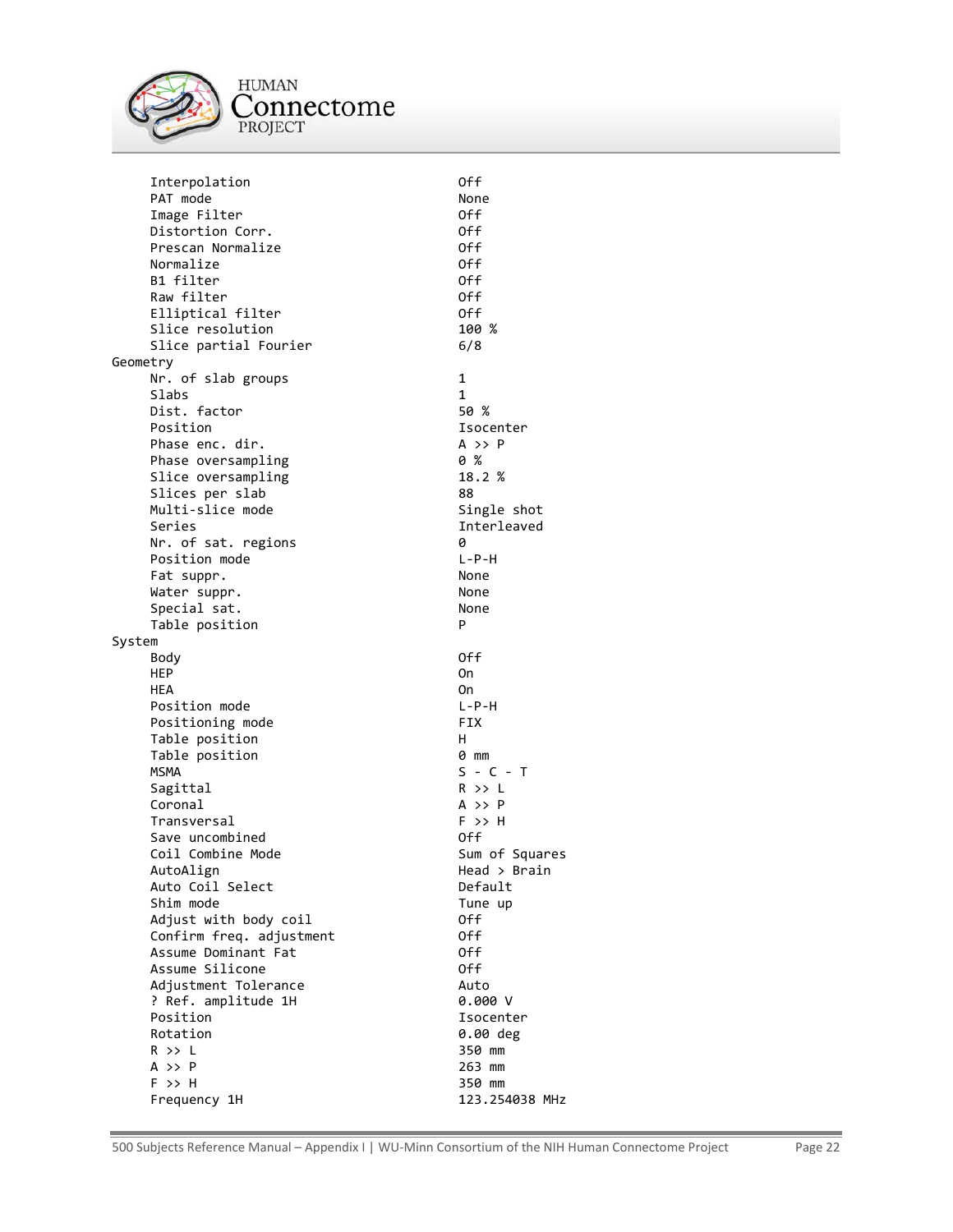```
     Interpolation                          Off
     PAT mode                               None
     Image Filter                           Off
     Distortion Corr.                       Off
     Prescan Normalize                      Off
     Normalize                              Off
     B1 filter                              Off
     Raw filter                             Off
     Elliptical filter                      Off
     Slice resolution                       100 %
     Slice partial Fourier                  6/8
Geometry
     Nr. of slab groups                     1
     Slabs                                  1
     Dist. factor                           50 %
     Position                               Isocenter
     Phase enc. dir.                        A >> P
     Phase oversampling                     0 %
     Slice oversampling                     18.2 %
     Slices per slab                        88
     Multi-slice mode                       Single shot
     Series                                 Interleaved
     Nr. of sat. regions                    0
     Position mode                          L-P-H
     Fat suppr.                             None
     Water suppr.                           None
     Special sat.                           None
     Table position                         P
System
     Body                                   Off
     HEP                                    On
     HEA                                    On
     Position mode                          L-P-H
     Positioning mode                       FIX
     Table position                         H
     Table position                         0 mm
     MSMA                                   S - C - T
     Sagittal                               R >> L
     Coronal                                A >> P
     Transversal                            F >> H
     Save uncombined                        Off
     Coil Combine Mode                      Sum of Squares
     AutoAlign                              Head > Brain
     Auto Coil Select                       Default
     Shim mode                              Tune up
     Adjust with body coil                  Off
     Confirm freq. adjustment               Off
     Assume Dominant Fat                    Off
     Assume Silicone                        Off
     Adjustment Tolerance                   Auto
     ? Ref. amplitude 1H                    0.000 V
     Position                               Isocenter
     Rotation                               0.00 deg
     R >> L                                 350 mm
     A >> P                                 263 mm
     F >> H                                 350 mm
     Frequency 1H                           123.254038 MHz
```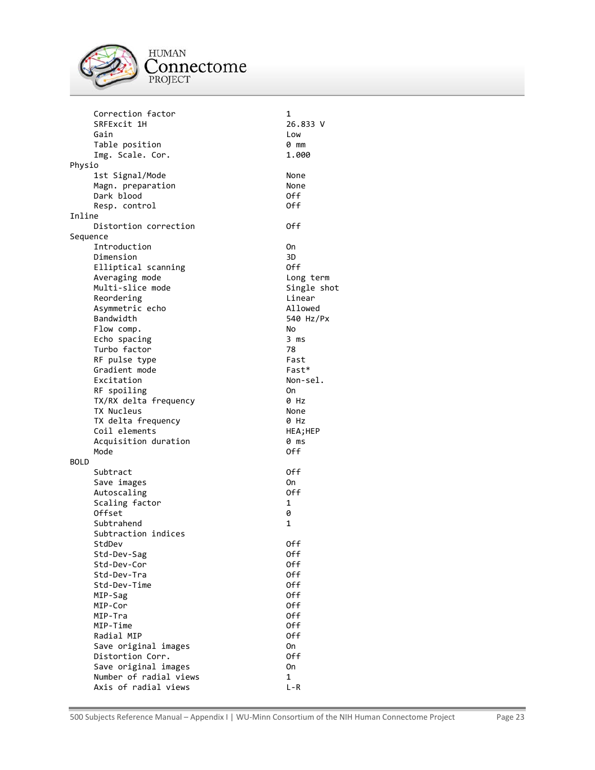```
     Correction factor                       1
     SRFExcit 1H                             26.833 V
     Gain                                    Low
     Table position                          0 mm
     Img. Scale. Cor.                        1.000
Physio
     1st Signal/Mode                         None
     Magn. preparation                       None
     Dark blood                              Off
     Resp. control                           Off
Inline
     Distortion correction                   Off
Sequence
     Introduction                            On
     Dimension                               3D
     Elliptical scanning                     Off
     Averaging mode                          Long term
     Multi-slice mode                        Single shot
     Reordering                              Linear
     Asymmetric echo                         Allowed
     Bandwidth                               540 Hz/Px
     Flow comp.                              No
     Echo spacing                            3 ms
     Turbo factor                            78
     RF pulse type                           Fast
     Gradient mode                           Fast*
     Excitation                              Non-sel.
     RF spoiling                             On
     TX/RX delta frequency                   0 Hz
     TX Nucleus                              None
     TX delta frequency                      0 Hz
     Coil elements                           HEA;HEP
     Acquisition duration                    0 ms
     Mode                                    Off
BOLD
     Subtract                                Off
     Save images                             On
     Autoscaling                             Off
     Scaling factor                          1
     Offset                                  0
     Subtrahend                              1
     Subtraction indices
     StdDev                                  Off
     Std-Dev-Sag                             Off
     Std-Dev-Cor                             Off
     Std-Dev-Tra                             Off
     Std-Dev-Time                            Off
     MIP-Sag                                 Off
     MIP-Cor                                 Off
     MIP-Tra                                 Off
     MIP-Time                                Off
     Radial MIP                              Off
     Save original images                    On
     Distortion Corr.                        Off
     Save original images                    On
     Number of radial views                  1
     Axis of radial views                    L-R
```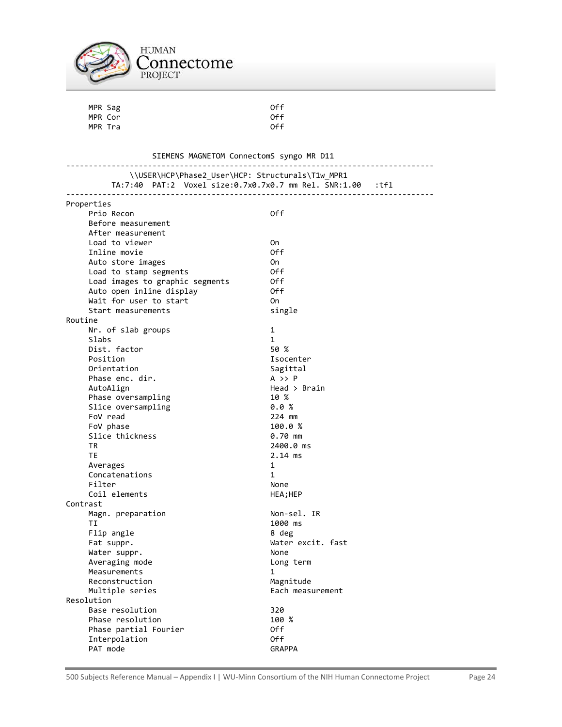```
     MPR Sag                                Off
     MPR Cor                                Off
     MPR Tra                                Off


                    SIEMENS MAGNETOM ConnectomS syngo MR D11
--------------------------------------------------------------------------------
              \\USER\HCP\Phase2_User\HCP: Structurals\T1w_MPR1
          TA:7:40  PAT:2  Voxel size:0.7x0.7x0.7 mm Rel. SNR:1.00   :tfl
--------------------------------------------------------------------------------
Properties
     Prio Recon                             Off
     Before measurement
     After measurement
     Load to viewer                         On
     Inline movie                           Off
     Auto store images                      On
     Load to stamp segments                 Off
     Load images to graphic segments        Off
     Auto open inline display               Off
     Wait for user to start                 On
     Start measurements                     single
Routine
     Nr. of slab groups                     1
     Slabs                                  1
     Dist. factor                           50 %
     Position                               Isocenter
     Orientation                            Sagittal
     Phase enc. dir.                        A >> P
     AutoAlign                              Head > Brain
     Phase oversampling                     10 %
     Slice oversampling                     0.0 %
     FoV read                               224 mm
     FoV phase                              100.0 %
     Slice thickness                        0.70 mm
     TR                                     2400.0 ms
     TE                                     2.14 ms
     Averages                               1
     Concatenations                         1
     Filter                                 None
     Coil elements                          HEA;HEP
Contrast
     Magn. preparation                      Non-sel. IR
     TI                                     1000 ms
     Flip angle                             8 deg
     Fat suppr.                             Water excit. fast
     Water suppr.                           None
     Averaging mode                         Long term
     Measurements                           1
     Reconstruction                         Magnitude
     Multiple series                        Each measurement
Resolution
     Base resolution                        320
     Phase resolution                       100 %
     Phase partial Fourier                  Off
     Interpolation                          Off
     PAT mode                               GRAPPA
```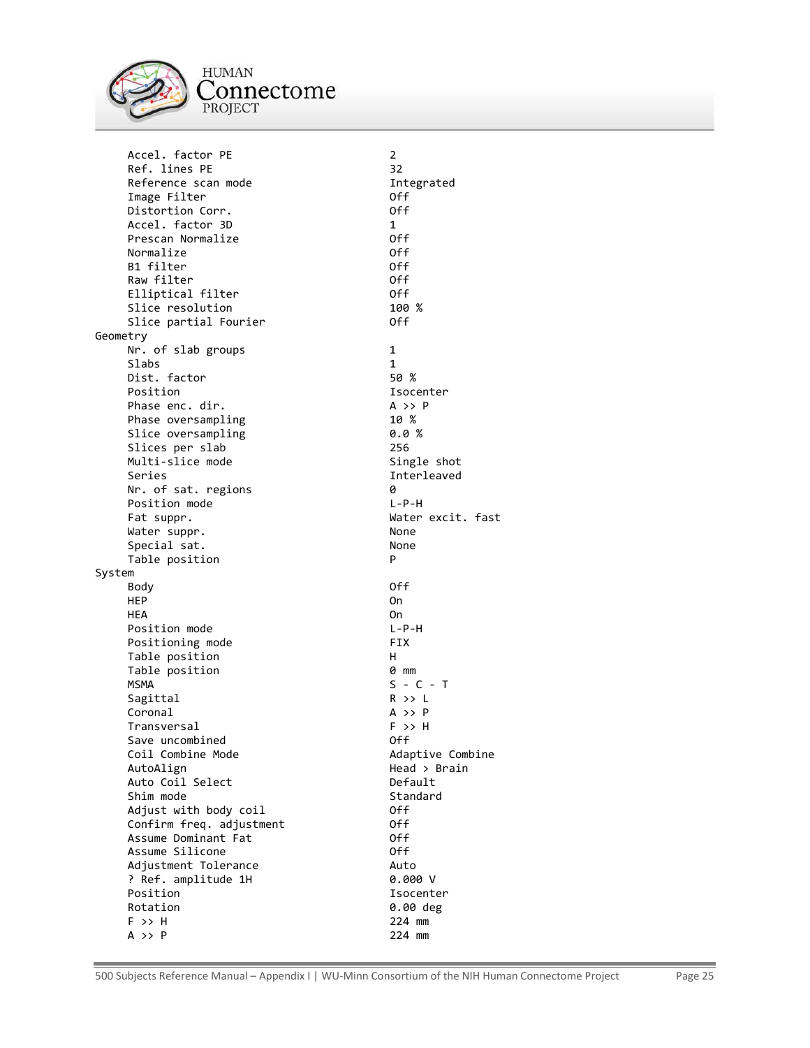```
     Accel. factor PE                                2
     Ref. lines PE                                   32
     Reference scan mode                             Integrated
     Image Filter                                    Off
     Distortion Corr.                                Off
     Accel. factor 3D                                1
     Prescan Normalize                               Off
     Normalize                                       Off
     B1 filter                                       Off
     Raw filter                                      Off
     Elliptical filter                               Off
     Slice resolution                                100 %
     Slice partial Fourier                           Off
Geometry
     Nr. of slab groups                              1
     Slabs                                           1
     Dist. factor                                    50 %
     Position                                        Isocenter
     Phase enc. dir.                                 A >> P
     Phase oversampling                              10 %
     Slice oversampling                              0.0 %
     Slices per slab                                 256
     Multi-slice mode                                Single shot
     Series                                          Interleaved
     Nr. of sat. regions                             0
     Position mode                                   L-P-H
     Fat suppr.                                      Water excit. fast
     Water suppr.                                    None
     Special sat.                                    None
     Table position                                  P
System
     Body                                            Off
     HEP                                             On
     HEA                                             On
     Position mode                                   L-P-H
     Positioning mode                                FIX
     Table position                                  H
     Table position                                  0 mm
     MSMA                                            S - C - T
     Sagittal                                        R >> L
     Coronal                                         A >> P
     Transversal                                     F >> H
     Save uncombined                                 Off
     Coil Combine Mode                               Adaptive Combine
     AutoAlign                                       Head > Brain
     Auto Coil Select                                Default
     Shim mode                                       Standard
     Adjust with body coil                           Off
     Confirm freq. adjustment                        Off
     Assume Dominant Fat                             Off
     Assume Silicone                                 Off
     Adjustment Tolerance                            Auto
     ? Ref. amplitude 1H                             0.000 V
     Position                                        Isocenter
     Rotation                                        0.00 deg
     F >> H                                          224 mm
     A >> P                                          224 mm
```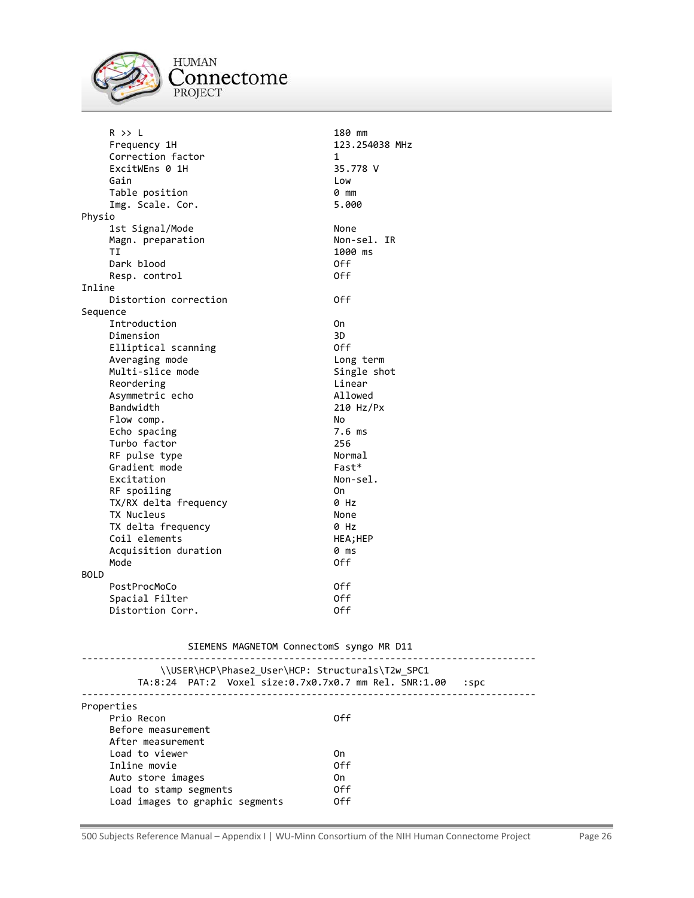```
     R >> L                                  180 mm
     Frequency 1H                            123.254038 MHz
     Correction factor                       1
     ExcitWEns 0 1H                          35.778 V
     Gain                                    Low
     Table position                          0 mm
     Img. Scale. Cor.                        5.000
Physio
     1st Signal/Mode                         None
     Magn. preparation                       Non-sel. IR
     TI                                      1000 ms
     Dark blood                              Off
     Resp. control                           Off
Inline
     Distortion correction                   Off
Sequence
     Introduction                            On
     Dimension                               3D
     Elliptical scanning                     Off
     Averaging mode                          Long term
     Multi-slice mode                        Single shot
     Reordering                              Linear
     Asymmetric echo                         Allowed
     Bandwidth                               210 Hz/Px
     Flow comp.                              No
     Echo spacing                            7.6 ms
     Turbo factor                            256
     RF pulse type                           Normal
     Gradient mode                           Fast*
     Excitation                              Non-sel.
     RF spoiling                             On
     TX/RX delta frequency                   0 Hz
     TX Nucleus                              None
     TX delta frequency                      0 Hz
     Coil elements                           HEA;HEP
     Acquisition duration                    0 ms
     Mode                                    Off
BOLD
     PostProcMoCo                            Off
     Spacial Filter                          Off
     Distortion Corr.                        Off


                    SIEMENS MAGNETOM ConnectomS syngo MR D11
--------------------------------------------------------------------------------
              \\USER\HCP\Phase2_User\HCP: Structurals\T2w_SPC1
         TA:8:24  PAT:2  Voxel size:0.7x0.7x0.7 mm Rel. SNR:1.00    :spc
--------------------------------------------------------------------------------
Properties
     Prio Recon                              Off
     Before measurement
     After measurement
     Load to viewer                          On
     Inline movie                            Off
     Auto store images                       On
     Load to stamp segments                  Off
     Load images to graphic segments         Off
```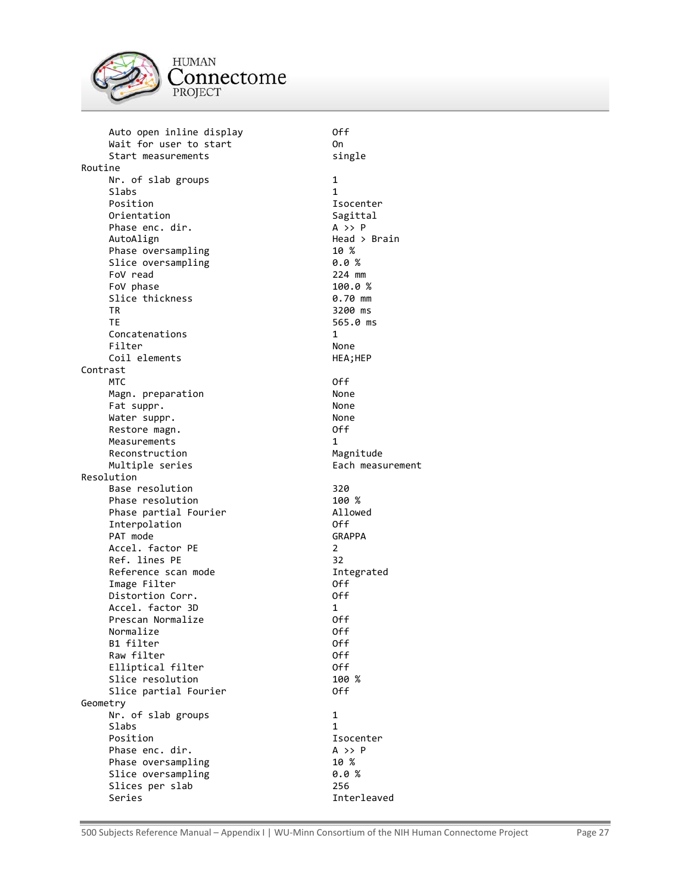```
     Auto open inline display               Off
     Wait for user to start                 On
     Start measurements                     single
Routine
     Nr. of slab groups                     1
     Slabs                                  1
     Position                               Isocenter
     Orientation                            Sagittal
     Phase enc. dir.                        A >> P
     AutoAlign                              Head > Brain
     Phase oversampling                     10 %
     Slice oversampling                     0.0 %
     FoV read                               224 mm
     FoV phase                              100.0 %
     Slice thickness                        0.70 mm
     TR                                     3200 ms
     TE                                     565.0 ms
     Concatenations                         1
     Filter                                 None
     Coil elements                          HEA;HEP
Contrast
     MTC                                    Off
     Magn. preparation                      None
     Fat suppr.                             None
     Water suppr.                           None
     Restore magn.                          Off
     Measurements                           1
     Reconstruction                         Magnitude
     Multiple series                        Each measurement
Resolution
     Base resolution                        320
     Phase resolution                       100 %
     Phase partial Fourier                  Allowed
     Interpolation                          Off
     PAT mode                               GRAPPA
     Accel. factor PE                       2
     Ref. lines PE                          32
     Reference scan mode                    Integrated
     Image Filter                           Off
     Distortion Corr.                       Off
     Accel. factor 3D                       1
     Prescan Normalize                      Off
     Normalize                              Off
     B1 filter                              Off
     Raw filter                             Off
     Elliptical filter                      Off
     Slice resolution                       100 %
     Slice partial Fourier                  Off
Geometry
     Nr. of slab groups                     1
     Slabs                                  1
     Position                               Isocenter
     Phase enc. dir.                        A >> P
     Phase oversampling                     10 %
     Slice oversampling                     0.0 %
     Slices per slab                        256
     Series                                 Interleaved
```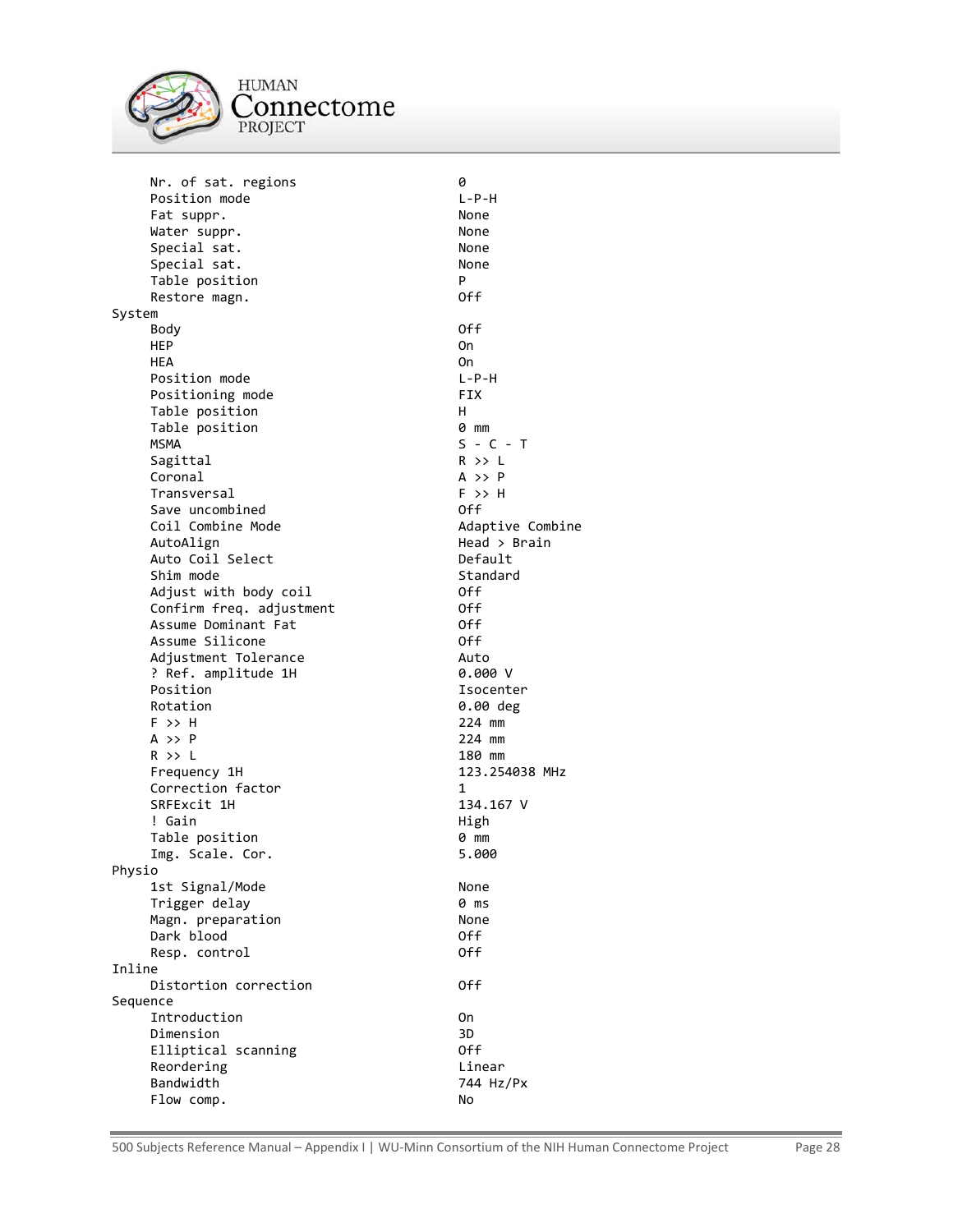```
     Nr. of sat. regions                         0
     Position mode                               L-P-H
     Fat suppr.                                  None
     Water suppr.                                None
     Special sat.                                None
     Special sat.                                None
     Table position                              P
     Restore magn.                               Off
System
     Body                                        Off
     HEP                                         On
     HEA                                         On
     Position mode                               L-P-H
     Positioning mode                            FIX
     Table position                              H
     Table position                              0 mm
     MSMA                                        S - C - T
     Sagittal                                    R >> L
     Coronal                                     A >> P
     Transversal                                 F >> H
     Save uncombined                             Off
     Coil Combine Mode                           Adaptive Combine
     AutoAlign                                   Head > Brain
     Auto Coil Select                            Default
     Shim mode                                   Standard
     Adjust with body coil                       Off
     Confirm freq. adjustment                    Off
     Assume Dominant Fat                         Off
     Assume Silicone                             Off
     Adjustment Tolerance                        Auto
     ? Ref. amplitude 1H                         0.000 V
     Position                                    Isocenter
     Rotation                                    0.00 deg
     F >> H                                      224 mm
     A >> P                                      224 mm
     R >> L                                      180 mm
     Frequency 1H                                123.254038 MHz
     Correction factor                           1
     SRFExcit 1H                                 134.167 V
     ! Gain                                      High
     Table position                              0 mm
     Img. Scale. Cor.                            5.000
Physio
     1st Signal/Mode                             None
     Trigger delay                               0 ms
     Magn. preparation                           None
     Dark blood                                  Off
     Resp. control                               Off
Inline
     Distortion correction                       Off
Sequence
     Introduction                                On
     Dimension                                   3D
     Elliptical scanning                         Off
     Reordering                                  Linear
     Bandwidth                                   744 Hz/Px
     Flow comp.                                  No
```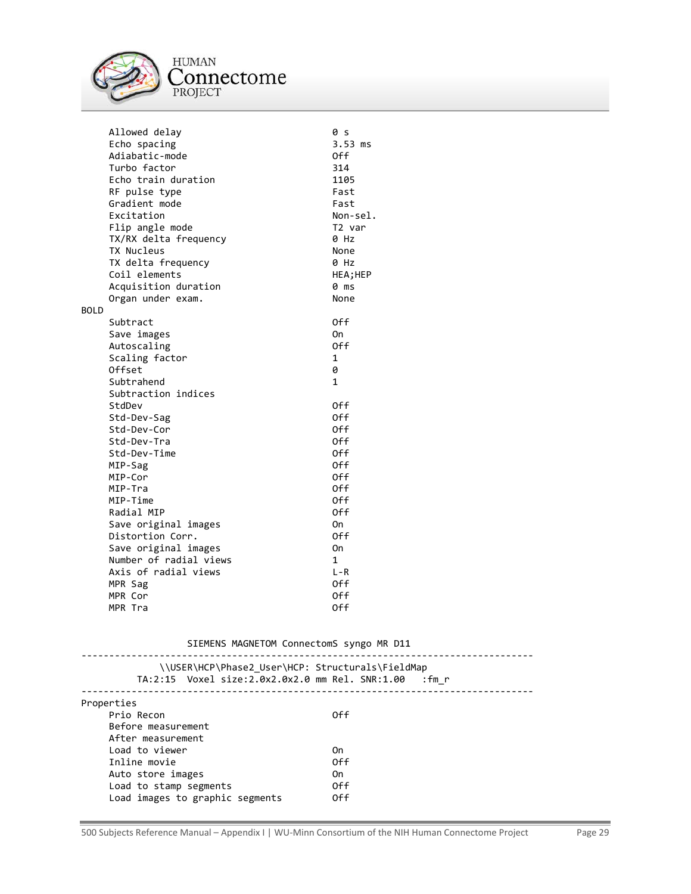```
    Allowed delay                         0 s
    Echo spacing                          3.53 ms
    Adiabatic-mode                        Off
    Turbo factor                          314
    Echo train duration                   1105
    RF pulse type                         Fast
    Gradient mode                         Fast
    Excitation                            Non-sel.
    Flip angle mode                       T2 var
    TX/RX delta frequency                 0 Hz
    TX Nucleus                            None
    TX delta frequency                    0 Hz
    Coil elements                         HEA;HEP
    Acquisition duration                  0 ms
    Organ under exam.                     None
BOLD
    Subtract                              Off
    Save images                           On
    Autoscaling                           Off
    Scaling factor                        1
    Offset                                0
    Subtrahend                            1
    Subtraction indices
    StdDev                                Off
    Std-Dev-Sag                           Off
    Std-Dev-Cor                           Off
    Std-Dev-Tra                           Off
    Std-Dev-Time                          Off
    MIP-Sag                               Off
    MIP-Cor                               Off
    MIP-Tra                               Off
    MIP-Time                              Off
    Radial MIP                            Off
    Save original images                  On
    Distortion Corr.                      Off
    Save original images                  On
    Number of radial views                1
    Axis of radial views                  L-R
    MPR Sag                               Off
    MPR Cor                               Off
    MPR Tra                               Off


                  SIEMENS MAGNETOM ConnectomS syngo MR D11
--------------------------------------------------------------------------------
              \\USER\HCP\Phase2_User\HCP: Structurals\FieldMap
          TA:2:15  Voxel size:2.0x2.0x2.0 mm Rel. SNR:1.00   :fm_r
--------------------------------------------------------------------------------
Properties
    Prio Recon                            Off
    Before measurement
    After measurement
    Load to viewer                        On
    Inline movie                          Off
    Auto store images                     On
    Load to stamp segments                Off
    Load images to graphic segments       Off
```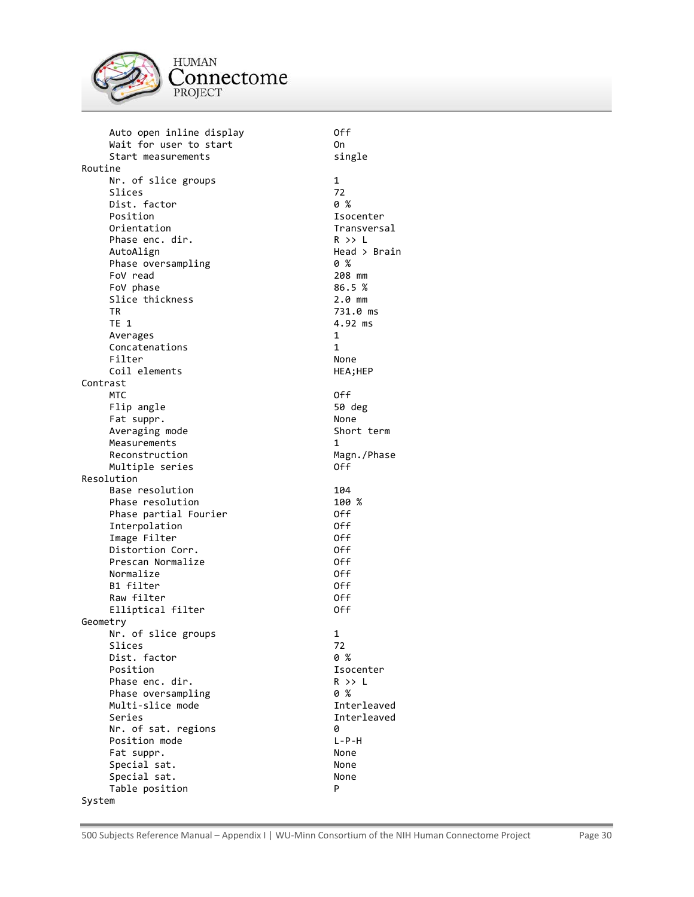```
     Auto open inline display           Off
     Wait for user to start             On
     Start measurements                 single
Routine
     Nr. of slice groups                1
     Slices                             72
     Dist. factor                       0 %
     Position                           Isocenter
     Orientation                        Transversal
     Phase enc. dir.                    R >> L
     AutoAlign                          Head > Brain
     Phase oversampling                 0 %
     FoV read                           208 mm
     FoV phase                          86.5 %
     Slice thickness                    2.0 mm
     TR                                 731.0 ms
     TE 1                               4.92 ms
     Averages                           1
     Concatenations                     1
     Filter                             None
     Coil elements                      HEA;HEP
Contrast
     MTC                                Off
     Flip angle                         50 deg
     Fat suppr.                         None
     Averaging mode                     Short term
     Measurements                       1
     Reconstruction                     Magn./Phase
     Multiple series                    Off
Resolution
     Base resolution                    104
     Phase resolution                   100 %
     Phase partial Fourier              Off
     Interpolation                      Off
     Image Filter                       Off
     Distortion Corr.                   Off
     Prescan Normalize                  Off
     Normalize                          Off
     B1 filter                          Off
     Raw filter                         Off
     Elliptical filter                  Off
Geometry
     Nr. of slice groups                1
     Slices                             72
     Dist. factor                       0 %
     Position                           Isocenter
     Phase enc. dir.                    R >> L
     Phase oversampling                 0 %
     Multi-slice mode                   Interleaved
     Series                             Interleaved
     Nr. of sat. regions                0
     Position mode                      L-P-H
     Fat suppr.                         None
     Special sat.                       None
     Special sat.                       None
     Table position                     P
System
```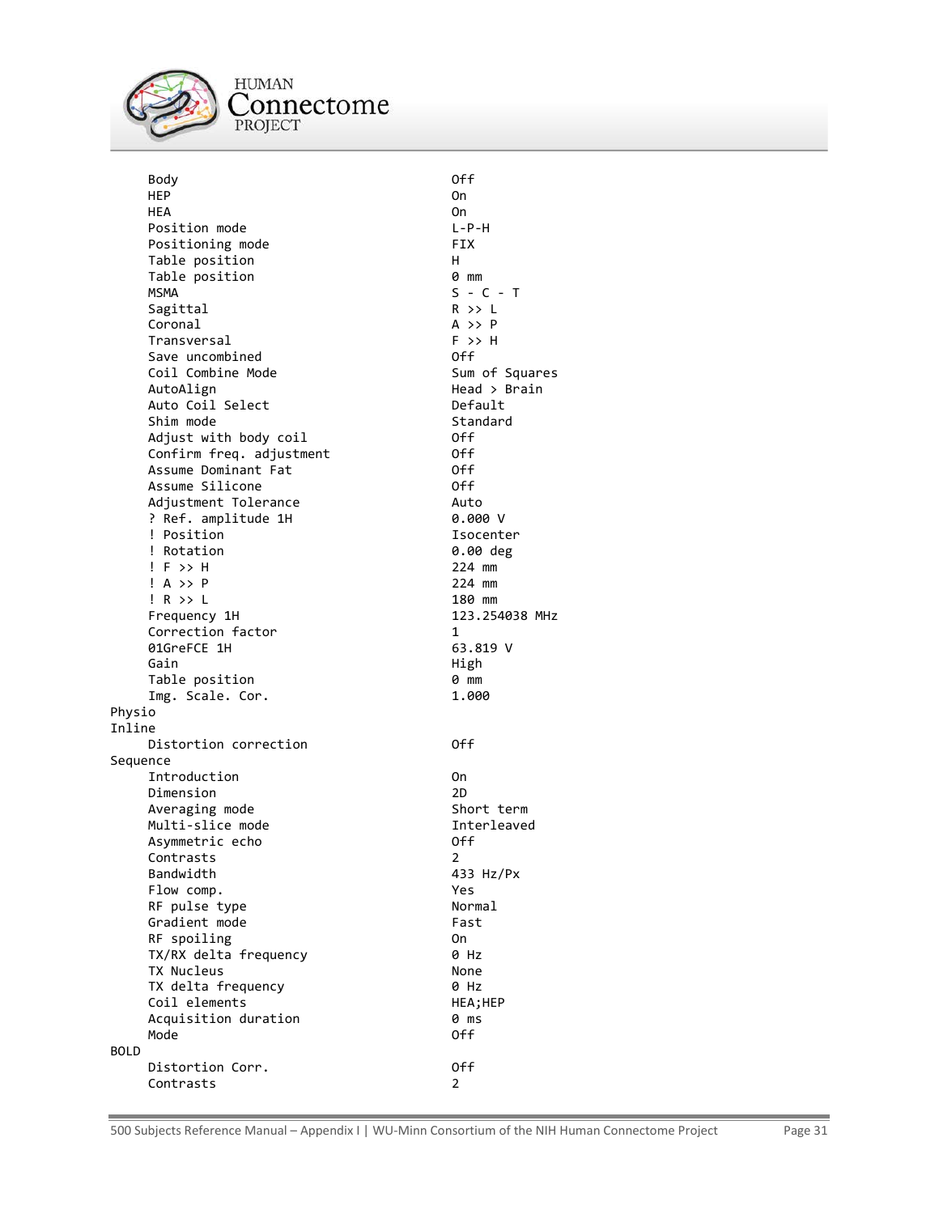```
     Body                                    Off
     HEP                                     On
     HEA                                     On
     Position mode                           L-P-H
     Positioning mode                        FIX
     Table position                          H
     Table position                          0 mm
     MSMA                                    S - C - T
     Sagittal                                R >> L
     Coronal                                 A >> P
     Transversal                             F >> H
     Save uncombined                         Off
     Coil Combine Mode                       Sum of Squares
     AutoAlign                               Head > Brain
     Auto Coil Select                        Default
     Shim mode                               Standard
     Adjust with body coil                   Off
     Confirm freq. adjustment                Off
     Assume Dominant Fat                     Off
     Assume Silicone                         Off
     Adjustment Tolerance                    Auto
     ? Ref. amplitude 1H                     0.000 V
     ! Position                              Isocenter
     ! Rotation                              0.00 deg
     ! F >> H                                224 mm
     ! A >> P                                224 mm
     ! R >> L                                180 mm
     Frequency 1H                            123.254038 MHz
     Correction factor                       1
     01GreFCE 1H                             63.819 V
     Gain                                    High
     Table position                          0 mm
     Img. Scale. Cor.                        1.000
Physio
Inline
     Distortion correction                   Off
Sequence
     Introduction                            On
     Dimension                               2D
     Averaging mode                          Short term
     Multi-slice mode                        Interleaved
     Asymmetric echo                         Off
     Contrasts                               2
     Bandwidth                               433 Hz/Px
     Flow comp.                              Yes
     RF pulse type                           Normal
     Gradient mode                           Fast
     RF spoiling                             On
     TX/RX delta frequency                   0 Hz
     TX Nucleus                              None
     TX delta frequency                      0 Hz
     Coil elements                           HEA;HEP
     Acquisition duration                    0 ms
     Mode                                    Off
BOLD
     Distortion Corr.                        Off
     Contrasts                               2
```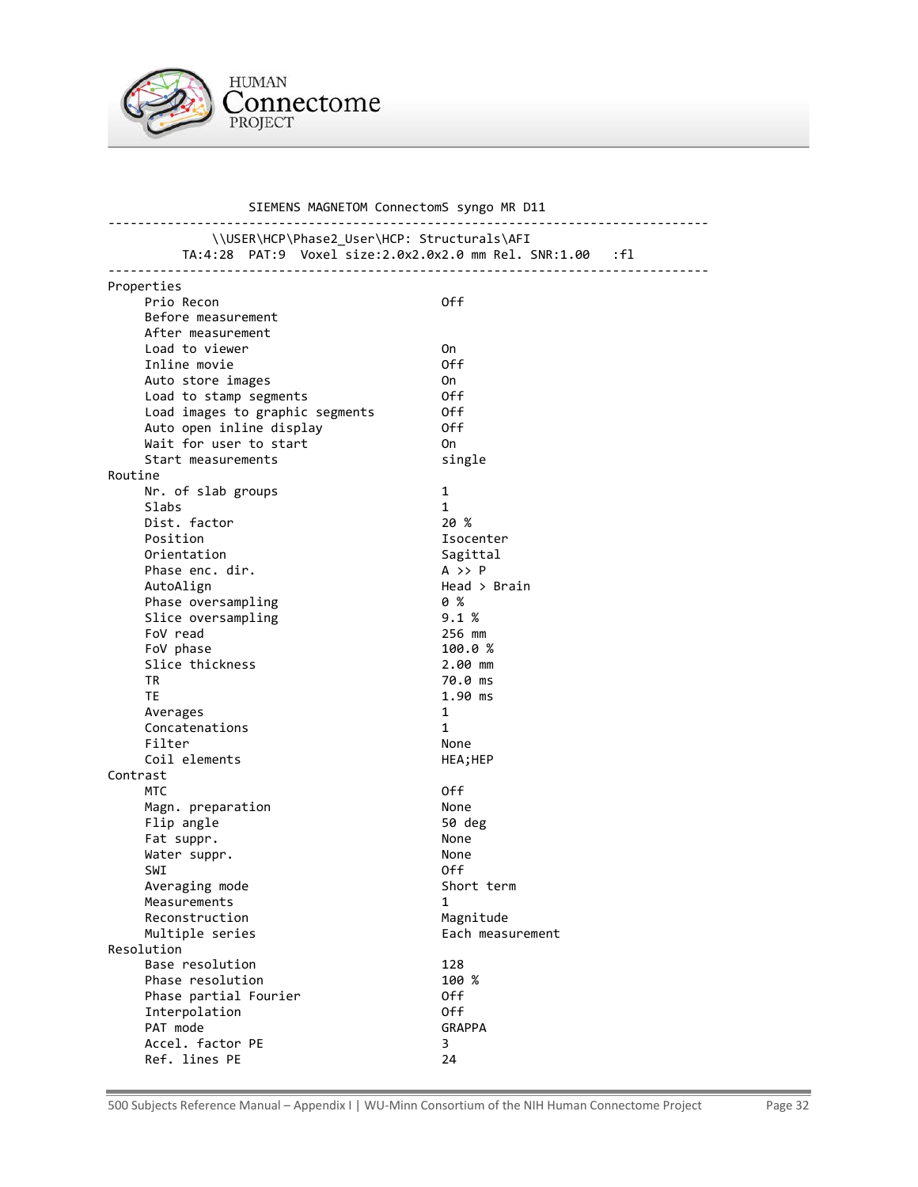```
                  SIEMENS MAGNETOM ConnectomS syngo MR D11
--------------------------------------------------------------------------------
              \\USER\HCP\Phase2_User\HCP: Structurals\AFI
         TA:4:28  PAT:9  Voxel size:2.0x2.0x2.0 mm Rel. SNR:1.00   :fl
--------------------------------------------------------------------------------
Properties
     Prio Recon                              Off
     Before measurement
     After measurement
     Load to viewer                          On
     Inline movie                            Off
     Auto store images                       On
     Load to stamp segments                  Off
     Load images to graphic segments         Off
     Auto open inline display                Off
     Wait for user to start                  On
     Start measurements                      single
Routine
     Nr. of slab groups                      1
     Slabs                                   1
     Dist. factor                            20 %
     Position                                Isocenter
     Orientation                             Sagittal
     Phase enc. dir.                         A >> P
     AutoAlign                               Head > Brain
     Phase oversampling                      0 %
     Slice oversampling                      9.1 %
     FoV read                                256 mm
     FoV phase                               100.0 %
     Slice thickness                         2.00 mm
     TR                                      70.0 ms
     TE                                      1.90 ms
     Averages                                1
     Concatenations                          1
     Filter                                  None
     Coil elements                           HEA;HEP
Contrast
     MTC                                     Off
     Magn. preparation                       None
     Flip angle                              50 deg
     Fat suppr.                              None
     Water suppr.                            None
     SWI                                     Off
     Averaging mode                          Short term
     Measurements                            1
     Reconstruction                          Magnitude
     Multiple series                         Each measurement
Resolution
     Base resolution                         128
     Phase resolution                        100 %
     Phase partial Fourier                   Off
     Interpolation                           Off
     PAT mode                                GRAPPA
     Accel. factor PE                        3
     Ref. lines PE                           24
```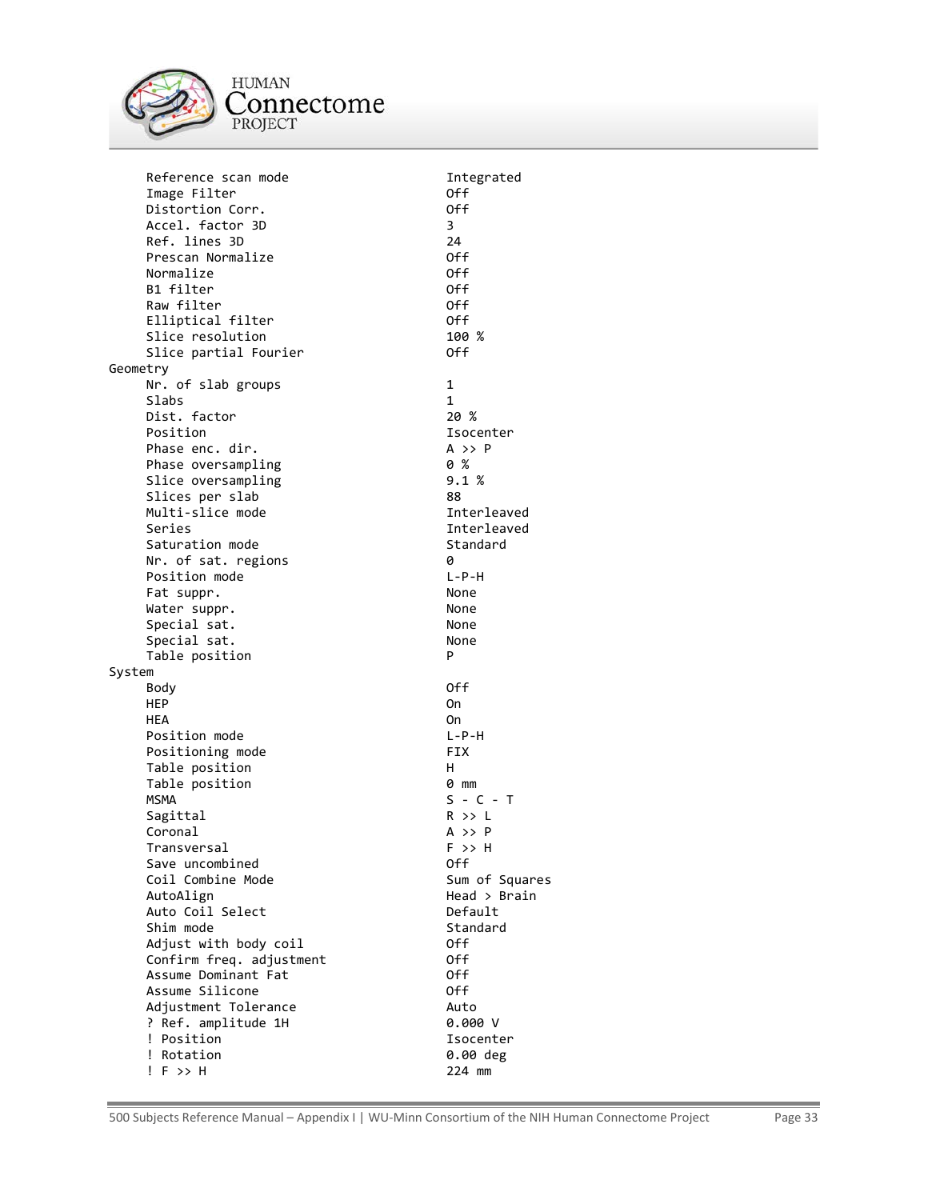```
     Reference scan mode                    Integrated
     Image Filter                           Off
     Distortion Corr.                       Off
     Accel. factor 3D                       3
     Ref. lines 3D                          24
     Prescan Normalize                      Off
     Normalize                              Off
     B1 filter                              Off
     Raw filter                             Off
     Elliptical filter                      Off
     Slice resolution                       100 %
     Slice partial Fourier                  Off
Geometry
     Nr. of slab groups                     1
     Slabs                                  1
     Dist. factor                           20 %
     Position                               Isocenter
     Phase enc. dir.                        A >> P
     Phase oversampling                     0 %
     Slice oversampling                     9.1 %
     Slices per slab                        88
     Multi-slice mode                       Interleaved
     Series                                 Interleaved
     Saturation mode                        Standard
     Nr. of sat. regions                    0
     Position mode                          L-P-H
     Fat suppr.                             None
     Water suppr.                           None
     Special sat.                           None
     Special sat.                           None
     Table position                         P
System
     Body                                   Off
     HEP                                    On
     HEA                                    On
     Position mode                          L-P-H
     Positioning mode                       FIX
     Table position                         H
     Table position                         0 mm
     MSMA                                   S - C - T
     Sagittal                               R >> L
     Coronal                                A >> P
     Transversal                            F >> H
     Save uncombined                        Off
     Coil Combine Mode                      Sum of Squares
     AutoAlign                              Head > Brain
     Auto Coil Select                       Default
     Shim mode                              Standard
     Adjust with body coil                  Off
     Confirm freq. adjustment               Off
     Assume Dominant Fat                    Off
     Assume Silicone                        Off
     Adjustment Tolerance                   Auto
     ? Ref. amplitude 1H                    0.000 V
     ! Position                             Isocenter
     ! Rotation                             0.00 deg
     ! F >> H                               224 mm
```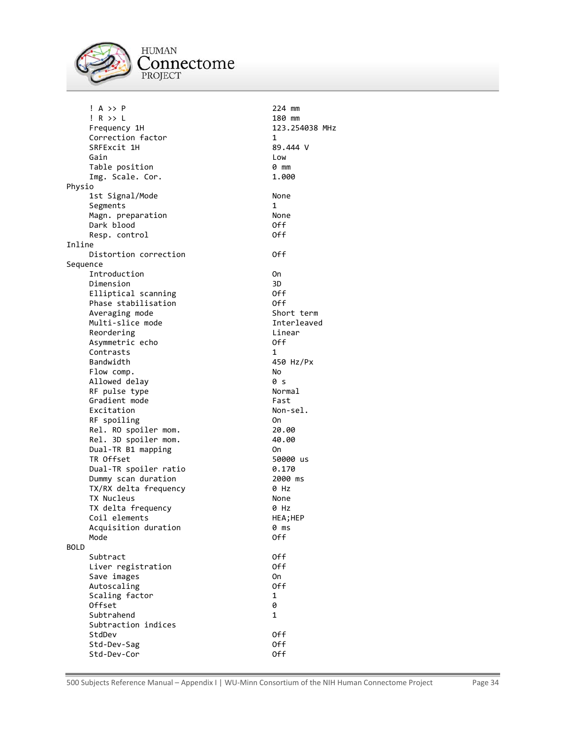```
     ! A >> P                               224 mm
     ! R >> L                               180 mm
     Frequency 1H                           123.254038 MHz
     Correction factor                      1
     SRFExcit 1H                            89.444 V
     Gain                                   Low
     Table position                         0 mm
     Img. Scale. Cor.                       1.000
Physio
     1st Signal/Mode                        None
     Segments                               1
     Magn. preparation                      None
     Dark blood                             Off
     Resp. control                          Off
Inline
     Distortion correction                  Off
Sequence
     Introduction                           On
     Dimension                              3D
     Elliptical scanning                    Off
     Phase stabilisation                    Off
     Averaging mode                         Short term
     Multi-slice mode                       Interleaved
     Reordering                             Linear
     Asymmetric echo                        Off
     Contrasts                              1
     Bandwidth                              450 Hz/Px
     Flow comp.                             No
     Allowed delay                          0 s
     RF pulse type                          Normal
     Gradient mode                          Fast
     Excitation                             Non-sel.
     RF spoiling                            On
     Rel. RO spoiler mom.                   20.00
     Rel. 3D spoiler mom.                   40.00
     Dual-TR B1 mapping                     On
     TR Offset                              50000 us
     Dual-TR spoiler ratio                  0.170
     Dummy scan duration                    2000 ms
     TX/RX delta frequency                  0 Hz
     TX Nucleus                             None
     TX delta frequency                     0 Hz
     Coil elements                          HEA;HEP
     Acquisition duration                   0 ms
     Mode                                   Off
BOLD
     Subtract                               Off
     Liver registration                     Off
     Save images                            On
     Autoscaling                            Off
     Scaling factor                         1
     Offset                                 0
     Subtrahend                             1
     Subtraction indices
     StdDev                                 Off
     Std-Dev-Sag                            Off
     Std-Dev-Cor                            Off
```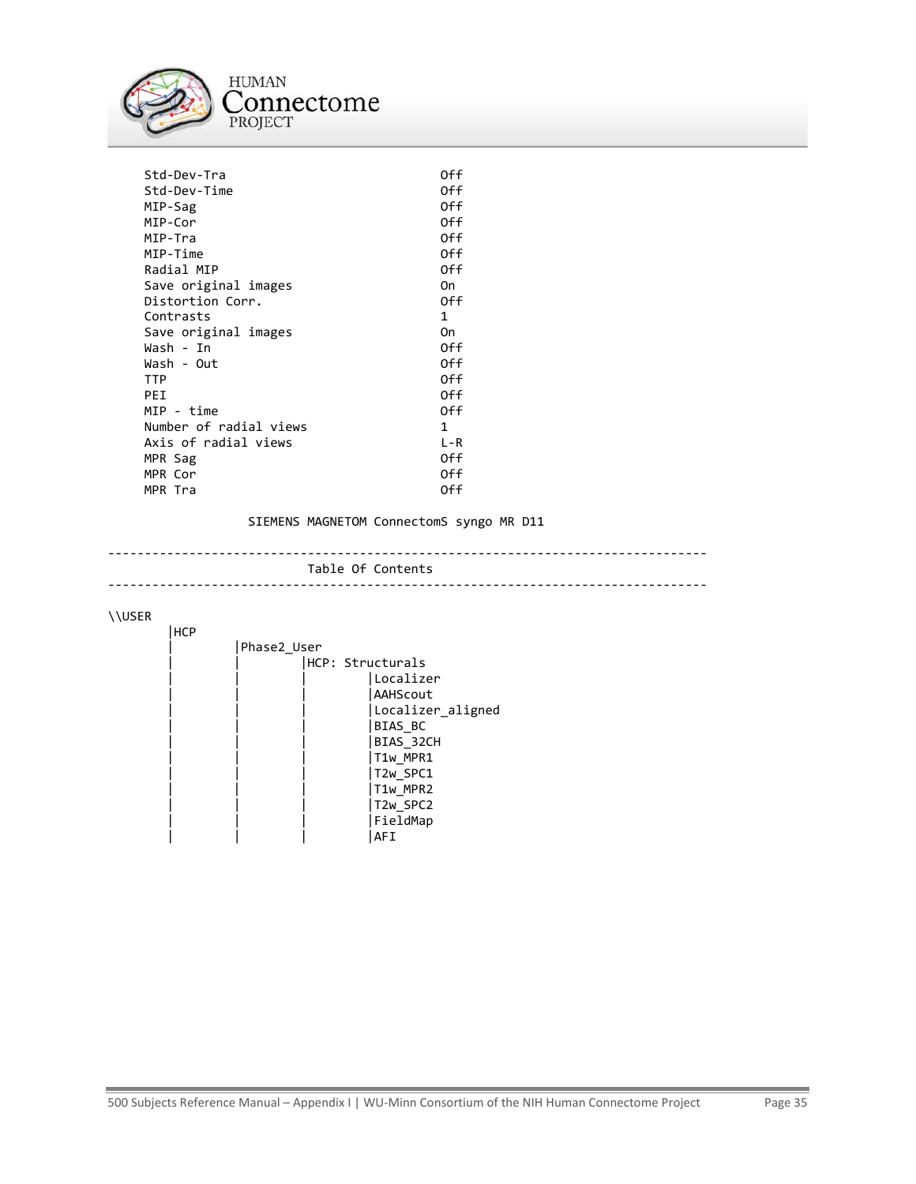```
Std-Dev-Tra                                Off
Std-Dev-Time                               Off
MIP-Sag                                    Off
MIP-Cor                                    Off
MIP-Tra                                    Off
MIP-Time                                   Off
Radial MIP                                 Off
Save original images                       On
Distortion Corr.                           Off
Contrasts                                  1
Save original images                       On
Wash - In                                  Off
Wash - Out                                 Off
TTP                                        Off
PEI                                        Off
MIP - time                                 Off
Number of radial views                     1
Axis of radial views                       L-R
MPR Sag                                    Off
MPR Cor                                    Off
MPR Tra                                    Off

              SIEMENS MAGNETOM ConnectomS syngo MR D11

---------------------------------------------------------------------------------
                           Table Of Contents
---------------------------------------------------------------------------------

\\USER
        |HCP
        |        |Phase2_User
        |        |        |HCP: Structurals
        |        |        |        |Localizer
        |        |        |        |AAHScout
        |        |        |        |Localizer_aligned
        |        |        |        |BIAS_BC
        |        |        |        |BIAS_32CH
        |        |        |        |T1w_MPR1
        |        |        |        |T2w_SPC1
        |        |        |        |T1w_MPR2
        |        |        |        |T2w_SPC2
        |        |        |        |FieldMap
        |        |        |        |AFI
```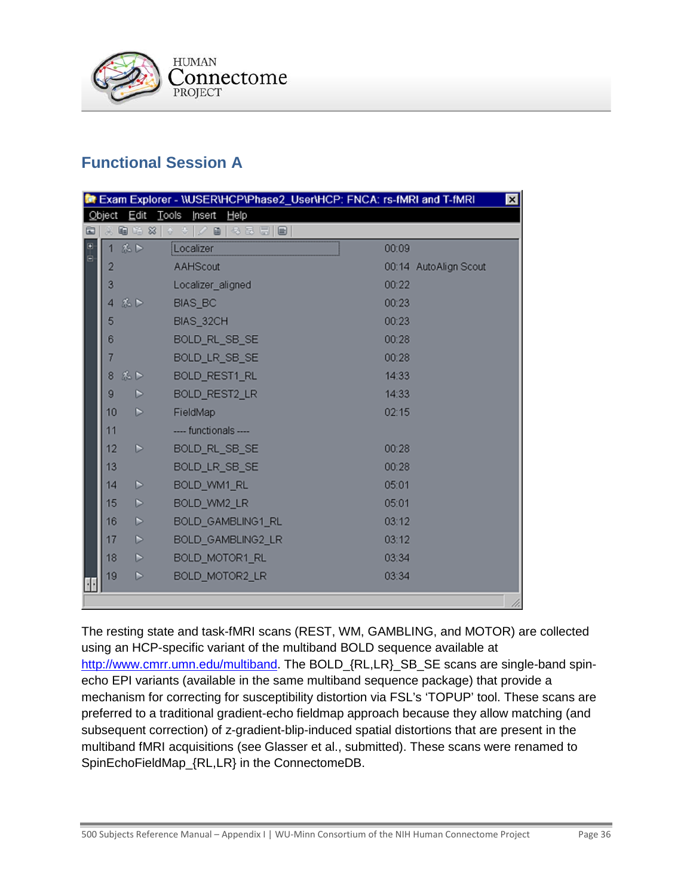## Functional Session A

Exam Explorer - \\USER\HCP\Phase2_User\HCP: FNCA: rs-fMRI and T-fMRI

| # | Name | Time | Note |
|---|---|---|---|
| 1 | Localizer | 00:09 | |
| 2 | AAHScout | 00:14 | AutoAlign Scout |
| 3 | Localizer_aligned | 00:22 | |
| 4 | BIAS_BC | 00:23 | |
| 5 | BIAS_32CH | 00:23 | |
| 6 | BOLD_RL_SB_SE | 00:28 | |
| 7 | BOLD_LR_SB_SE | 00:28 | |
| 8 | BOLD_REST1_RL | 14:33 | |
| 9 | BOLD_REST2_LR | 14:33 | |
| 10 | FieldMap | 02:15 | |
| 11 | ---- functionals ---- | | |
| 12 | BOLD_RL_SB_SE | 00:28 | |
| 13 | BOLD_LR_SB_SE | 00:28 | |
| 14 | BOLD_WM1_RL | 05:01 | |
| 15 | BOLD_WM2_LR | 05:01 | |
| 16 | BOLD_GAMBLING1_RL | 03:12 | |
| 17 | BOLD_GAMBLING2_LR | 03:12 | |
| 18 | BOLD_MOTOR1_RL | 03:34 | |
| 19 | BOLD_MOTOR2_LR | 03:34 | |

The resting state and task-fMRI scans (REST, WM, GAMBLING, and MOTOR) are collected using an HCP-specific variant of the multiband BOLD sequence available at http://www.cmrr.umn.edu/multiband. The BOLD_{RL,LR}_SB_SE scans are single-band spin-echo EPI variants (available in the same multiband sequence package) that provide a mechanism for correcting for susceptibility distortion via FSL's 'TOPUP' tool. These scans are preferred to a traditional gradient-echo fieldmap approach because they allow matching (and subsequent correction) of z-gradient-blip-induced spatial distortions that are present in the multiband fMRI acquisitions (see Glasser et al., submitted). These scans were renamed to SpinEchoFieldMap_{RL,LR} in the ConnectomeDB.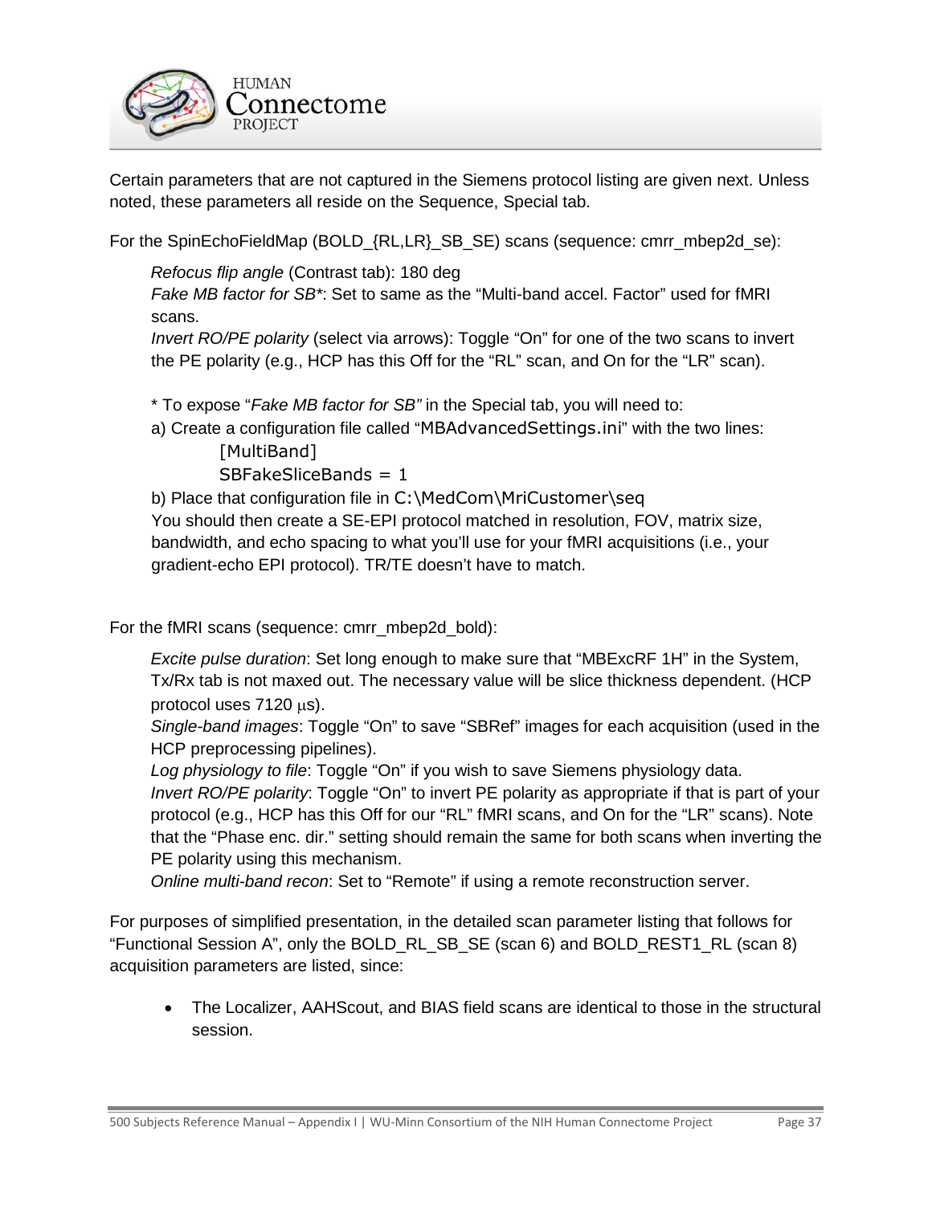Certain parameters that are not captured in the Siemens protocol listing are given next. Unless noted, these parameters all reside on the Sequence, Special tab.

For the SpinEchoFieldMap (BOLD_{RL,LR}_SB_SE) scans (sequence: cmrr_mbep2d_se):

> *Refocus flip angle* (Contrast tab): 180 deg
> *Fake MB factor for SB**: Set to same as the "Multi-band accel. Factor" used for fMRI scans.
> *Invert RO/PE polarity* (select via arrows): Toggle "On" for one of the two scans to invert the PE polarity (e.g., HCP has this Off for the "RL" scan, and On for the "LR" scan).
>
> * To expose "*Fake MB factor for SB"* in the Special tab, you will need to:
> a) Create a configuration file called "`MBAdvancedSettings.ini`" with the two lines:
>
> ```
> [MultiBand]
> SBFakeSliceBands = 1
> ```
>
> b) Place that configuration file in `C:\MedCom\MriCustomer\seq`
> You should then create a SE-EPI protocol matched in resolution, FOV, matrix size, bandwidth, and echo spacing to what you'll use for your fMRI acquisitions (i.e., your gradient-echo EPI protocol). TR/TE doesn't have to match.

For the fMRI scans (sequence: cmrr_mbep2d_bold):

> *Excite pulse duration*: Set long enough to make sure that "MBExcRF 1H" in the System, Tx/Rx tab is not maxed out. The necessary value will be slice thickness dependent. (HCP protocol uses 7120 μs).
> *Single-band images*: Toggle "On" to save "SBRef" images for each acquisition (used in the HCP preprocessing pipelines).
> *Log physiology to file*: Toggle "On" if you wish to save Siemens physiology data.
> *Invert RO/PE polarity*: Toggle "On" to invert PE polarity as appropriate if that is part of your protocol (e.g., HCP has this Off for our "RL" fMRI scans, and On for the "LR" scans). Note that the "Phase enc. dir." setting should remain the same for both scans when inverting the PE polarity using this mechanism.
> *Online multi-band recon*: Set to "Remote" if using a remote reconstruction server.

For purposes of simplified presentation, in the detailed scan parameter listing that follows for "Functional Session A", only the BOLD_RL_SB_SE (scan 6) and BOLD_REST1_RL (scan 8) acquisition parameters are listed, since:

- The Localizer, AAHScout, and BIAS field scans are identical to those in the structural session.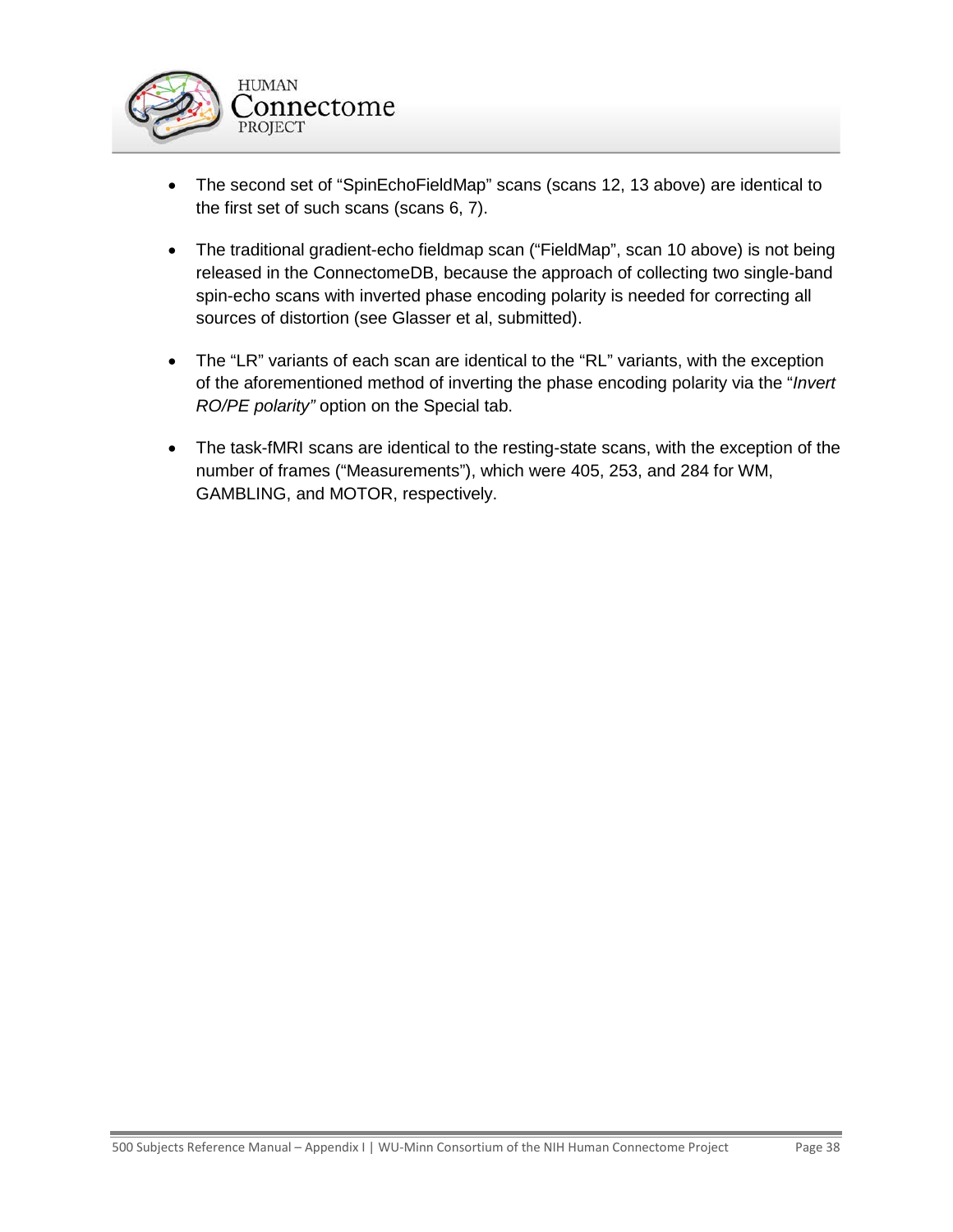- The second set of "SpinEchoFieldMap" scans (scans 12, 13 above) are identical to the first set of such scans (scans 6, 7).

- The traditional gradient-echo fieldmap scan ("FieldMap", scan 10 above) is not being released in the ConnectomeDB, because the approach of collecting two single-band spin-echo scans with inverted phase encoding polarity is needed for correcting all sources of distortion (see Glasser et al, submitted).

- The "LR" variants of each scan are identical to the "RL" variants, with the exception of the aforementioned method of inverting the phase encoding polarity via the "*Invert RO/PE polarity"* option on the Special tab.

- The task-fMRI scans are identical to the resting-state scans, with the exception of the number of frames ("Measurements"), which were 405, 253, and 284 for WM, GAMBLING, and MOTOR, respectively.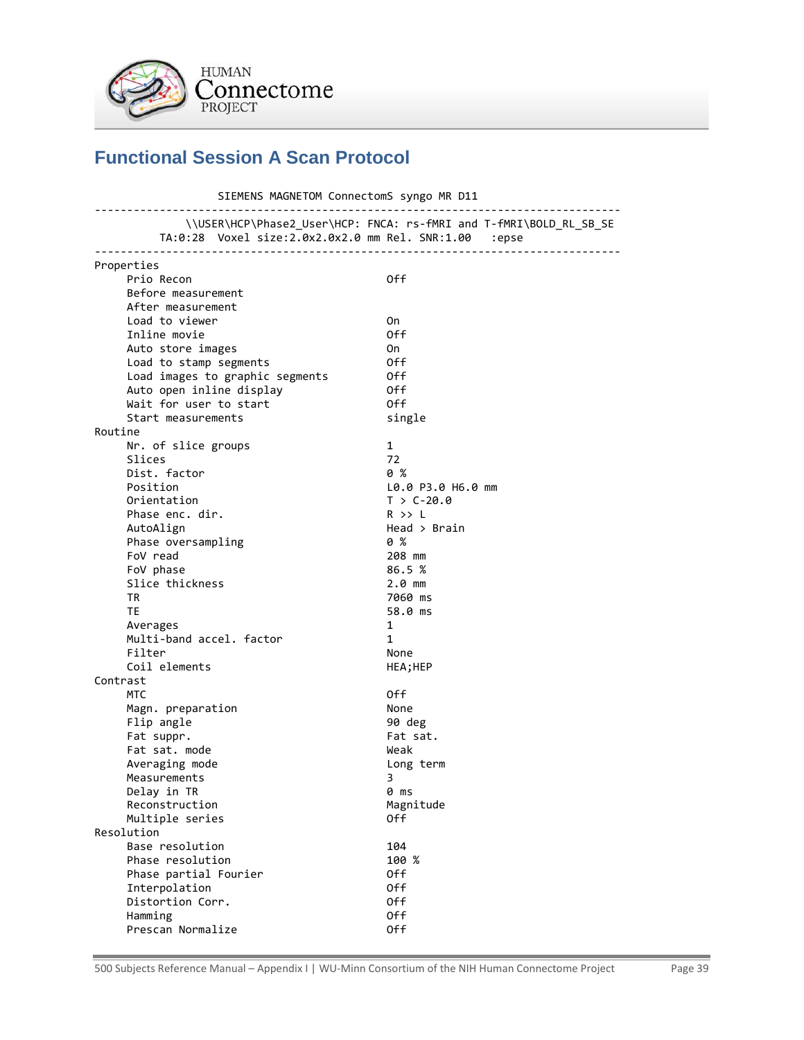## Functional Session A Scan Protocol

```
                  SIEMENS MAGNETOM ConnectomS syngo MR D11
--------------------------------------------------------------------------------
              \\USER\HCP\Phase2_User\HCP: FNCA: rs-fMRI and T-fMRI\BOLD_RL_SB_SE
          TA:0:28  Voxel size:2.0x2.0x2.0 mm Rel. SNR:1.00   :epse
--------------------------------------------------------------------------------
Properties
     Prio Recon                             Off
     Before measurement
     After measurement
     Load to viewer                         On
     Inline movie                           Off
     Auto store images                      On
     Load to stamp segments                 Off
     Load images to graphic segments        Off
     Auto open inline display               Off
     Wait for user to start                 Off
     Start measurements                     single
Routine
     Nr. of slice groups                    1
     Slices                                 72
     Dist. factor                           0 %
     Position                               L0.0 P3.0 H6.0 mm
     Orientation                            T > C-20.0
     Phase enc. dir.                        R >> L
     AutoAlign                              Head > Brain
     Phase oversampling                     0 %
     FoV read                               208 mm
     FoV phase                              86.5 %
     Slice thickness                        2.0 mm
     TR                                     7060 ms
     TE                                     58.0 ms
     Averages                               1
     Multi-band accel. factor               1
     Filter                                 None
     Coil elements                          HEA;HEP
Contrast
     MTC                                    Off
     Magn. preparation                      None
     Flip angle                             90 deg
     Fat suppr.                             Fat sat.
     Fat sat. mode                          Weak
     Averaging mode                         Long term
     Measurements                           3
     Delay in TR                            0 ms
     Reconstruction                         Magnitude
     Multiple series                        Off
Resolution
     Base resolution                        104
     Phase resolution                       100 %
     Phase partial Fourier                  Off
     Interpolation                          Off
     Distortion Corr.                       Off
     Hamming                                Off
     Prescan Normalize                      Off
```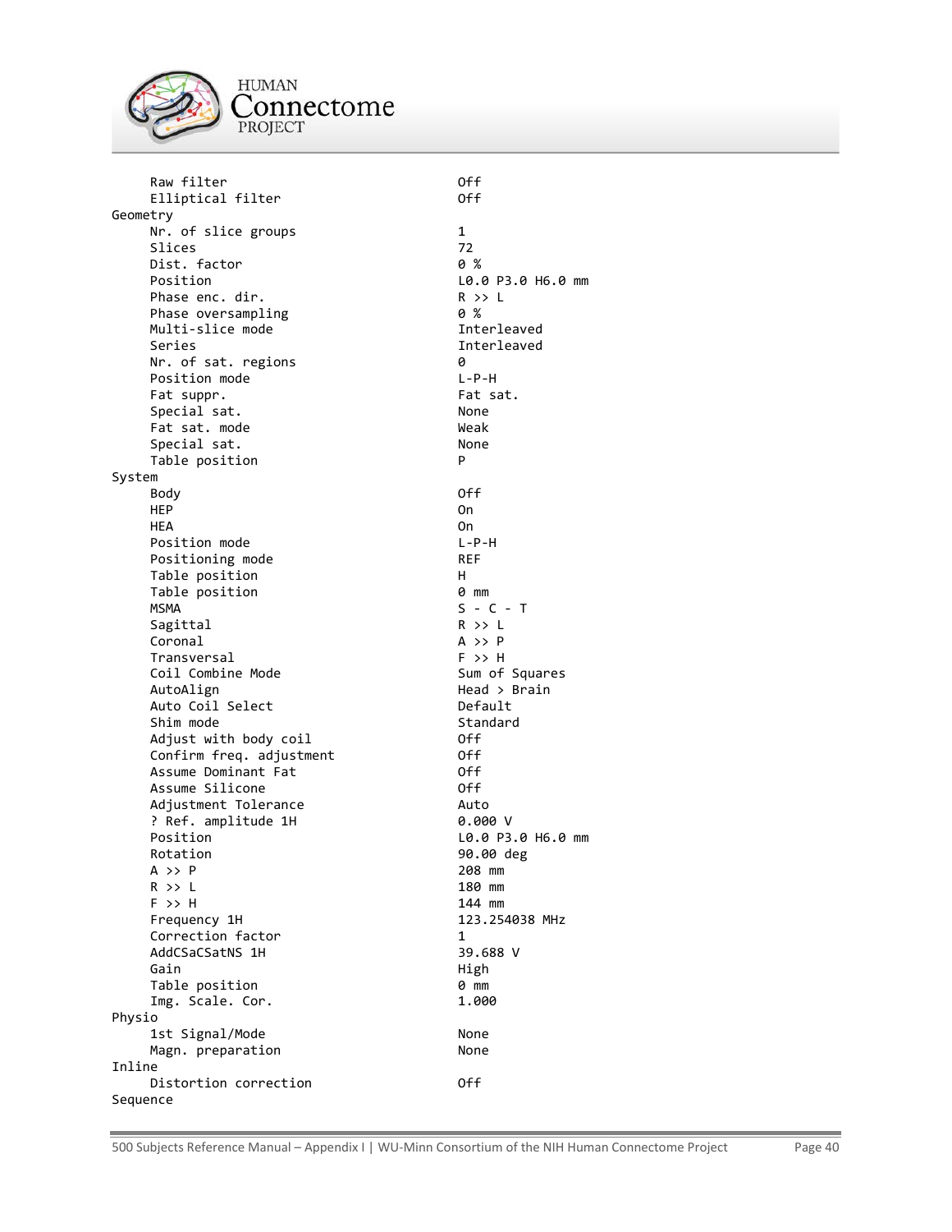```
     Raw filter                              Off
     Elliptical filter                       Off
Geometry
     Nr. of slice groups                     1
     Slices                                  72
     Dist. factor                            0 %
     Position                                L0.0 P3.0 H6.0 mm
     Phase enc. dir.                         R >> L
     Phase oversampling                      0 %
     Multi-slice mode                        Interleaved
     Series                                  Interleaved
     Nr. of sat. regions                     0
     Position mode                           L-P-H
     Fat suppr.                              Fat sat.
     Special sat.                            None
     Fat sat. mode                           Weak
     Special sat.                            None
     Table position                          P
System
     Body                                    Off
     HEP                                     On
     HEA                                     On
     Position mode                           L-P-H
     Positioning mode                        REF
     Table position                          H
     Table position                          0 mm
     MSMA                                    S - C - T
     Sagittal                                R >> L
     Coronal                                 A >> P
     Transversal                             F >> H
     Coil Combine Mode                       Sum of Squares
     AutoAlign                               Head > Brain
     Auto Coil Select                        Default
     Shim mode                               Standard
     Adjust with body coil                   Off
     Confirm freq. adjustment                Off
     Assume Dominant Fat                     Off
     Assume Silicone                         Off
     Adjustment Tolerance                    Auto
     ? Ref. amplitude 1H                     0.000 V
     Position                                L0.0 P3.0 H6.0 mm
     Rotation                                90.00 deg
     A >> P                                  208 mm
     R >> L                                  180 mm
     F >> H                                  144 mm
     Frequency 1H                            123.254038 MHz
     Correction factor                       1
     AddCSaCSatNS 1H                         39.688 V
     Gain                                    High
     Table position                          0 mm
     Img. Scale. Cor.                        1.000
Physio
     1st Signal/Mode                         None
     Magn. preparation                       None
Inline
     Distortion correction                   Off
Sequence
```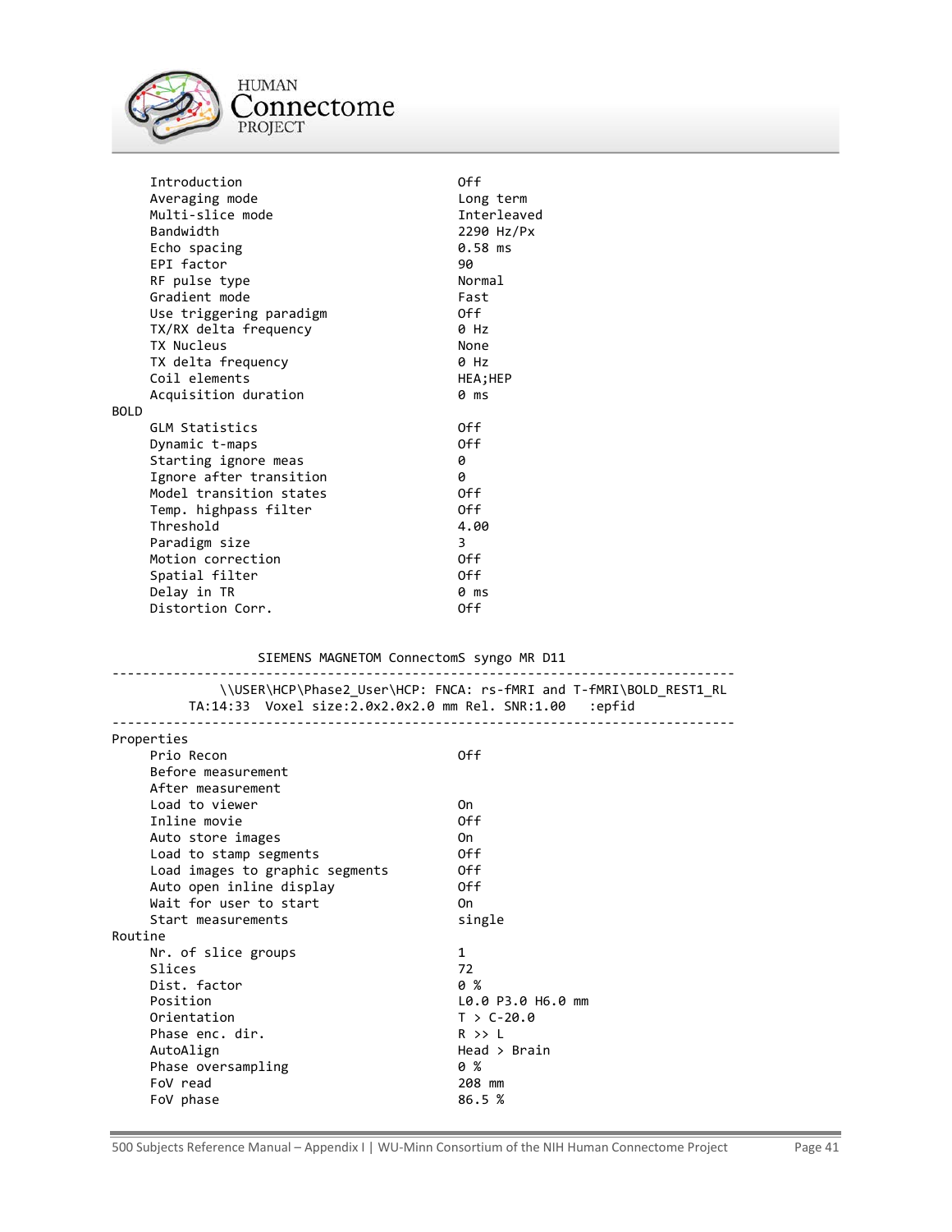```
     Introduction                              Off
     Averaging mode                            Long term
     Multi-slice mode                          Interleaved
     Bandwidth                                 2290 Hz/Px
     Echo spacing                              0.58 ms
     EPI factor                                90
     RF pulse type                             Normal
     Gradient mode                             Fast
     Use triggering paradigm                   Off
     TX/RX delta frequency                     0 Hz
     TX Nucleus                                None
     TX delta frequency                        0 Hz
     Coil elements                             HEA;HEP
     Acquisition duration                      0 ms
BOLD
     GLM Statistics                            Off
     Dynamic t-maps                            Off
     Starting ignore meas                      0
     Ignore after transition                   0
     Model transition states                   Off
     Temp. highpass filter                     Off
     Threshold                                 4.00
     Paradigm size                             3
     Motion correction                         Off
     Spatial filter                            Off
     Delay in TR                               0 ms
     Distortion Corr.                          Off


                  SIEMENS MAGNETOM ConnectomS syngo MR D11
--------------------------------------------------------------------------------
              \\USER\HCP\Phase2_User\HCP: FNCA: rs-fMRI and T-fMRI\BOLD_REST1_RL
          TA:14:33  Voxel size:2.0x2.0x2.0 mm Rel. SNR:1.00   :epfid
--------------------------------------------------------------------------------
Properties
     Prio Recon                                Off
     Before measurement
     After measurement
     Load to viewer                            On
     Inline movie                              Off
     Auto store images                         On
     Load to stamp segments                    Off
     Load images to graphic segments           Off
     Auto open inline display                  Off
     Wait for user to start                    On
     Start measurements                        single
Routine
     Nr. of slice groups                       1
     Slices                                    72
     Dist. factor                              0 %
     Position                                  L0.0 P3.0 H6.0 mm
     Orientation                               T > C-20.0
     Phase enc. dir.                           R >> L
     AutoAlign                                 Head > Brain
     Phase oversampling                        0 %
     FoV read                                  208 mm
     FoV phase                                 86.5 %
```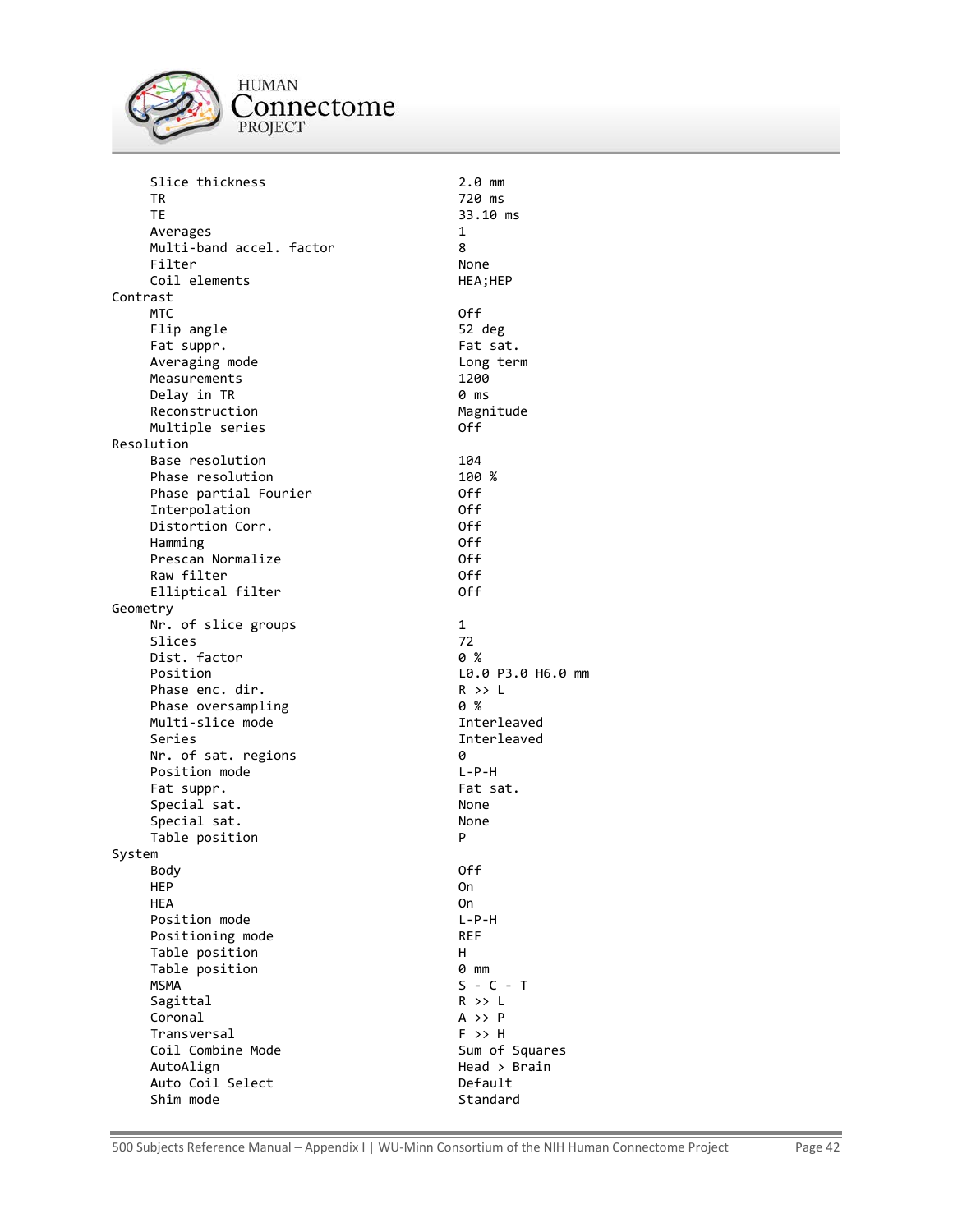```
     Slice thickness                        2.0 mm
     TR                                     720 ms
     TE                                     33.10 ms
     Averages                               1
     Multi-band accel. factor               8
     Filter                                 None
     Coil elements                          HEA;HEP
Contrast
     MTC                                    Off
     Flip angle                             52 deg
     Fat suppr.                             Fat sat.
     Averaging mode                         Long term
     Measurements                           1200
     Delay in TR                            0 ms
     Reconstruction                         Magnitude
     Multiple series                        Off
Resolution
     Base resolution                        104
     Phase resolution                       100 %
     Phase partial Fourier                  Off
     Interpolation                          Off
     Distortion Corr.                       Off
     Hamming                                Off
     Prescan Normalize                      Off
     Raw filter                             Off
     Elliptical filter                      Off
Geometry
     Nr. of slice groups                    1
     Slices                                 72
     Dist. factor                           0 %
     Position                               L0.0 P3.0 H6.0 mm
     Phase enc. dir.                        R >> L
     Phase oversampling                     0 %
     Multi-slice mode                       Interleaved
     Series                                 Interleaved
     Nr. of sat. regions                    0
     Position mode                          L-P-H
     Fat suppr.                             Fat sat.
     Special sat.                           None
     Special sat.                           None
     Table position                         P
System
     Body                                   Off
     HEP                                    On
     HEA                                    On
     Position mode                          L-P-H
     Positioning mode                       REF
     Table position                         H
     Table position                         0 mm
     MSMA                                   S - C - T
     Sagittal                               R >> L
     Coronal                                A >> P
     Transversal                            F >> H
     Coil Combine Mode                      Sum of Squares
     AutoAlign                              Head > Brain
     Auto Coil Select                       Default
     Shim mode                              Standard
```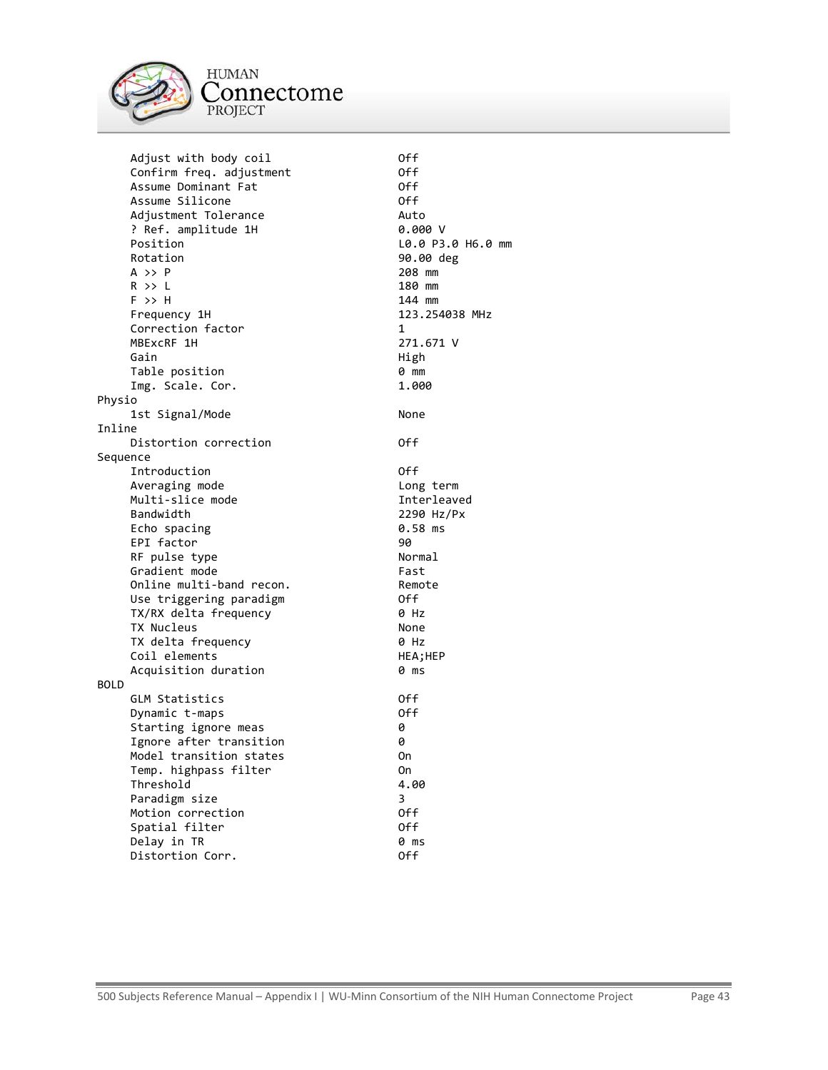```
     Adjust with body coil               Off
     Confirm freq. adjustment            Off
     Assume Dominant Fat                 Off
     Assume Silicone                     Off
     Adjustment Tolerance                Auto
     ? Ref. amplitude 1H                 0.000 V
     Position                            L0.0 P3.0 H6.0 mm
     Rotation                            90.00 deg
     A >> P                              208 mm
     R >> L                              180 mm
     F >> H                              144 mm
     Frequency 1H                        123.254038 MHz
     Correction factor                   1
     MBExcRF 1H                          271.671 V
     Gain                                High
     Table position                      0 mm
     Img. Scale. Cor.                    1.000
Physio
     1st Signal/Mode                     None
Inline
     Distortion correction               Off
Sequence
     Introduction                        Off
     Averaging mode                      Long term
     Multi-slice mode                    Interleaved
     Bandwidth                           2290 Hz/Px
     Echo spacing                        0.58 ms
     EPI factor                          90
     RF pulse type                       Normal
     Gradient mode                       Fast
     Online multi-band recon.            Remote
     Use triggering paradigm             Off
     TX/RX delta frequency               0 Hz
     TX Nucleus                          None
     TX delta frequency                  0 Hz
     Coil elements                       HEA;HEP
     Acquisition duration                0 ms
BOLD
     GLM Statistics                      Off
     Dynamic t-maps                      Off
     Starting ignore meas                0
     Ignore after transition             0
     Model transition states             On
     Temp. highpass filter               On
     Threshold                           4.00
     Paradigm size                       3
     Motion correction                   Off
     Spatial filter                      Off
     Delay in TR                         0 ms
     Distortion Corr.                    Off
```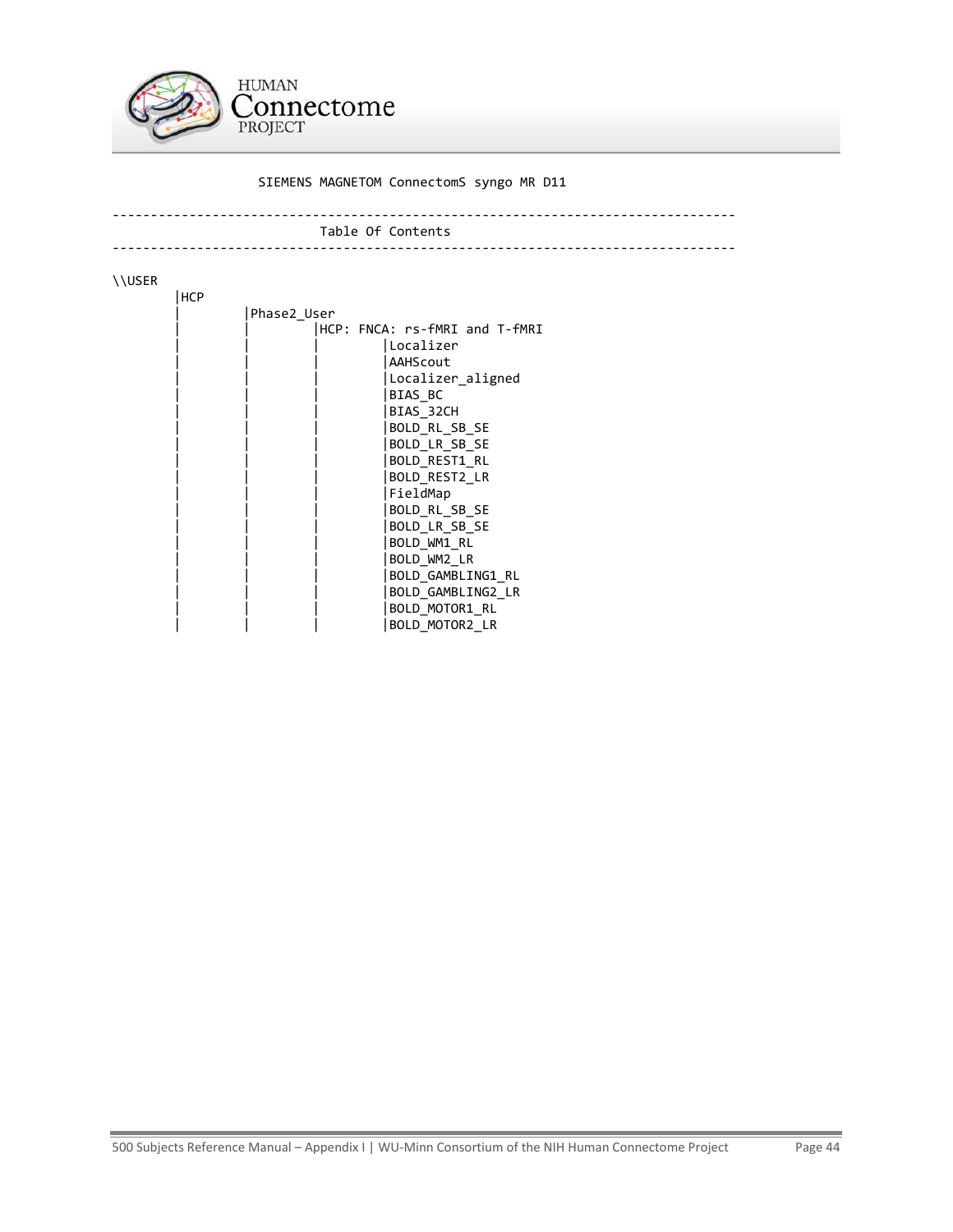```
                    SIEMENS MAGNETOM ConnectomS syngo MR D11

--------------------------------------------------------------------------------
                              Table Of Contents
--------------------------------------------------------------------------------

\\USER
        |HCP
        |         |Phase2_User
        |         |         |HCP: FNCA: rs-fMRI and T-fMRI
        |         |         |         |Localizer
        |         |         |         |AAHScout
        |         |         |         |Localizer_aligned
        |         |         |         |BIAS_BC
        |         |         |         |BIAS_32CH
        |         |         |         |BOLD_RL_SB_SE
        |         |         |         |BOLD_LR_SB_SE
        |         |         |         |BOLD_REST1_RL
        |         |         |         |BOLD_REST2_LR
        |         |         |         |FieldMap
        |         |         |         |BOLD_RL_SB_SE
        |         |         |         |BOLD_LR_SB_SE
        |         |         |         |BOLD_WM1_RL
        |         |         |         |BOLD_WM2_LR
        |         |         |         |BOLD_GAMBLING1_RL
        |         |         |         |BOLD_GAMBLING2_LR
        |         |         |         |BOLD_MOTOR1_RL
        |         |         |         |BOLD_MOTOR2_LR
```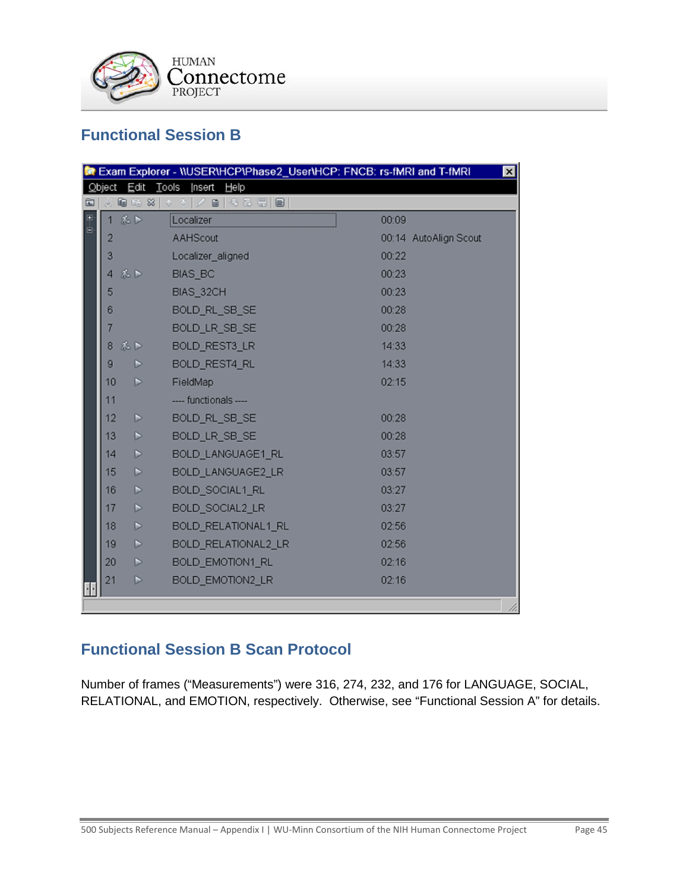## Functional Session B

Exam Explorer - \\USER\HCP\Phase2_User\HCP: FNCB: rs-fMRI and T-fMRI

| # | Sequence | Time | Note |
|---|---|---|---|
| 1 | Localizer | 00:09 | |
| 2 | AAHScout | 00:14 | AutoAlign Scout |
| 3 | Localizer_aligned | 00:22 | |
| 4 | BIAS_BC | 00:23 | |
| 5 | BIAS_32CH | 00:23 | |
| 6 | BOLD_RL_SB_SE | 00:28 | |
| 7 | BOLD_LR_SB_SE | 00:28 | |
| 8 | BOLD_REST3_LR | 14:33 | |
| 9 | BOLD_REST4_RL | 14:33 | |
| 10 | FieldMap | 02:15 | |
| 11 | ---- functionals ---- | | |
| 12 | BOLD_RL_SB_SE | 00:28 | |
| 13 | BOLD_LR_SB_SE | 00:28 | |
| 14 | BOLD_LANGUAGE1_RL | 03:57 | |
| 15 | BOLD_LANGUAGE2_LR | 03:57 | |
| 16 | BOLD_SOCIAL1_RL | 03:27 | |
| 17 | BOLD_SOCIAL2_LR | 03:27 | |
| 18 | BOLD_RELATIONAL1_RL | 02:56 | |
| 19 | BOLD_RELATIONAL2_LR | 02:56 | |
| 20 | BOLD_EMOTION1_RL | 02:16 | |
| 21 | BOLD_EMOTION2_LR | 02:16 | |

## Functional Session B Scan Protocol

Number of frames ("Measurements") were 316, 274, 232, and 176 for LANGUAGE, SOCIAL, RELATIONAL, and EMOTION, respectively. Otherwise, see "Functional Session A" for details.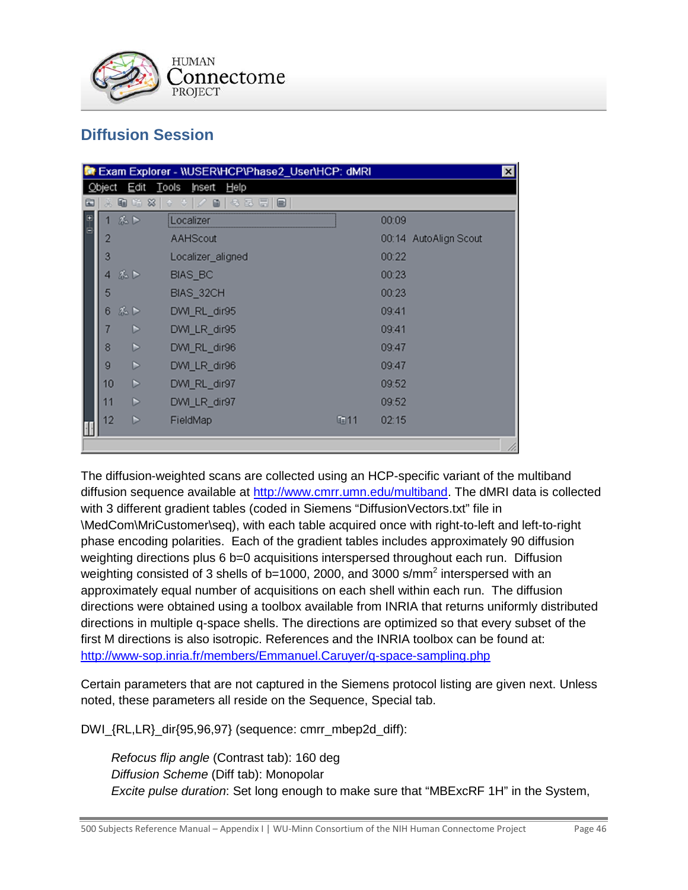## Diffusion Session

Exam Explorer - \\USER\HCP\Phase2_User\HCP: dMRI

| # | Protocol | | Time | |
|---|---|---|---|---|
| 1 | Localizer | | 00:09 | |
| 2 | AAHScout | | 00:14 | AutoAlign Scout |
| 3 | Localizer_aligned | | 00:22 | |
| 4 | BIAS_BC | | 00:23 | |
| 5 | BIAS_32CH | | 00:23 | |
| 6 | DWI_RL_dir95 | | 09:41 | |
| 7 | DWI_LR_dir95 | | 09:41 | |
| 8 | DWI_RL_dir96 | | 09:47 | |
| 9 | DWI_LR_dir96 | | 09:47 | |
| 10 | DWI_RL_dir97 | | 09:52 | |
| 11 | DWI_LR_dir97 | | 09:52 | |
| 12 | FieldMap | 11 | 02:15 | |

The diffusion-weighted scans are collected using an HCP-specific variant of the multiband diffusion sequence available at http://www.cmrr.umn.edu/multiband. The dMRI data is collected with 3 different gradient tables (coded in Siemens "DiffusionVectors.txt" file in \MedCom\MriCustomer\seq), with each table acquired once with right-to-left and left-to-right phase encoding polarities. Each of the gradient tables includes approximately 90 diffusion weighting directions plus 6 b=0 acquisitions interspersed throughout each run. Diffusion weighting consisted of 3 shells of b=1000, 2000, and 3000 s/mm$^2$ interspersed with an approximately equal number of acquisitions on each shell within each run. The diffusion directions were obtained using a toolbox available from INRIA that returns uniformly distributed directions in multiple q-space shells. The directions are optimized so that every subset of the first M directions is also isotropic. References and the INRIA toolbox can be found at: http://www-sop.inria.fr/members/Emmanuel.Caruyer/q-space-sampling.php

Certain parameters that are not captured in the Siemens protocol listing are given next. Unless noted, these parameters all reside on the Sequence, Special tab.

DWI_{RL,LR}_dir{95,96,97} (sequence: cmrr_mbep2d_diff):

*Refocus flip angle* (Contrast tab): 160 deg
*Diffusion Scheme* (Diff tab): Monopolar
*Excite pulse duration*: Set long enough to make sure that "MBExcRF 1H" in the System,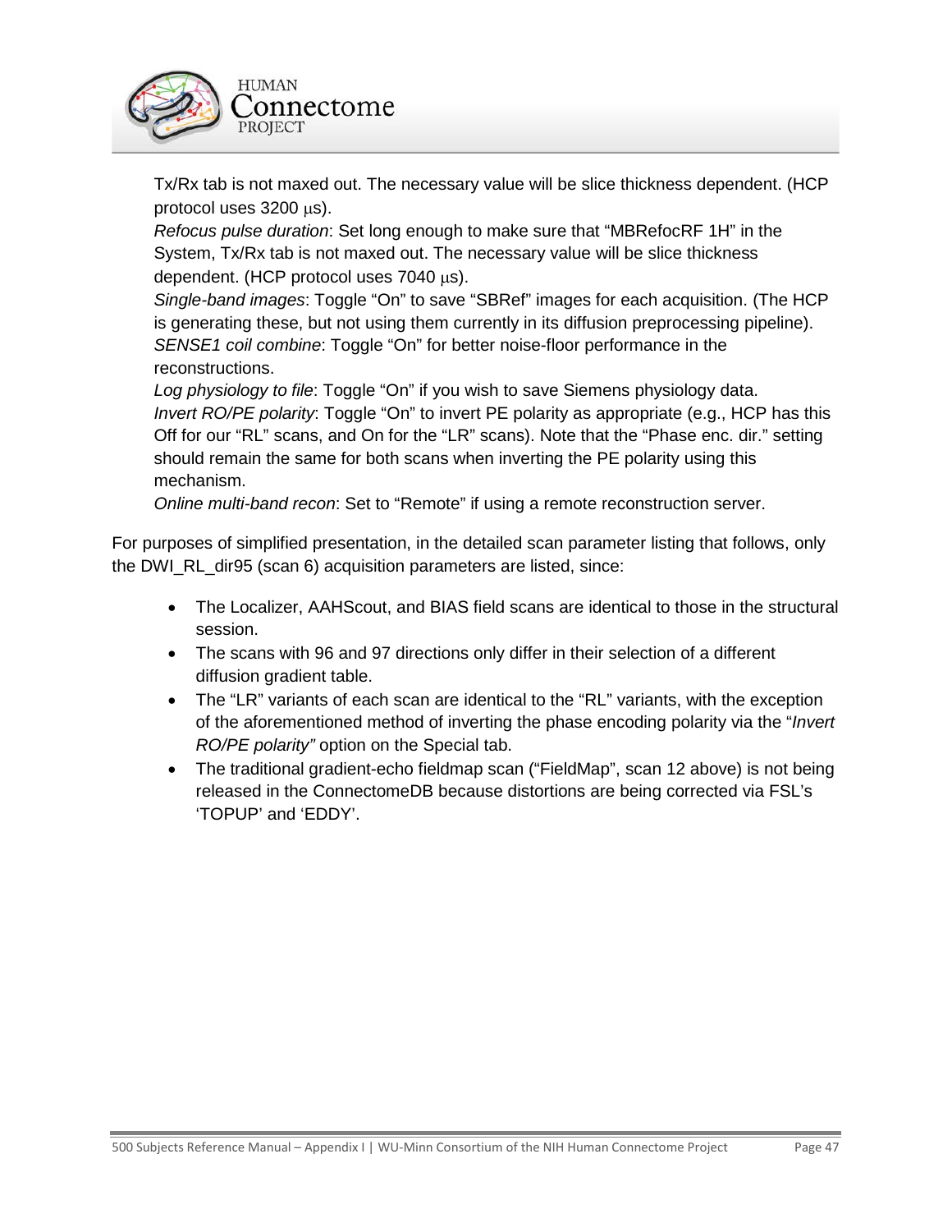Tx/Rx tab is not maxed out. The necessary value will be slice thickness dependent. (HCP protocol uses 3200 μs).

*Refocus pulse duration*: Set long enough to make sure that "MBRefocRF 1H" in the System, Tx/Rx tab is not maxed out. The necessary value will be slice thickness dependent. (HCP protocol uses 7040 μs).

*Single-band images*: Toggle "On" to save "SBRef" images for each acquisition. (The HCP is generating these, but not using them currently in its diffusion preprocessing pipeline).

*SENSE1 coil combine*: Toggle "On" for better noise-floor performance in the reconstructions.

*Log physiology to file*: Toggle "On" if you wish to save Siemens physiology data.

*Invert RO/PE polarity*: Toggle "On" to invert PE polarity as appropriate (e.g., HCP has this Off for our "RL" scans, and On for the "LR" scans). Note that the "Phase enc. dir." setting should remain the same for both scans when inverting the PE polarity using this mechanism.

*Online multi-band recon*: Set to "Remote" if using a remote reconstruction server.

For purposes of simplified presentation, in the detailed scan parameter listing that follows, only the DWI_RL_dir95 (scan 6) acquisition parameters are listed, since:

- The Localizer, AAHScout, and BIAS field scans are identical to those in the structural session.
- The scans with 96 and 97 directions only differ in their selection of a different diffusion gradient table.
- The "LR" variants of each scan are identical to the "RL" variants, with the exception of the aforementioned method of inverting the phase encoding polarity via the "*Invert RO/PE polarity"* option on the Special tab.
- The traditional gradient-echo fieldmap scan ("FieldMap", scan 12 above) is not being released in the ConnectomeDB because distortions are being corrected via FSL's 'TOPUP' and 'EDDY'.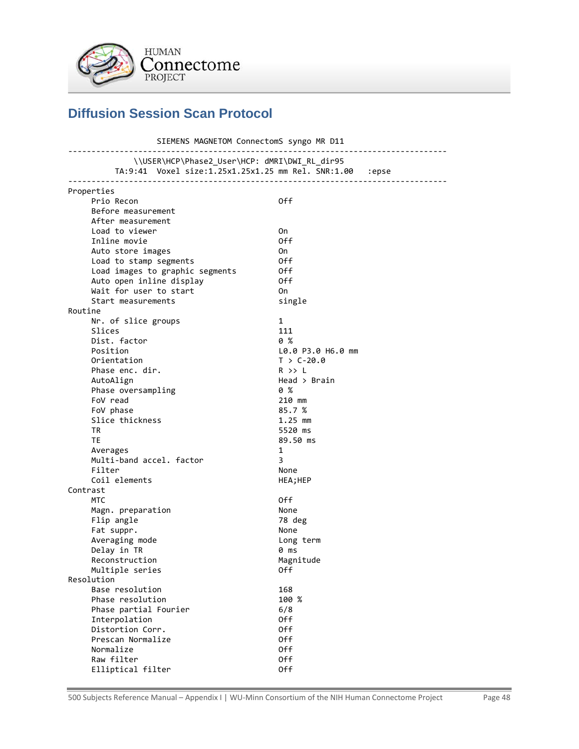## Diffusion Session Scan Protocol

```
                    SIEMENS MAGNETOM ConnectomS syngo MR D11
---------------------------------------------------------------------------------
              \\USER\HCP\Phase2_User\HCP: dMRI\DWI_RL_dir95
          TA:9:41  Voxel size:1.25x1.25x1.25 mm Rel. SNR:1.00   :epse
---------------------------------------------------------------------------------
Properties
     Prio Recon                             Off
     Before measurement
     After measurement
     Load to viewer                         On
     Inline movie                           Off
     Auto store images                      On
     Load to stamp segments                 Off
     Load images to graphic segments        Off
     Auto open inline display               Off
     Wait for user to start                 On
     Start measurements                     single
Routine
     Nr. of slice groups                    1
     Slices                                 111
     Dist. factor                           0 %
     Position                               L0.0 P3.0 H6.0 mm
     Orientation                            T > C-20.0
     Phase enc. dir.                        R >> L
     AutoAlign                              Head > Brain
     Phase oversampling                     0 %
     FoV read                               210 mm
     FoV phase                              85.7 %
     Slice thickness                        1.25 mm
     TR                                     5520 ms
     TE                                     89.50 ms
     Averages                               1
     Multi-band accel. factor               3
     Filter                                 None
     Coil elements                          HEA;HEP
Contrast
     MTC                                    Off
     Magn. preparation                      None
     Flip angle                             78 deg
     Fat suppr.                             None
     Averaging mode                         Long term
     Delay in TR                            0 ms
     Reconstruction                         Magnitude
     Multiple series                        Off
Resolution
     Base resolution                        168
     Phase resolution                       100 %
     Phase partial Fourier                  6/8
     Interpolation                          Off
     Distortion Corr.                       Off
     Prescan Normalize                      Off
     Normalize                              Off
     Raw filter                             Off
     Elliptical filter                      Off
```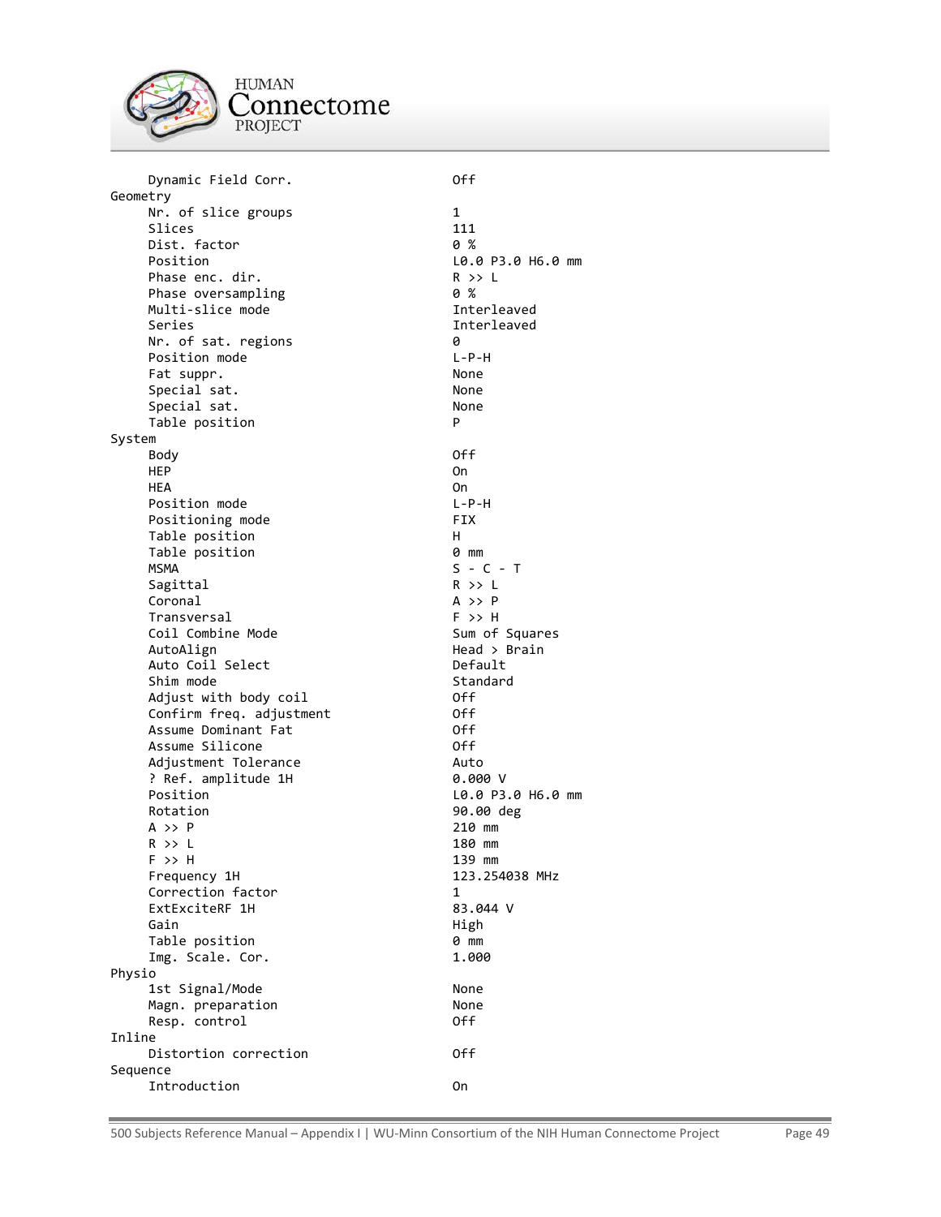```
     Dynamic Field Corr.                    Off
Geometry
     Nr. of slice groups                    1
     Slices                                 111
     Dist. factor                           0 %
     Position                               L0.0 P3.0 H6.0 mm
     Phase enc. dir.                        R >> L
     Phase oversampling                     0 %
     Multi-slice mode                       Interleaved
     Series                                 Interleaved
     Nr. of sat. regions                    0
     Position mode                          L-P-H
     Fat suppr.                             None
     Special sat.                           None
     Special sat.                           None
     Table position                         P
System
     Body                                   Off
     HEP                                    On
     HEA                                    On
     Position mode                          L-P-H
     Positioning mode                       FIX
     Table position                         H
     Table position                         0 mm
     MSMA                                   S - C - T
     Sagittal                               R >> L
     Coronal                                A >> P
     Transversal                            F >> H
     Coil Combine Mode                      Sum of Squares
     AutoAlign                              Head > Brain
     Auto Coil Select                       Default
     Shim mode                              Standard
     Adjust with body coil                  Off
     Confirm freq. adjustment               Off
     Assume Dominant Fat                    Off
     Assume Silicone                        Off
     Adjustment Tolerance                   Auto
     ? Ref. amplitude 1H                    0.000 V
     Position                               L0.0 P3.0 H6.0 mm
     Rotation                               90.00 deg
     A >> P                                 210 mm
     R >> L                                 180 mm
     F >> H                                 139 mm
     Frequency 1H                           123.254038 MHz
     Correction factor                      1
     ExtExciteRF 1H                         83.044 V
     Gain                                   High
     Table position                         0 mm
     Img. Scale. Cor.                       1.000
Physio
     1st Signal/Mode                        None
     Magn. preparation                      None
     Resp. control                          Off
Inline
     Distortion correction                  Off
Sequence
     Introduction                           On
```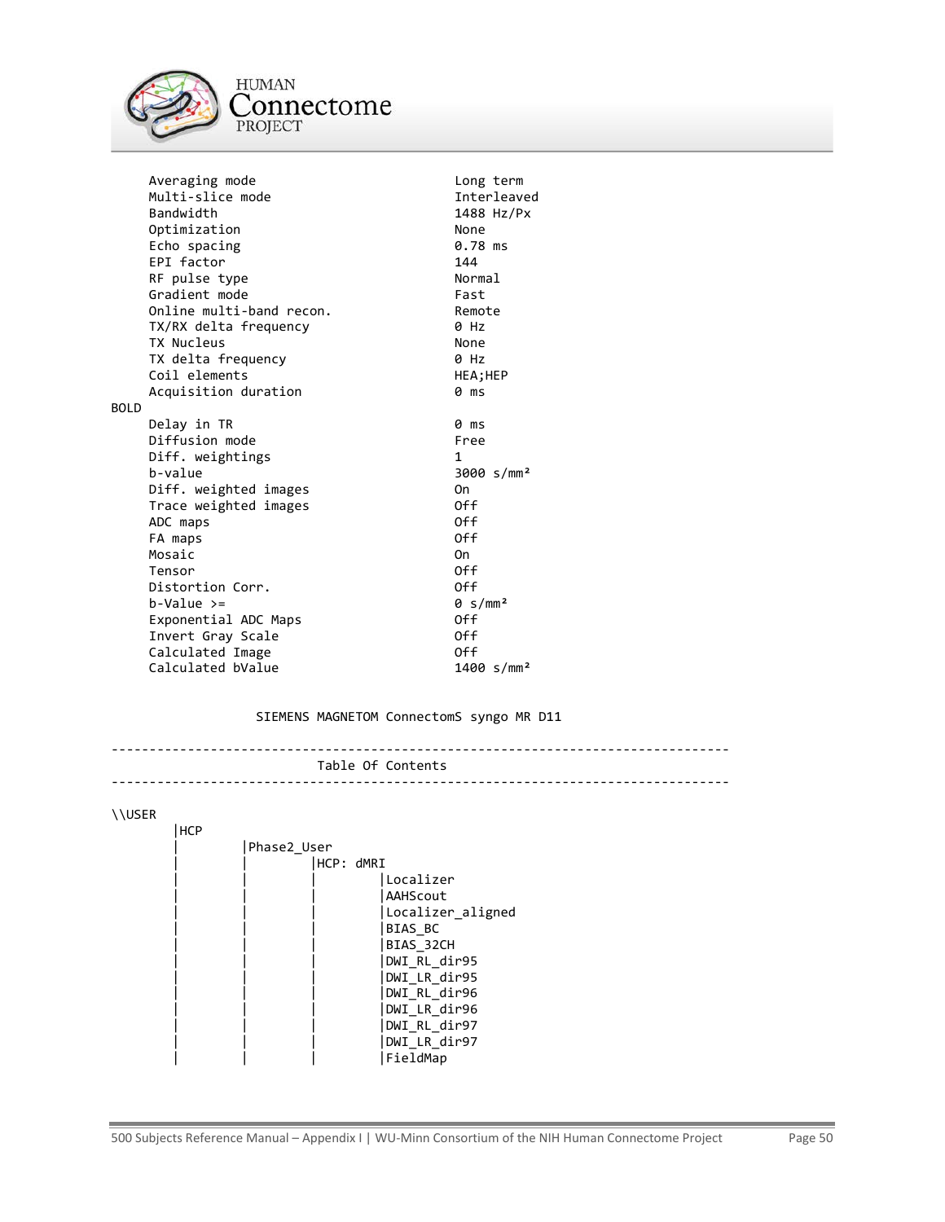```
      Averaging mode                              Long term
      Multi-slice mode                            Interleaved
      Bandwidth                                   1488 Hz/Px
      Optimization                                None
      Echo spacing                                0.78 ms
      EPI factor                                  144
      RF pulse type                               Normal
      Gradient mode                               Fast
      Online multi-band recon.                    Remote
      TX/RX delta frequency                       0 Hz
      TX Nucleus                                  None
      TX delta frequency                          0 Hz
      Coil elements                               HEA;HEP
      Acquisition duration                        0 ms
BOLD
      Delay in TR                                 0 ms
      Diffusion mode                              Free
      Diff. weightings                            1
      b-value                                     3000 s/mm²
      Diff. weighted images                       On
      Trace weighted images                       Off
      ADC maps                                    Off
      FA maps                                     Off
      Mosaic                                      On
      Tensor                                      Off
      Distortion Corr.                            Off
      b-Value >=                                  0 s/mm²
      Exponential ADC Maps                        Off
      Invert Gray Scale                           Off
      Calculated Image                            Off
      Calculated bValue                           1400 s/mm²


                 SIEMENS MAGNETOM ConnectomS syngo MR D11

---------------------------------------------------------------------------------
                             Table Of Contents
---------------------------------------------------------------------------------

\\USER
        |HCP
        |         |Phase2_User
        |         |         |HCP: dMRI
        |         |         |         |Localizer
        |         |         |         |AAHScout
        |         |         |         |Localizer_aligned
        |         |         |         |BIAS_BC
        |         |         |         |BIAS_32CH
        |         |         |         |DWI_RL_dir95
        |         |         |         |DWI_LR_dir95
        |         |         |         |DWI_RL_dir96
        |         |         |         |DWI_LR_dir96
        |         |         |         |DWI_RL_dir97
        |         |         |         |DWI_LR_dir97
        |         |         |         |FieldMap
```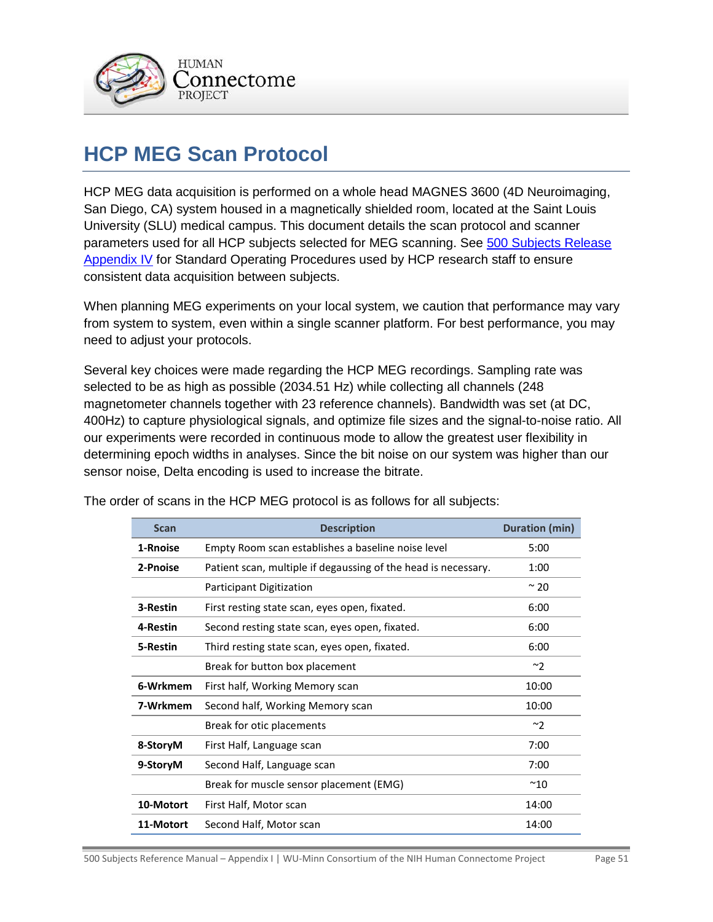# HCP MEG Scan Protocol

HCP MEG data acquisition is performed on a whole head MAGNES 3600 (4D Neuroimaging, San Diego, CA) system housed in a magnetically shielded room, located at the Saint Louis University (SLU) medical campus. This document details the scan protocol and scanner parameters used for all HCP subjects selected for MEG scanning. See [500 Subjects Release Appendix IV](#) for Standard Operating Procedures used by HCP research staff to ensure consistent data acquisition between subjects.

When planning MEG experiments on your local system, we caution that performance may vary from system to system, even within a single scanner platform. For best performance, you may need to adjust your protocols.

Several key choices were made regarding the HCP MEG recordings. Sampling rate was selected to be as high as possible (2034.51 Hz) while collecting all channels (248 magnetometer channels together with 23 reference channels). Bandwidth was set (at DC, 400Hz) to capture physiological signals, and optimize file sizes and the signal-to-noise ratio. All our experiments were recorded in continuous mode to allow the greatest user flexibility in determining epoch widths in analyses. Since the bit noise on our system was higher than our sensor noise, Delta encoding is used to increase the bitrate.

The order of scans in the HCP MEG protocol is as follows for all subjects:

| Scan | Description | Duration (min) |
|---|---|---|
| **1-Rnoise** | Empty Room scan establishes a baseline noise level | 5:00 |
| **2-Pnoise** | Patient scan, multiple if degaussing of the head is necessary. | 1:00 |
| | Participant Digitization | ~ 20 |
| **3-Restin** | First resting state scan, eyes open, fixated. | 6:00 |
| **4-Restin** | Second resting state scan, eyes open, fixated. | 6:00 |
| **5-Restin** | Third resting state scan, eyes open, fixated. | 6:00 |
| | Break for button box placement | ~2 |
| **6-Wrkmem** | First half, Working Memory scan | 10:00 |
| **7-Wrkmem** | Second half, Working Memory scan | 10:00 |
| | Break for otic placements | ~2 |
| **8-StoryM** | First Half, Language scan | 7:00 |
| **9-StoryM** | Second Half, Language scan | 7:00 |
| | Break for muscle sensor placement (EMG) | ~10 |
| **10-Motort** | First Half, Motor scan | 14:00 |
| **11-Motort** | Second Half, Motor scan | 14:00 |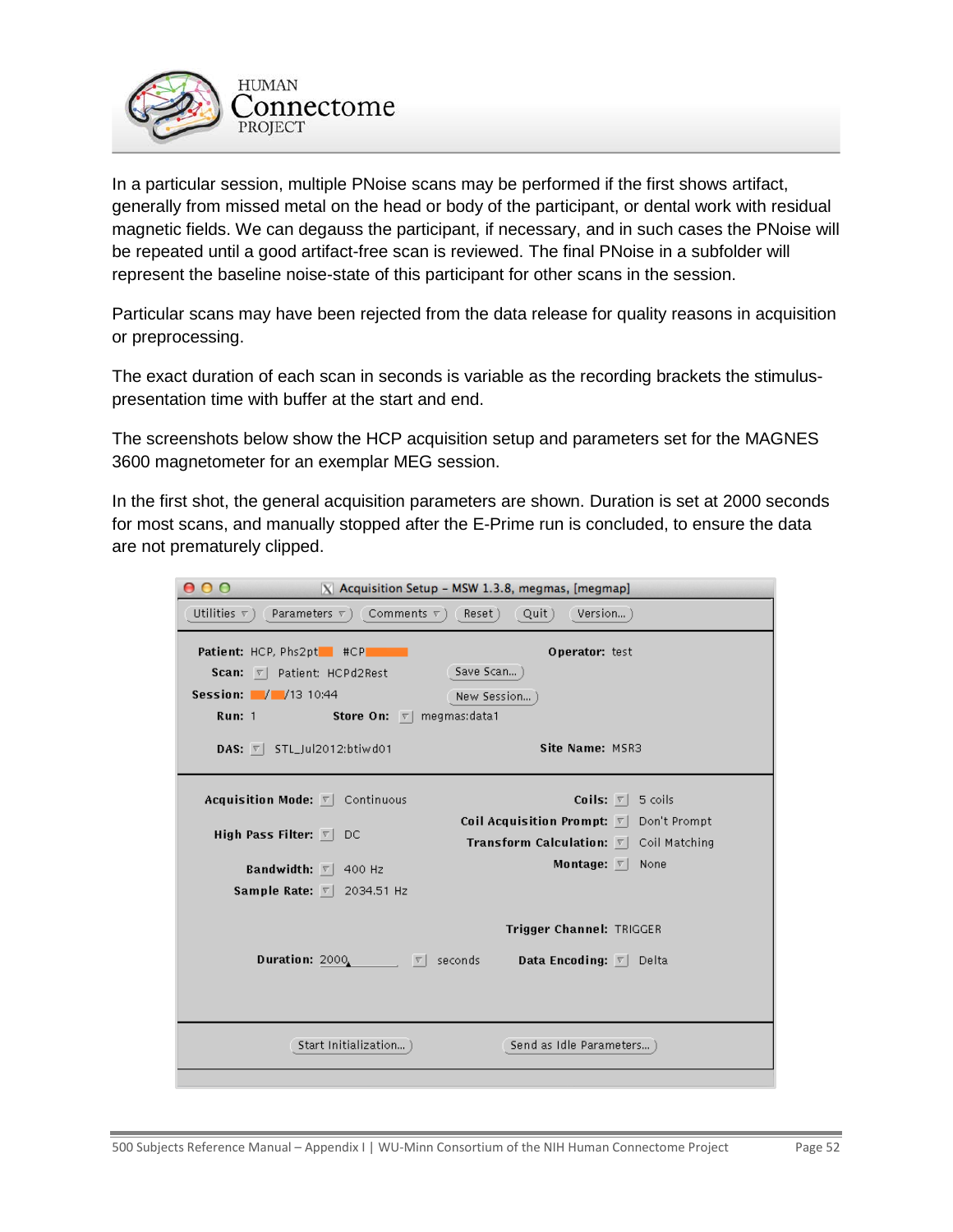In a particular session, multiple PNoise scans may be performed if the first shows artifact, generally from missed metal on the head or body of the participant, or dental work with residual magnetic fields. We can degauss the participant, if necessary, and in such cases the PNoise will be repeated until a good artifact-free scan is reviewed. The final PNoise in a subfolder will represent the baseline noise-state of this participant for other scans in the session.

Particular scans may have been rejected from the data release for quality reasons in acquisition or preprocessing.

The exact duration of each scan in seconds is variable as the recording brackets the stimulus-presentation time with buffer at the start and end.

The screenshots below show the HCP acquisition setup and parameters set for the MAGNES 3600 magnetometer for an exemplar MEG session.

In the first shot, the general acquisition parameters are shown. Duration is set at 2000 seconds for most scans, and manually stopped after the E-Prime run is concluded, to ensure the data are not prematurely clipped.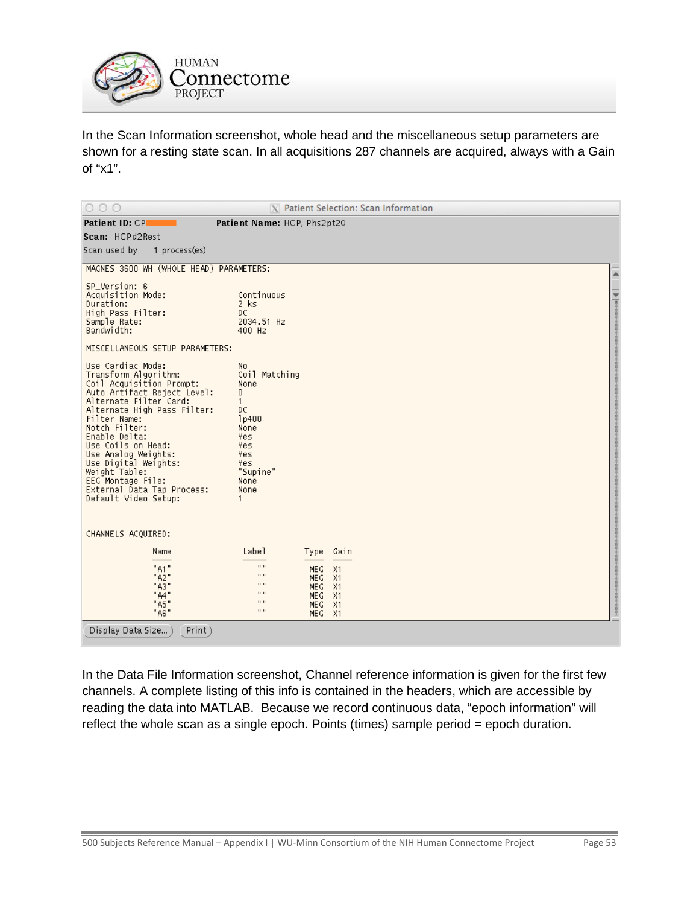In the Scan Information screenshot, whole head and the miscellaneous setup parameters are shown for a resting state scan. In all acquisitions 287 channels are acquired, always with a Gain of “x1”.

```
Patient Selection: Scan Information

Patient ID: CP          Patient Name: HCP, Phs2pt20
Scan:  HCPd2Rest
Scan used by    1 process(es)

MAGNES 3600 WH (WHOLE HEAD) PARAMETERS:

SP_Version: 6
Acquisition Mode:                Continuous
Duration:                        2 ks
High Pass Filter:                DC
Sample Rate:                     2034.51 Hz
Bandwidth:                       400 Hz

MISCELLANEOUS SETUP PARAMETERS:

Use Cardiac Mode:                No
Transform Algorithm:             Coil Matching
Coil Acquisition Prompt:         None
Auto Artifact Reject Level:      0
Alternate Filter Card:           1
Alternate High Pass Filter:      DC
Filter Name:                     lp400
Notch Filter:                    None
Enable Delta:                    Yes
Use Coils on Head:               Yes
Use Analog Weights:              Yes
Use Digital Weights:             Yes
Weight Table:                    "Supine"
EEG Montage File:                None
External Data Tap Process:       None
Default Video Setup:             1


CHANNELS ACQUIRED:

              Name                Label        Type  Gain

              "A1"                 ""          MEG   X1
              "A2"                 ""          MEG   X1
              "A3"                 ""          MEG   X1
              "A4"                 ""          MEG   X1
              "A5"                 ""          MEG   X1
              "A6"                 ""          MEG   X1

Display Data Size...   Print
```

In the Data File Information screenshot, Channel reference information is given for the first few channels. A complete listing of this info is contained in the headers, which are accessible by reading the data into MATLAB. Because we record continuous data, “epoch information” will reflect the whole scan as a single epoch. Points (times) sample period = epoch duration.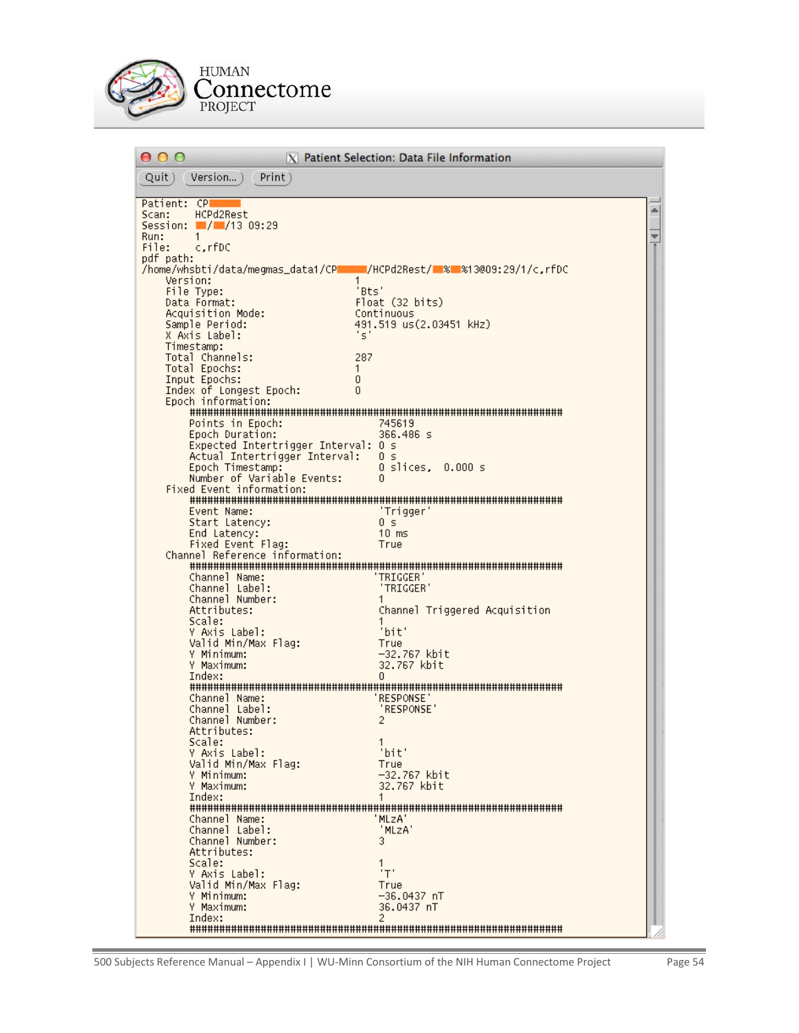Patient Selection: Data File Information

Quit | Version... | Print

```
Patient:  CP
Scan:     HCPd2Rest
Session:  / /13 09:29
Run:      1
File:     c,rfDC
pdf path:
/home/whsbti/data/megmas_data1/CP /HCPd2Rest/ % %13@09:29/1/c,rfDC
    Version:                        1
    File Type:                      'Bts'
    Data Format:                    Float (32 bits)
    Acquisition Mode:               Continuous
    Sample Period:                  491.519 us(2.03451 kHz)
    X Axis Label:                   's'
    Timestamp:
    Total Channels:                 287
    Total Epochs:                   1
    Input Epochs:                   0
    Index of Longest Epoch:         0
    Epoch information:
        ######################################################################
        Points in Epoch:                745619
        Epoch Duration:                 366.486 s
        Expected Intertrigger Interval: 0 s
        Actual Intertrigger Interval:   0 s
        Epoch Timestamp:                0 slices,  0.000 s
        Number of Variable Events:      0
    Fixed Event information:
        ######################################################################
        Event Name:                     'Trigger'
        Start Latency:                  0 s
        End Latency:                    10 ms
        Fixed Event Flag:               True
    Channel Reference information:
        ######################################################################
        Channel Name:                   'TRIGGER'
        Channel Label:                  'TRIGGER'
        Channel Number:                 1
        Attributes:                     Channel Triggered Acquisition
        Scale:                          1
        Y Axis Label:                   'bit'
        Valid Min/Max Flag:             True
        Y Minimum:                      -32.767 kbit
        Y Maximum:                      32.767 kbit
        Index:                          0
        ######################################################################
        Channel Name:                   'RESPONSE'
        Channel Label:                  'RESPONSE'
        Channel Number:                 2
        Attributes:
        Scale:                          1
        Y Axis Label:                   'bit'
        Valid Min/Max Flag:             True
        Y Minimum:                      -32.767 kbit
        Y Maximum:                      32.767 kbit
        Index:                          1
        ######################################################################
        Channel Name:                   'MLzA'
        Channel Label:                  'MLzA'
        Channel Number:                 3
        Attributes:
        Scale:                          1
        Y Axis Label:                   'T'
        Valid Min/Max Flag:             True
        Y Minimum:                      -36.0437 nT
        Y Maximum:                      36.0437 nT
        Index:                          2
        ######################################################################
```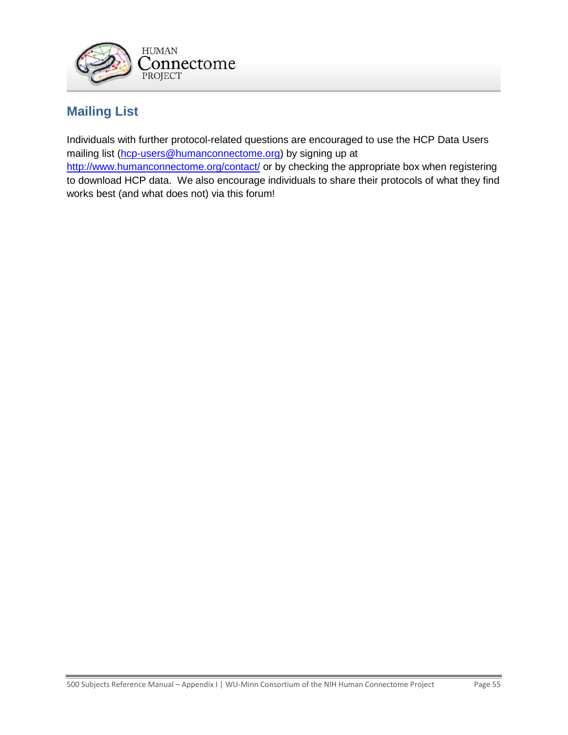## Mailing List

Individuals with further protocol-related questions are encouraged to use the HCP Data Users mailing list (hcp-users@humanconnectome.org) by signing up at http://www.humanconnectome.org/contact/ or by checking the appropriate box when registering to download HCP data. We also encourage individuals to share their protocols of what they find works best (and what does not) via this forum!